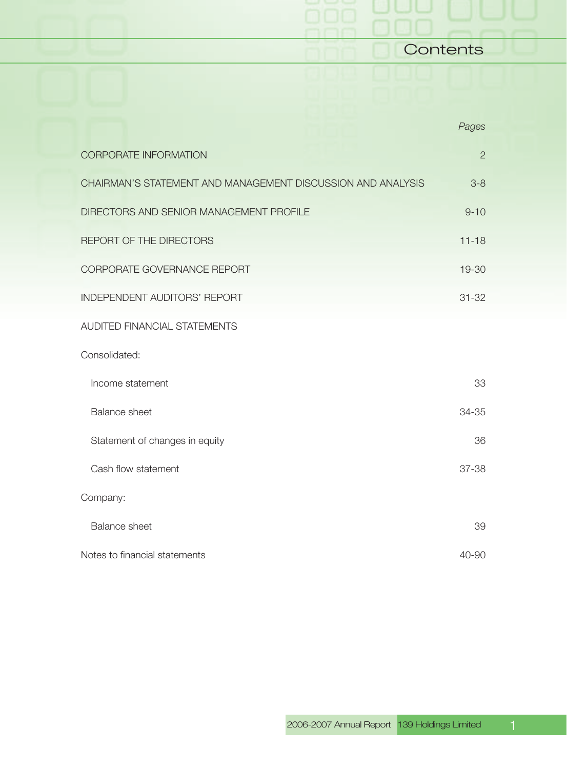# Contents

| | *Pages* |
|---|---|
| CORPORATE INFORMATION | 2 |
| CHAIRMAN'S STATEMENT AND MANAGEMENT DISCUSSION AND ANALYSIS | 3-8 |
| DIRECTORS AND SENIOR MANAGEMENT PROFILE | 9-10 |
| REPORT OF THE DIRECTORS | 11-18 |
| CORPORATE GOVERNANCE REPORT | 19-30 |
| INDEPENDENT AUDITORS' REPORT | 31-32 |
| AUDITED FINANCIAL STATEMENTS | |
| Consolidated: | |
| Income statement | 33 |
| Balance sheet | 34-35 |
| Statement of changes in equity | 36 |
| Cash flow statement | 37-38 |
| Company: | |
| Balance sheet | 39 |
| Notes to financial statements | 40-90 |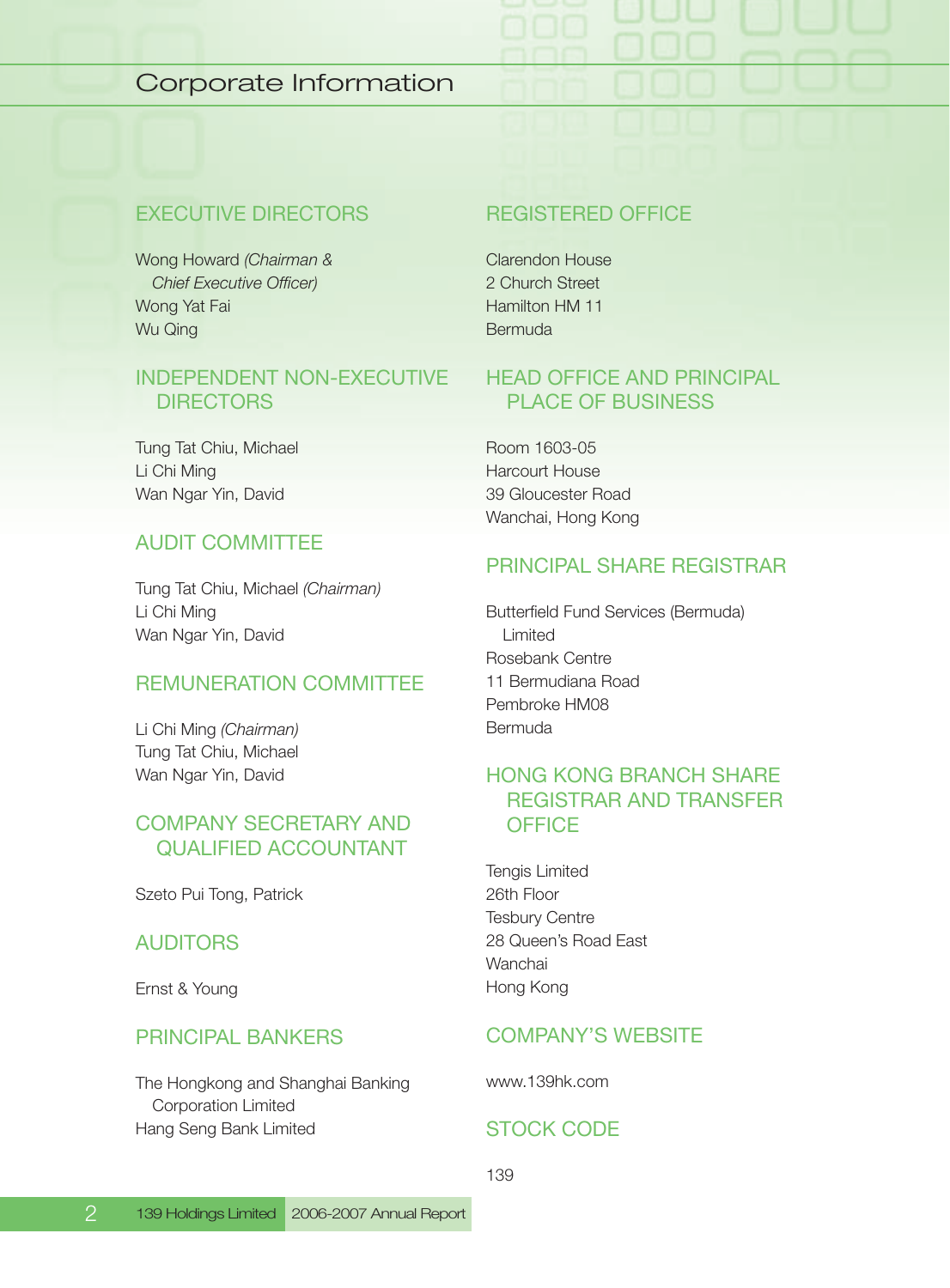# Corporate Information

## EXECUTIVE DIRECTORS

Wong Howard *(Chairman & Chief Executive Officer)*
Wong Yat Fai
Wu Qing

## INDEPENDENT NON-EXECUTIVE DIRECTORS

Tung Tat Chiu, Michael
Li Chi Ming
Wan Ngar Yin, David

## AUDIT COMMITTEE

Tung Tat Chiu, Michael *(Chairman)*
Li Chi Ming
Wan Ngar Yin, David

## REMUNERATION COMMITTEE

Li Chi Ming *(Chairman)*
Tung Tat Chiu, Michael
Wan Ngar Yin, David

## COMPANY SECRETARY AND QUALIFIED ACCOUNTANT

Szeto Pui Tong, Patrick

## AUDITORS

Ernst & Young

## PRINCIPAL BANKERS

The Hongkong and Shanghai Banking Corporation Limited
Hang Seng Bank Limited

## REGISTERED OFFICE

Clarendon House
2 Church Street
Hamilton HM 11
Bermuda

## HEAD OFFICE AND PRINCIPAL PLACE OF BUSINESS

Room 1603-05
Harcourt House
39 Gloucester Road
Wanchai, Hong Kong

## PRINCIPAL SHARE REGISTRAR

Butterfield Fund Services (Bermuda) Limited
Rosebank Centre
11 Bermudiana Road
Pembroke HM08
Bermuda

## HONG KONG BRANCH SHARE REGISTRAR AND TRANSFER OFFICE

Tengis Limited
26th Floor
Tesbury Centre
28 Queen's Road East
Wanchai
Hong Kong

## COMPANY'S WEBSITE

www.139hk.com

## STOCK CODE

139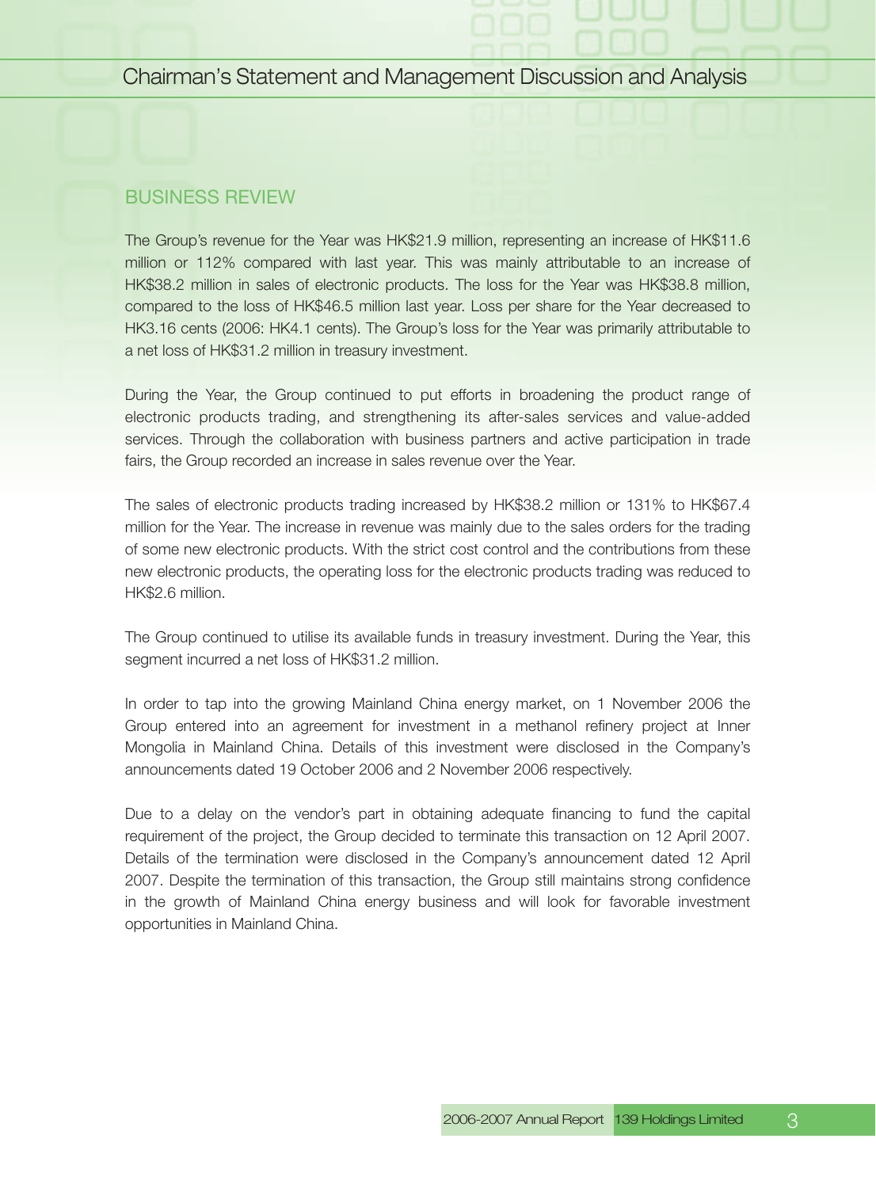## BUSINESS REVIEW

The Group's revenue for the Year was HK$21.9 million, representing an increase of HK$11.6 million or 112% compared with last year. This was mainly attributable to an increase of HK$38.2 million in sales of electronic products. The loss for the Year was HK$38.8 million, compared to the loss of HK$46.5 million last year. Loss per share for the Year decreased to HK3.16 cents (2006: HK4.1 cents). The Group's loss for the Year was primarily attributable to a net loss of HK$31.2 million in treasury investment.

During the Year, the Group continued to put efforts in broadening the product range of electronic products trading, and strengthening its after-sales services and value-added services. Through the collaboration with business partners and active participation in trade fairs, the Group recorded an increase in sales revenue over the Year.

The sales of electronic products trading increased by HK$38.2 million or 131% to HK$67.4 million for the Year. The increase in revenue was mainly due to the sales orders for the trading of some new electronic products. With the strict cost control and the contributions from these new electronic products, the operating loss for the electronic products trading was reduced to HK$2.6 million.

The Group continued to utilise its available funds in treasury investment. During the Year, this segment incurred a net loss of HK$31.2 million.

In order to tap into the growing Mainland China energy market, on 1 November 2006 the Group entered into an agreement for investment in a methanol refinery project at Inner Mongolia in Mainland China. Details of this investment were disclosed in the Company's announcements dated 19 October 2006 and 2 November 2006 respectively.

Due to a delay on the vendor's part in obtaining adequate financing to fund the capital requirement of the project, the Group decided to terminate this transaction on 12 April 2007. Details of the termination were disclosed in the Company's announcement dated 12 April 2007. Despite the termination of this transaction, the Group still maintains strong confidence in the growth of Mainland China energy business and will look for favorable investment opportunities in Mainland China.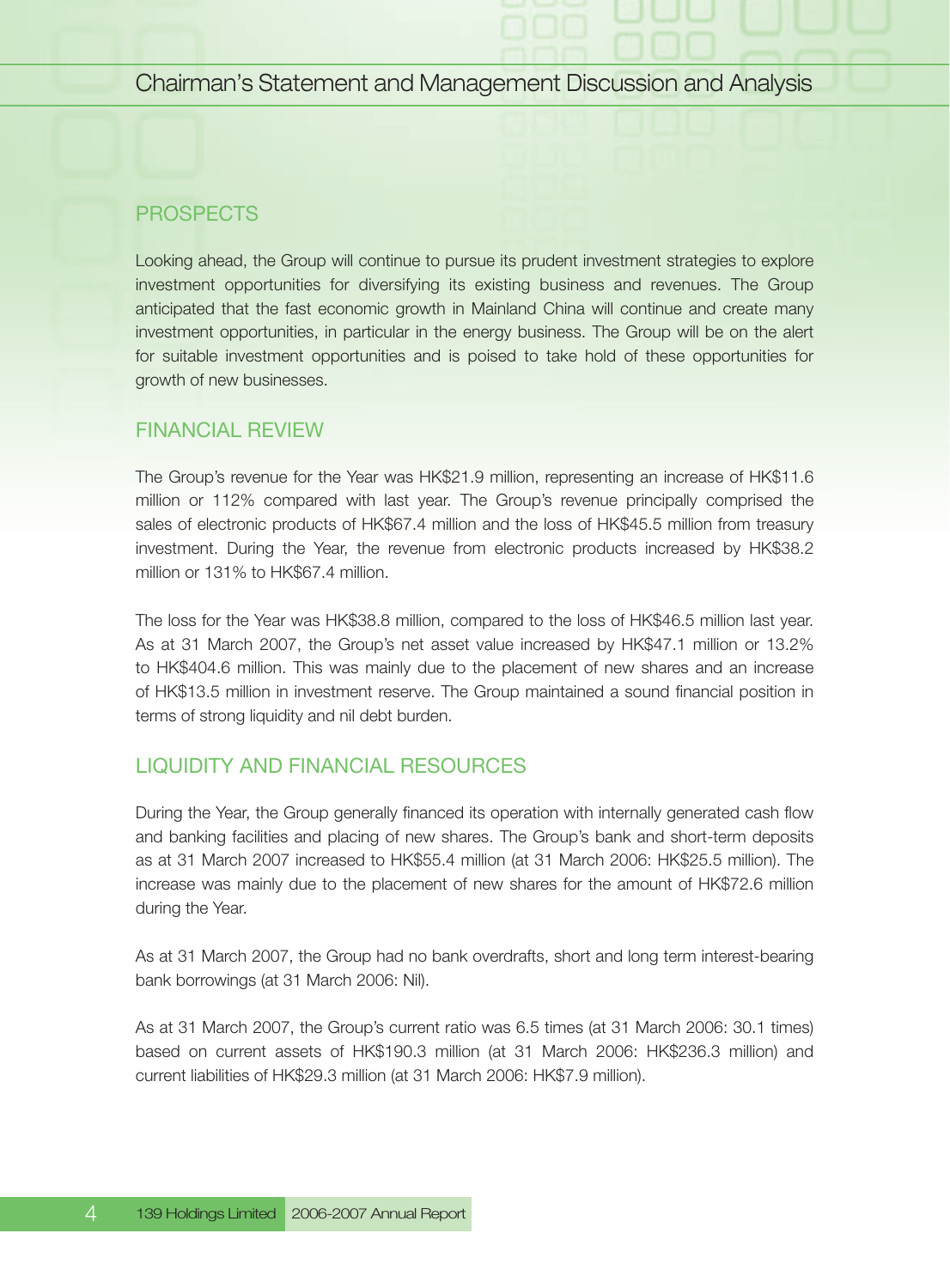## PROSPECTS

Looking ahead, the Group will continue to pursue its prudent investment strategies to explore investment opportunities for diversifying its existing business and revenues. The Group anticipated that the fast economic growth in Mainland China will continue and create many investment opportunities, in particular in the energy business. The Group will be on the alert for suitable investment opportunities and is poised to take hold of these opportunities for growth of new businesses.

## FINANCIAL REVIEW

The Group's revenue for the Year was HK$21.9 million, representing an increase of HK$11.6 million or 112% compared with last year. The Group's revenue principally comprised the sales of electronic products of HK$67.4 million and the loss of HK$45.5 million from treasury investment. During the Year, the revenue from electronic products increased by HK$38.2 million or 131% to HK$67.4 million.

The loss for the Year was HK$38.8 million, compared to the loss of HK$46.5 million last year. As at 31 March 2007, the Group's net asset value increased by HK$47.1 million or 13.2% to HK$404.6 million. This was mainly due to the placement of new shares and an increase of HK$13.5 million in investment reserve. The Group maintained a sound financial position in terms of strong liquidity and nil debt burden.

## LIQUIDITY AND FINANCIAL RESOURCES

During the Year, the Group generally financed its operation with internally generated cash flow and banking facilities and placing of new shares. The Group's bank and short-term deposits as at 31 March 2007 increased to HK$55.4 million (at 31 March 2006: HK$25.5 million). The increase was mainly due to the placement of new shares for the amount of HK$72.6 million during the Year.

As at 31 March 2007, the Group had no bank overdrafts, short and long term interest-bearing bank borrowings (at 31 March 2006: Nil).

As at 31 March 2007, the Group's current ratio was 6.5 times (at 31 March 2006: 30.1 times) based on current assets of HK$190.3 million (at 31 March 2006: HK$236.3 million) and current liabilities of HK$29.3 million (at 31 March 2006: HK$7.9 million).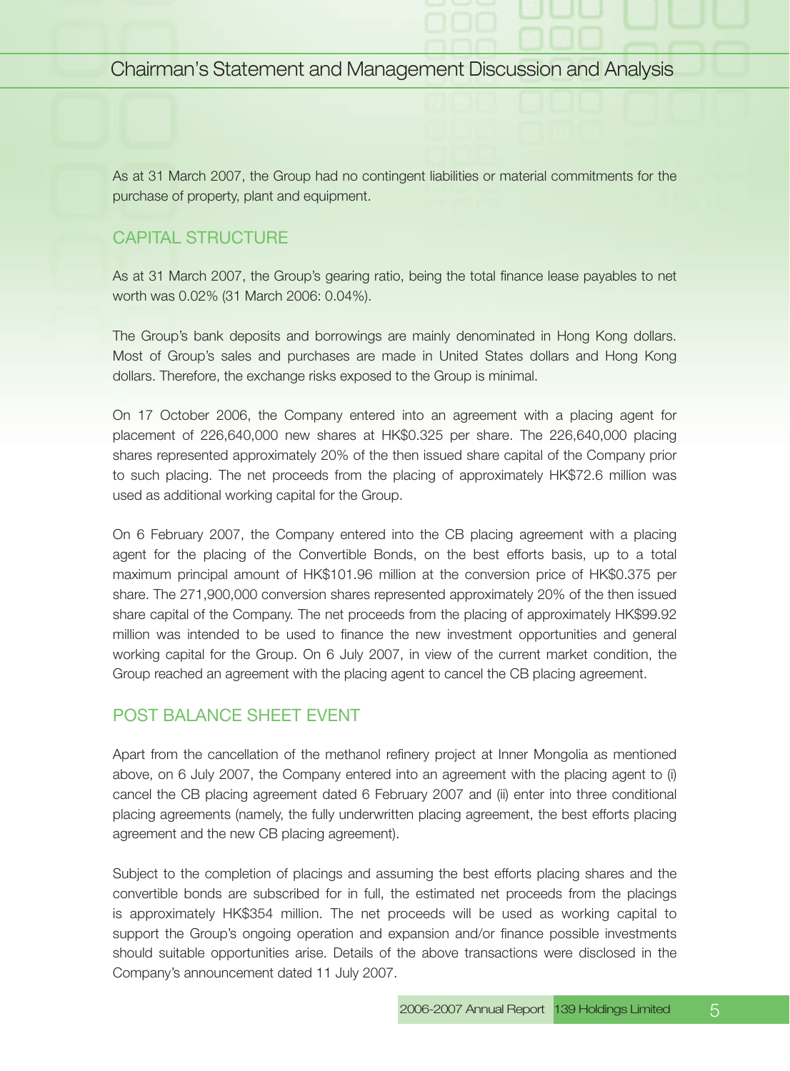As at 31 March 2007, the Group had no contingent liabilities or material commitments for the purchase of property, plant and equipment.

## CAPITAL STRUCTURE

As at 31 March 2007, the Group's gearing ratio, being the total finance lease payables to net worth was 0.02% (31 March 2006: 0.04%).

The Group's bank deposits and borrowings are mainly denominated in Hong Kong dollars. Most of Group's sales and purchases are made in United States dollars and Hong Kong dollars. Therefore, the exchange risks exposed to the Group is minimal.

On 17 October 2006, the Company entered into an agreement with a placing agent for placement of 226,640,000 new shares at HK$0.325 per share. The 226,640,000 placing shares represented approximately 20% of the then issued share capital of the Company prior to such placing. The net proceeds from the placing of approximately HK$72.6 million was used as additional working capital for the Group.

On 6 February 2007, the Company entered into the CB placing agreement with a placing agent for the placing of the Convertible Bonds, on the best efforts basis, up to a total maximum principal amount of HK$101.96 million at the conversion price of HK$0.375 per share. The 271,900,000 conversion shares represented approximately 20% of the then issued share capital of the Company. The net proceeds from the placing of approximately HK$99.92 million was intended to be used to finance the new investment opportunities and general working capital for the Group. On 6 July 2007, in view of the current market condition, the Group reached an agreement with the placing agent to cancel the CB placing agreement.

## POST BALANCE SHEET EVENT

Apart from the cancellation of the methanol refinery project at Inner Mongolia as mentioned above, on 6 July 2007, the Company entered into an agreement with the placing agent to (i) cancel the CB placing agreement dated 6 February 2007 and (ii) enter into three conditional placing agreements (namely, the fully underwritten placing agreement, the best efforts placing agreement and the new CB placing agreement).

Subject to the completion of placings and assuming the best efforts placing shares and the convertible bonds are subscribed for in full, the estimated net proceeds from the placings is approximately HK$354 million. The net proceeds will be used as working capital to support the Group's ongoing operation and expansion and/or finance possible investments should suitable opportunities arise. Details of the above transactions were disclosed in the Company's announcement dated 11 July 2007.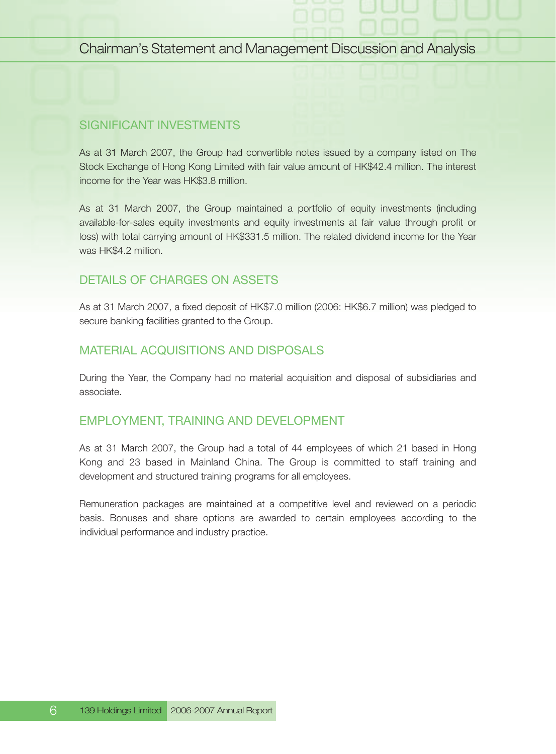## SIGNIFICANT INVESTMENTS

As at 31 March 2007, the Group had convertible notes issued by a company listed on The Stock Exchange of Hong Kong Limited with fair value amount of HK$42.4 million. The interest income for the Year was HK$3.8 million.

As at 31 March 2007, the Group maintained a portfolio of equity investments (including available-for-sales equity investments and equity investments at fair value through profit or loss) with total carrying amount of HK$331.5 million. The related dividend income for the Year was HK$4.2 million.

## DETAILS OF CHARGES ON ASSETS

As at 31 March 2007, a fixed deposit of HK$7.0 million (2006: HK$6.7 million) was pledged to secure banking facilities granted to the Group.

## MATERIAL ACQUISITIONS AND DISPOSALS

During the Year, the Company had no material acquisition and disposal of subsidiaries and associate.

## EMPLOYMENT, TRAINING AND DEVELOPMENT

As at 31 March 2007, the Group had a total of 44 employees of which 21 based in Hong Kong and 23 based in Mainland China. The Group is committed to staff training and development and structured training programs for all employees.

Remuneration packages are maintained at a competitive level and reviewed on a periodic basis. Bonuses and share options are awarded to certain employees according to the individual performance and industry practice.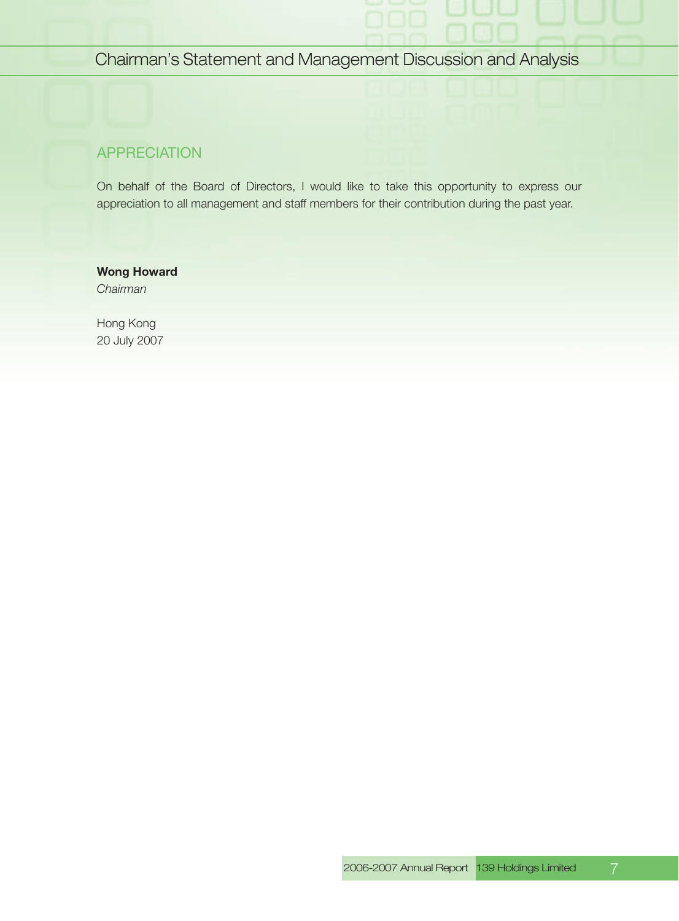## APPRECIATION

On behalf of the Board of Directors, I would like to take this opportunity to express our appreciation to all management and staff members for their contribution during the past year.

**Wong Howard**
*Chairman*

Hong Kong
20 July 2007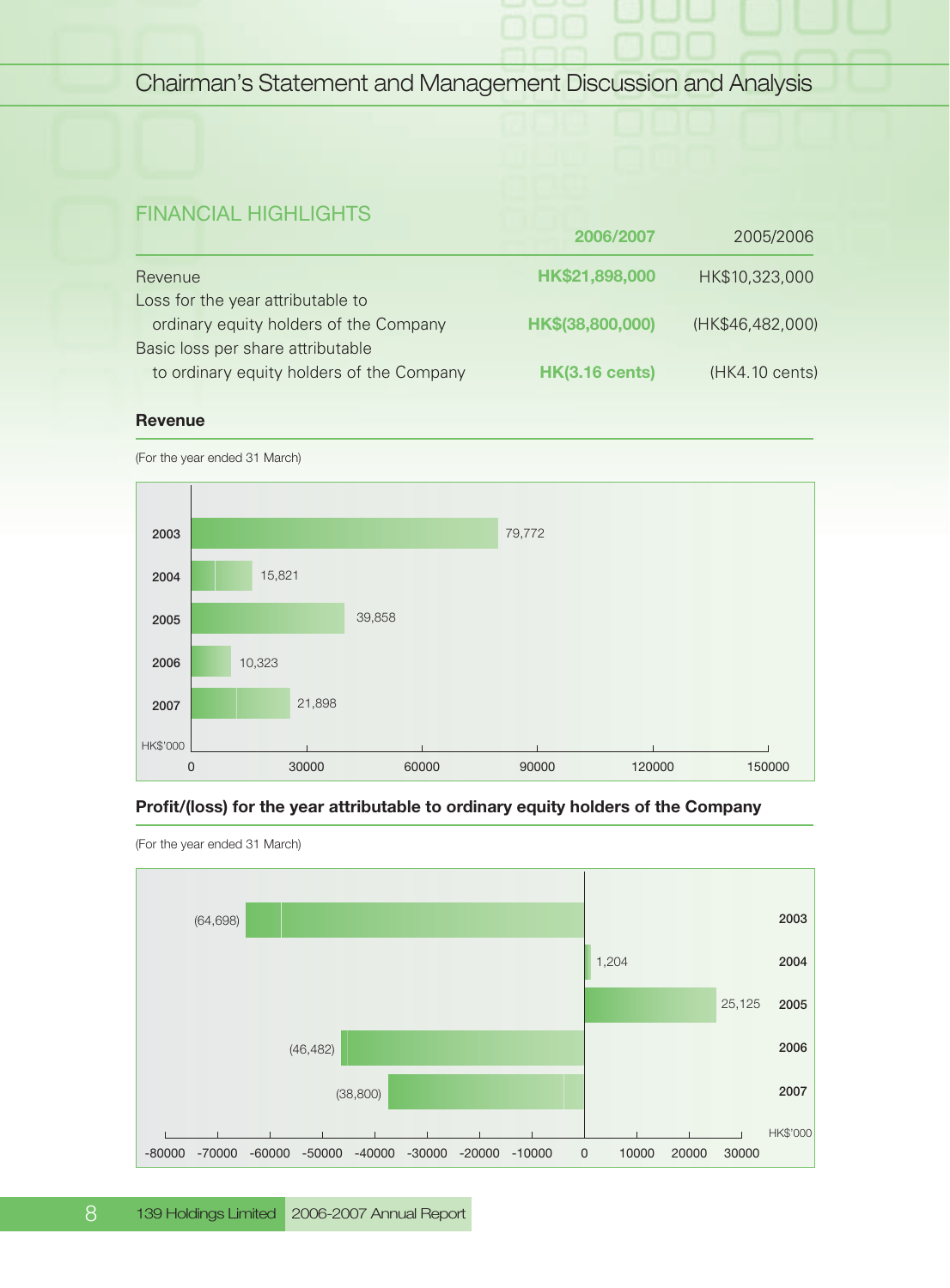## FINANCIAL HIGHLIGHTS

| | 2006/2007 | 2005/2006 |
|---|---|---|
| Revenue | HK$21,898,000 | HK$10,323,000 |
| Loss for the year attributable to ordinary equity holders of the Company | HK$(38,800,000) | (HK$46,482,000) |
| Basic loss per share attributable to ordinary equity holders of the Company | HK(3.16 cents) | (HK4.10 cents) |

### Revenue

(For the year ended 31 March)

| Year | HK$'000 |
|---|---|
| 2003 | 79,772 |
| 2004 | 15,821 |
| 2005 | 39,858 |
| 2006 | 10,323 |
| 2007 | 21,898 |

### Profit/(loss) for the year attributable to ordinary equity holders of the Company

(For the year ended 31 March)

| Year | HK$'000 |
|---|---|
| 2003 | (64,698) |
| 2004 | 1,204 |
| 2005 | 25,125 |
| 2006 | (46,482) |
| 2007 | (38,800) |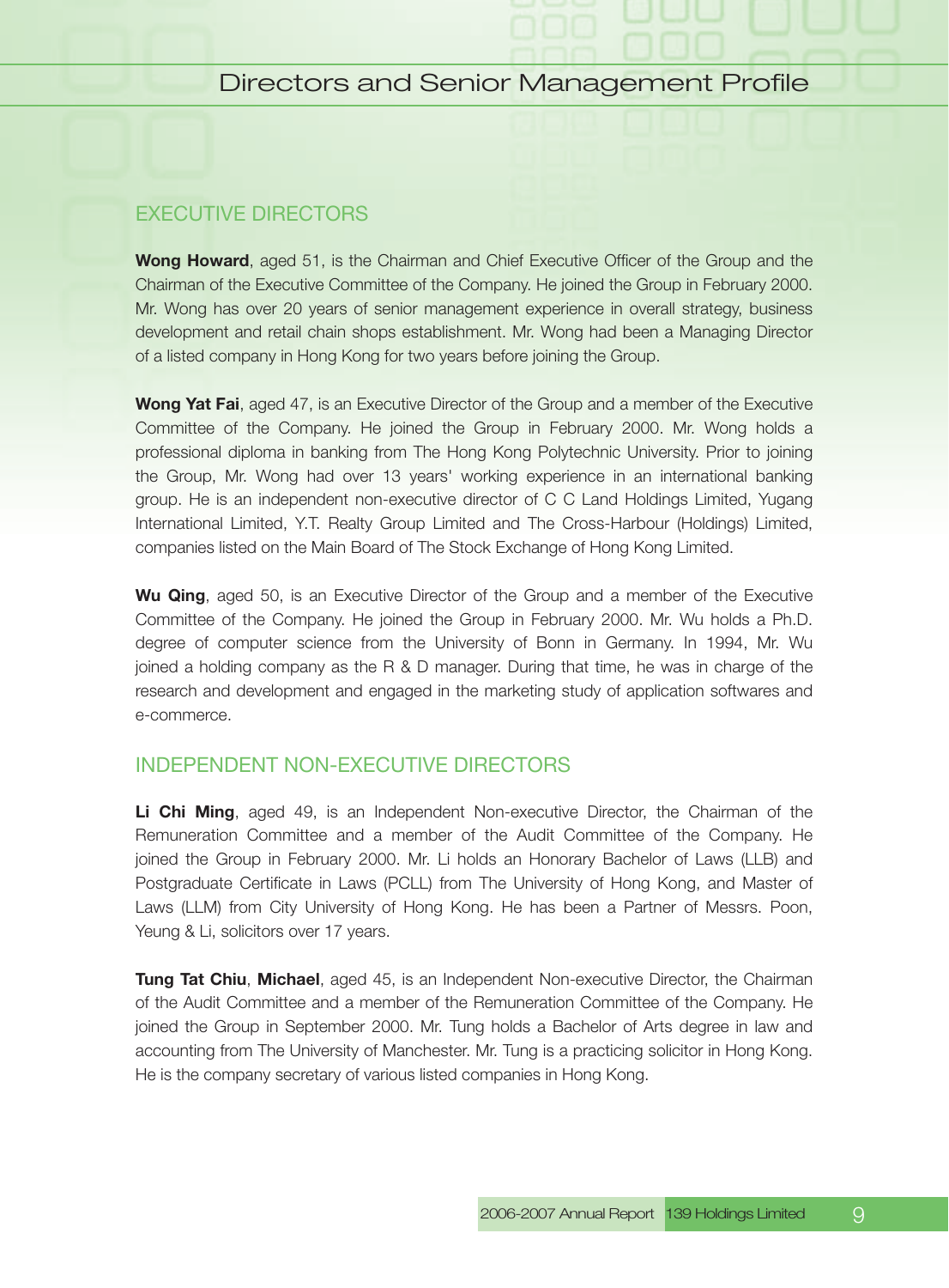# Directors and Senior Management Profile

## EXECUTIVE DIRECTORS

**Wong Howard**, aged 51, is the Chairman and Chief Executive Officer of the Group and the Chairman of the Executive Committee of the Company. He joined the Group in February 2000. Mr. Wong has over 20 years of senior management experience in overall strategy, business development and retail chain shops establishment. Mr. Wong had been a Managing Director of a listed company in Hong Kong for two years before joining the Group.

**Wong Yat Fai**, aged 47, is an Executive Director of the Group and a member of the Executive Committee of the Company. He joined the Group in February 2000. Mr. Wong holds a professional diploma in banking from The Hong Kong Polytechnic University. Prior to joining the Group, Mr. Wong had over 13 years' working experience in an international banking group. He is an independent non-executive director of C C Land Holdings Limited, Yugang International Limited, Y.T. Realty Group Limited and The Cross-Harbour (Holdings) Limited, companies listed on the Main Board of The Stock Exchange of Hong Kong Limited.

**Wu Qing**, aged 50, is an Executive Director of the Group and a member of the Executive Committee of the Company. He joined the Group in February 2000. Mr. Wu holds a Ph.D. degree of computer science from the University of Bonn in Germany. In 1994, Mr. Wu joined a holding company as the R & D manager. During that time, he was in charge of the research and development and engaged in the marketing study of application softwares and e-commerce.

## INDEPENDENT NON-EXECUTIVE DIRECTORS

**Li Chi Ming**, aged 49, is an Independent Non-executive Director, the Chairman of the Remuneration Committee and a member of the Audit Committee of the Company. He joined the Group in February 2000. Mr. Li holds an Honorary Bachelor of Laws (LLB) and Postgraduate Certificate in Laws (PCLL) from The University of Hong Kong, and Master of Laws (LLM) from City University of Hong Kong. He has been a Partner of Messrs. Poon, Yeung & Li, solicitors over 17 years.

**Tung Tat Chiu**, **Michael**, aged 45, is an Independent Non-executive Director, the Chairman of the Audit Committee and a member of the Remuneration Committee of the Company. He joined the Group in September 2000. Mr. Tung holds a Bachelor of Arts degree in law and accounting from The University of Manchester. Mr. Tung is a practicing solicitor in Hong Kong. He is the company secretary of various listed companies in Hong Kong.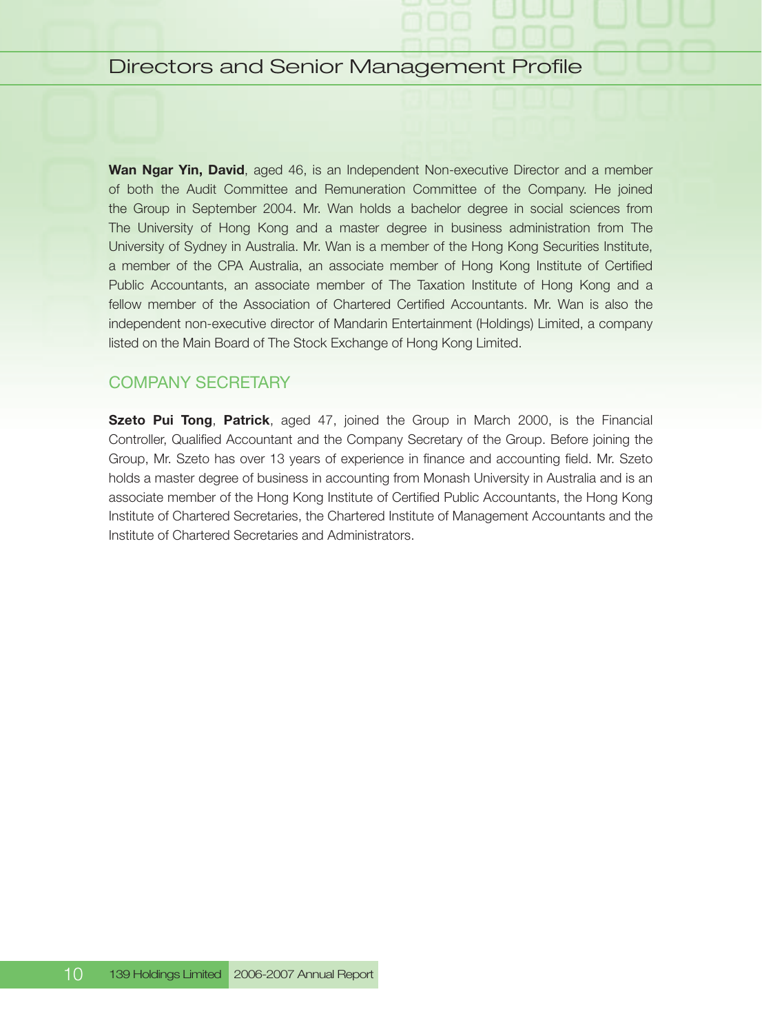**Wan Ngar Yin, David**, aged 46, is an Independent Non-executive Director and a member of both the Audit Committee and Remuneration Committee of the Company. He joined the Group in September 2004. Mr. Wan holds a bachelor degree in social sciences from The University of Hong Kong and a master degree in business administration from The University of Sydney in Australia. Mr. Wan is a member of the Hong Kong Securities Institute, a member of the CPA Australia, an associate member of Hong Kong Institute of Certified Public Accountants, an associate member of The Taxation Institute of Hong Kong and a fellow member of the Association of Chartered Certified Accountants. Mr. Wan is also the independent non-executive director of Mandarin Entertainment (Holdings) Limited, a company listed on the Main Board of The Stock Exchange of Hong Kong Limited.

## COMPANY SECRETARY

**Szeto Pui Tong**, **Patrick**, aged 47, joined the Group in March 2000, is the Financial Controller, Qualified Accountant and the Company Secretary of the Group. Before joining the Group, Mr. Szeto has over 13 years of experience in finance and accounting field. Mr. Szeto holds a master degree of business in accounting from Monash University in Australia and is an associate member of the Hong Kong Institute of Certified Public Accountants, the Hong Kong Institute of Chartered Secretaries, the Chartered Institute of Management Accountants and the Institute of Chartered Secretaries and Administrators.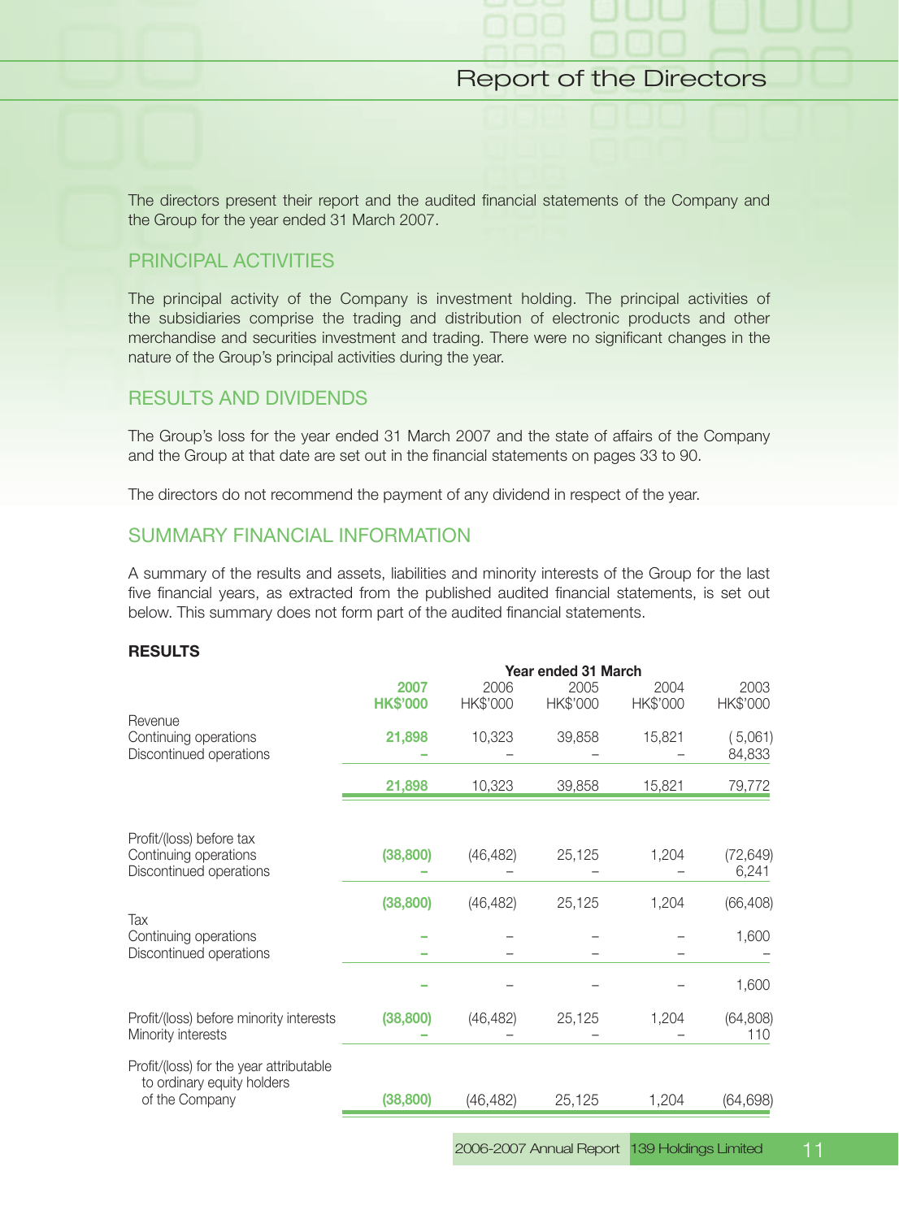# Report of the Directors

The directors present their report and the audited financial statements of the Company and the Group for the year ended 31 March 2007.

## PRINCIPAL ACTIVITIES

The principal activity of the Company is investment holding. The principal activities of the subsidiaries comprise the trading and distribution of electronic products and other merchandise and securities investment and trading. There were no significant changes in the nature of the Group's principal activities during the year.

## RESULTS AND DIVIDENDS

The Group's loss for the year ended 31 March 2007 and the state of affairs of the Company and the Group at that date are set out in the financial statements on pages 33 to 90.

The directors do not recommend the payment of any dividend in respect of the year.

## SUMMARY FINANCIAL INFORMATION

A summary of the results and assets, liabilities and minority interests of the Group for the last five financial years, as extracted from the published audited financial statements, is set out below. This summary does not form part of the audited financial statements.

### RESULTS

| | Year ended 31 March | | | | |
|---|---|---|---|---|---|
| | **2007** | 2006 | 2005 | 2004 | 2003 |
| | **HK$'000** | HK$'000 | HK$'000 | HK$'000 | HK$'000 |
| Revenue | | | | | |
| Continuing operations | **21,898** | 10,323 | 39,858 | 15,821 | (5,061) |
| Discontinued operations | **–** | – | – | – | 84,833 |
| | **21,898** | 10,323 | 39,858 | 15,821 | 79,772 |
| Profit/(loss) before tax | | | | | |
| Continuing operations | **(38,800)** | (46,482) | 25,125 | 1,204 | (72,649) |
| Discontinued operations | **–** | – | – | – | 6,241 |
| | **(38,800)** | (46,482) | 25,125 | 1,204 | (66,408) |
| Tax | | | | | |
| Continuing operations | **–** | – | – | – | 1,600 |
| Discontinued operations | **–** | – | – | – | – |
| | **–** | – | – | – | 1,600 |
| Profit/(loss) before minority interests | **(38,800)** | (46,482) | 25,125 | 1,204 | (64,808) |
| Minority interests | **–** | – | – | – | 110 |
| Profit/(loss) for the year attributable to ordinary equity holders of the Company | **(38,800)** | (46,482) | 25,125 | 1,204 | (64,698) |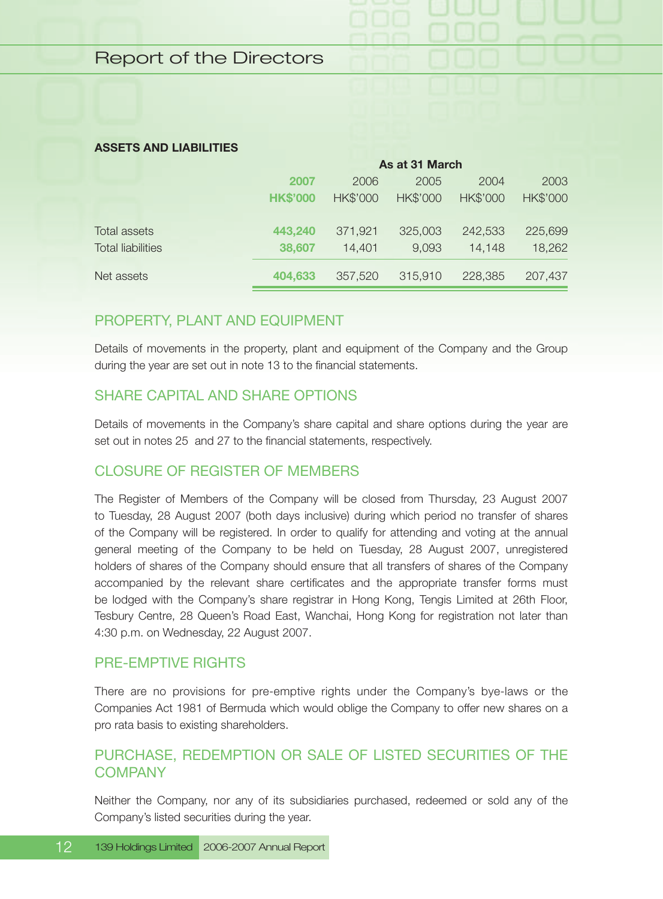## ASSETS AND LIABILITIES

| | As at 31 March | | | | |
|---|---|---|---|---|---|
| | **2007** | 2006 | 2005 | 2004 | 2003 |
| | **HK$'000** | HK$'000 | HK$'000 | HK$'000 | HK$'000 |
| Total assets | **443,240** | 371,921 | 325,003 | 242,533 | 225,699 |
| Total liabilities | **38,607** | 14,401 | 9,093 | 14,148 | 18,262 |
| Net assets | **404,633** | 357,520 | 315,910 | 228,385 | 207,437 |

## PROPERTY, PLANT AND EQUIPMENT

Details of movements in the property, plant and equipment of the Company and the Group during the year are set out in note 13 to the financial statements.

## SHARE CAPITAL AND SHARE OPTIONS

Details of movements in the Company's share capital and share options during the year are set out in notes 25 and 27 to the financial statements, respectively.

## CLOSURE OF REGISTER OF MEMBERS

The Register of Members of the Company will be closed from Thursday, 23 August 2007 to Tuesday, 28 August 2007 (both days inclusive) during which period no transfer of shares of the Company will be registered. In order to qualify for attending and voting at the annual general meeting of the Company to be held on Tuesday, 28 August 2007, unregistered holders of shares of the Company should ensure that all transfers of shares of the Company accompanied by the relevant share certificates and the appropriate transfer forms must be lodged with the Company's share registrar in Hong Kong, Tengis Limited at 26th Floor, Tesbury Centre, 28 Queen's Road East, Wanchai, Hong Kong for registration not later than 4:30 p.m. on Wednesday, 22 August 2007.

## PRE-EMPTIVE RIGHTS

There are no provisions for pre-emptive rights under the Company's bye-laws or the Companies Act 1981 of Bermuda which would oblige the Company to offer new shares on a pro rata basis to existing shareholders.

## PURCHASE, REDEMPTION OR SALE OF LISTED SECURITIES OF THE COMPANY

Neither the Company, nor any of its subsidiaries purchased, redeemed or sold any of the Company's listed securities during the year.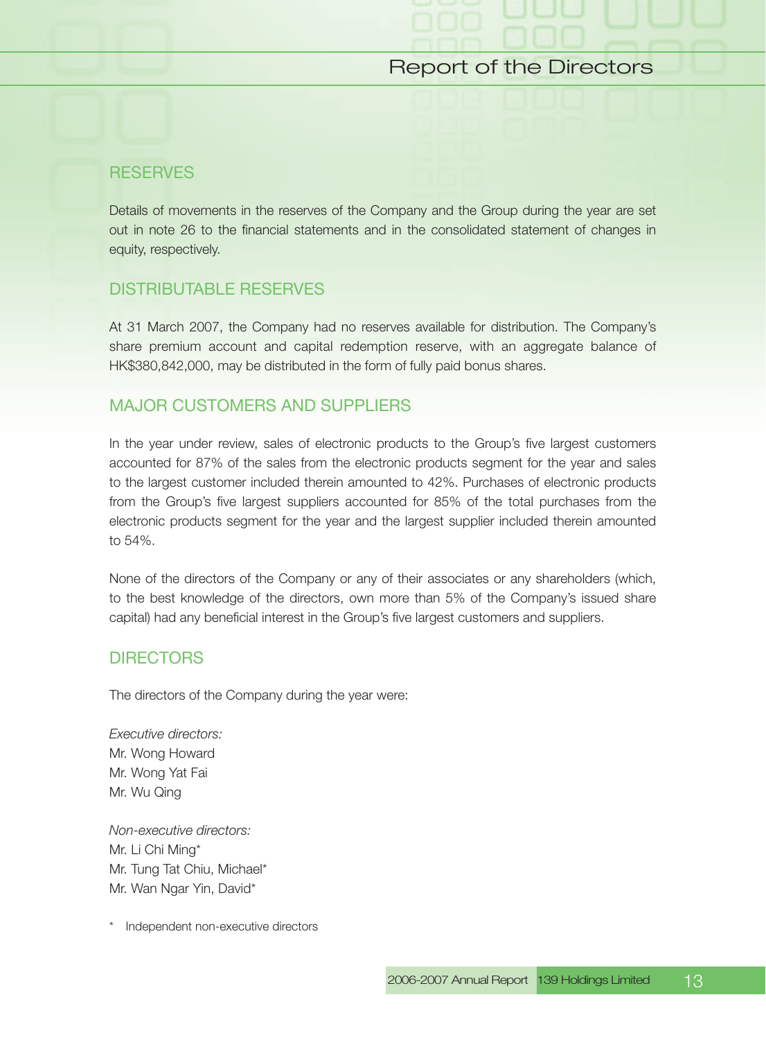## RESERVES

Details of movements in the reserves of the Company and the Group during the year are set out in note 26 to the financial statements and in the consolidated statement of changes in equity, respectively.

## DISTRIBUTABLE RESERVES

At 31 March 2007, the Company had no reserves available for distribution. The Company's share premium account and capital redemption reserve, with an aggregate balance of HK$380,842,000, may be distributed in the form of fully paid bonus shares.

## MAJOR CUSTOMERS AND SUPPLIERS

In the year under review, sales of electronic products to the Group's five largest customers accounted for 87% of the sales from the electronic products segment for the year and sales to the largest customer included therein amounted to 42%. Purchases of electronic products from the Group's five largest suppliers accounted for 85% of the total purchases from the electronic products segment for the year and the largest supplier included therein amounted to 54%.

None of the directors of the Company or any of their associates or any shareholders (which, to the best knowledge of the directors, own more than 5% of the Company's issued share capital) had any beneficial interest in the Group's five largest customers and suppliers.

## DIRECTORS

The directors of the Company during the year were:

*Executive directors:*
Mr. Wong Howard
Mr. Wong Yat Fai
Mr. Wu Qing

*Non-executive directors:*
Mr. Li Chi Ming*
Mr. Tung Tat Chiu, Michael*
Mr. Wan Ngar Yin, David*

\* Independent non-executive directors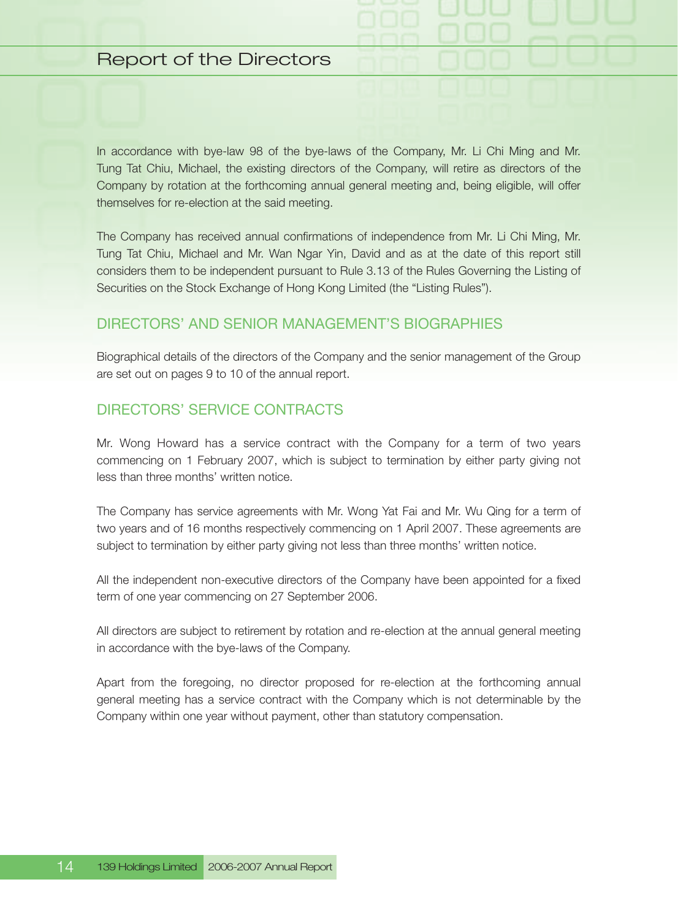In accordance with bye-law 98 of the bye-laws of the Company, Mr. Li Chi Ming and Mr. Tung Tat Chiu, Michael, the existing directors of the Company, will retire as directors of the Company by rotation at the forthcoming annual general meeting and, being eligible, will offer themselves for re-election at the said meeting.

The Company has received annual confirmations of independence from Mr. Li Chi Ming, Mr. Tung Tat Chiu, Michael and Mr. Wan Ngar Yin, David and as at the date of this report still considers them to be independent pursuant to Rule 3.13 of the Rules Governing the Listing of Securities on the Stock Exchange of Hong Kong Limited (the "Listing Rules").

## DIRECTORS' AND SENIOR MANAGEMENT'S BIOGRAPHIES

Biographical details of the directors of the Company and the senior management of the Group are set out on pages 9 to 10 of the annual report.

## DIRECTORS' SERVICE CONTRACTS

Mr. Wong Howard has a service contract with the Company for a term of two years commencing on 1 February 2007, which is subject to termination by either party giving not less than three months' written notice.

The Company has service agreements with Mr. Wong Yat Fai and Mr. Wu Qing for a term of two years and of 16 months respectively commencing on 1 April 2007. These agreements are subject to termination by either party giving not less than three months' written notice.

All the independent non-executive directors of the Company have been appointed for a fixed term of one year commencing on 27 September 2006.

All directors are subject to retirement by rotation and re-election at the annual general meeting in accordance with the bye-laws of the Company.

Apart from the foregoing, no director proposed for re-election at the forthcoming annual general meeting has a service contract with the Company which is not determinable by the Company within one year without payment, other than statutory compensation.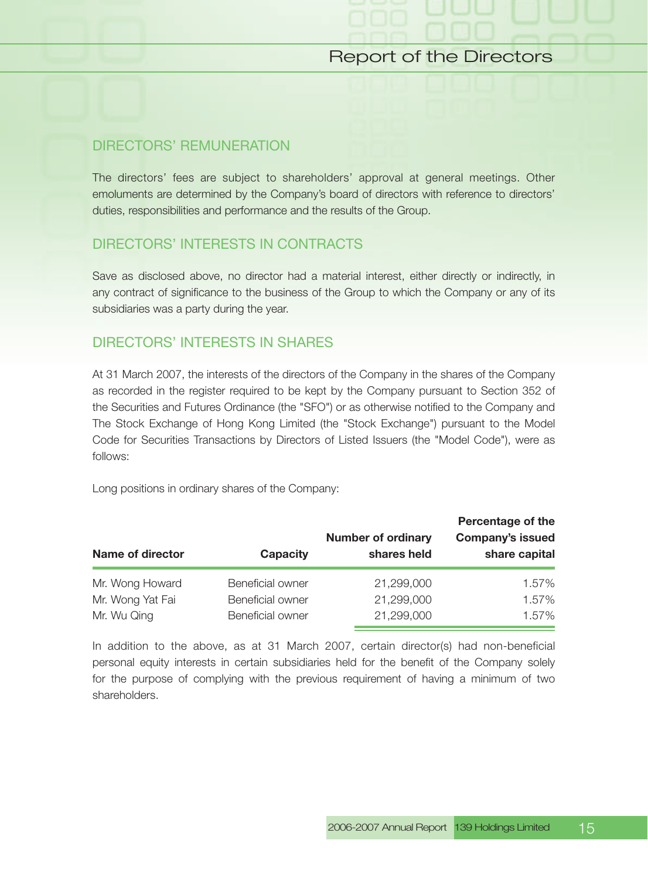## DIRECTORS' REMUNERATION

The directors' fees are subject to shareholders' approval at general meetings. Other emoluments are determined by the Company's board of directors with reference to directors' duties, responsibilities and performance and the results of the Group.

## DIRECTORS' INTERESTS IN CONTRACTS

Save as disclosed above, no director had a material interest, either directly or indirectly, in any contract of significance to the business of the Group to which the Company or any of its subsidiaries was a party during the year.

## DIRECTORS' INTERESTS IN SHARES

At 31 March 2007, the interests of the directors of the Company in the shares of the Company as recorded in the register required to be kept by the Company pursuant to Section 352 of the Securities and Futures Ordinance (the "SFO") or as otherwise notified to the Company and The Stock Exchange of Hong Kong Limited (the "Stock Exchange") pursuant to the Model Code for Securities Transactions by Directors of Listed Issuers (the "Model Code"), were as follows:

Long positions in ordinary shares of the Company:

| Name of director | Capacity | Number of ordinary shares held | Percentage of the Company's issued share capital |
|---|---|---|---|
| Mr. Wong Howard | Beneficial owner | 21,299,000 | 1.57% |
| Mr. Wong Yat Fai | Beneficial owner | 21,299,000 | 1.57% |
| Mr. Wu Qing | Beneficial owner | 21,299,000 | 1.57% |

In addition to the above, as at 31 March 2007, certain director(s) had non-beneficial personal equity interests in certain subsidiaries held for the benefit of the Company solely for the purpose of complying with the previous requirement of having a minimum of two shareholders.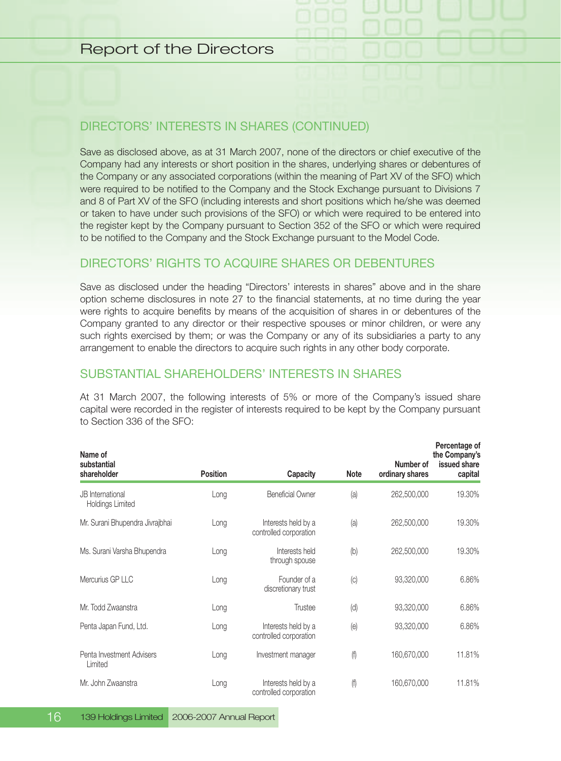## DIRECTORS' INTERESTS IN SHARES (CONTINUED)

Save as disclosed above, as at 31 March 2007, none of the directors or chief executive of the Company had any interests or short position in the shares, underlying shares or debentures of the Company or any associated corporations (within the meaning of Part XV of the SFO) which were required to be notified to the Company and the Stock Exchange pursuant to Divisions 7 and 8 of Part XV of the SFO (including interests and short positions which he/she was deemed or taken to have under such provisions of the SFO) or which were required to be entered into the register kept by the Company pursuant to Section 352 of the SFO or which were required to be notified to the Company and the Stock Exchange pursuant to the Model Code.

## DIRECTORS' RIGHTS TO ACQUIRE SHARES OR DEBENTURES

Save as disclosed under the heading "Directors' interests in shares" above and in the share option scheme disclosures in note 27 to the financial statements, at no time during the year were rights to acquire benefits by means of the acquisition of shares in or debentures of the Company granted to any director or their respective spouses or minor children, or were any such rights exercised by them; or was the Company or any of its subsidiaries a party to any arrangement to enable the directors to acquire such rights in any other body corporate.

## SUBSTANTIAL SHAREHOLDERS' INTERESTS IN SHARES

At 31 March 2007, the following interests of 5% or more of the Company's issued share capital were recorded in the register of interests required to be kept by the Company pursuant to Section 336 of the SFO:

| Name of substantial shareholder | Position | Capacity | Note | Number of ordinary shares | Percentage of the Company's issued share capital |
|---|---|---|---|---|---|
| JB International Holdings Limited | Long | Beneficial Owner | (a) | 262,500,000 | 19.30% |
| Mr. Surani Bhupendra Jivrajbhai | Long | Interests held by a controlled corporation | (a) | 262,500,000 | 19.30% |
| Ms. Surani Varsha Bhupendra | Long | Interests held through spouse | (b) | 262,500,000 | 19.30% |
| Mercurius GP LLC | Long | Founder of a discretionary trust | (c) | 93,320,000 | 6.86% |
| Mr. Todd Zwaanstra | Long | Trustee | (d) | 93,320,000 | 6.86% |
| Penta Japan Fund, Ltd. | Long | Interests held by a controlled corporation | (e) | 93,320,000 | 6.86% |
| Penta Investment Advisers Limited | Long | Investment manager | (f) | 160,670,000 | 11.81% |
| Mr. John Zwaanstra | Long | Interests held by a controlled corporation | (f) | 160,670,000 | 11.81% |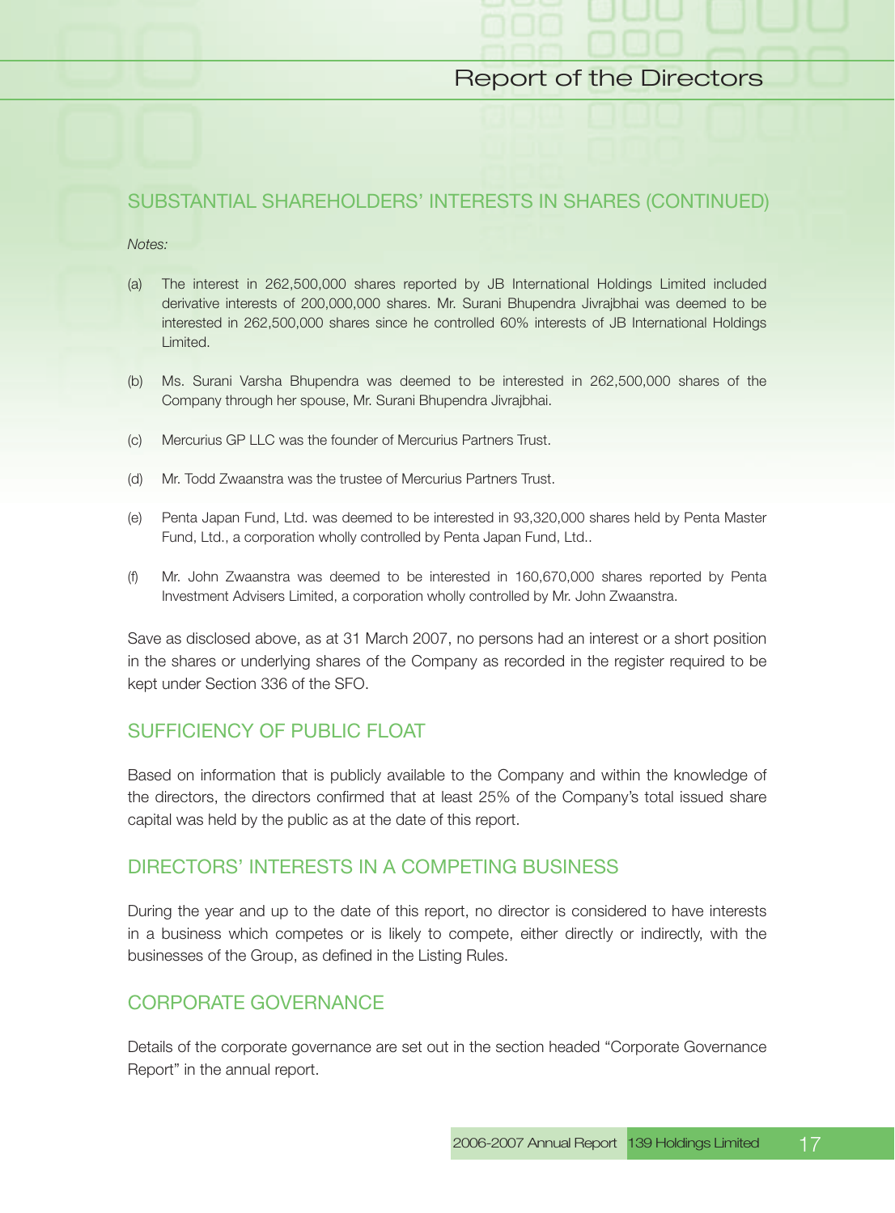## SUBSTANTIAL SHAREHOLDERS' INTERESTS IN SHARES (CONTINUED)

*Notes:*

(a) The interest in 262,500,000 shares reported by JB International Holdings Limited included derivative interests of 200,000,000 shares. Mr. Surani Bhupendra Jivrajbhai was deemed to be interested in 262,500,000 shares since he controlled 60% interests of JB International Holdings Limited.

(b) Ms. Surani Varsha Bhupendra was deemed to be interested in 262,500,000 shares of the Company through her spouse, Mr. Surani Bhupendra Jivrajbhai.

(c) Mercurius GP LLC was the founder of Mercurius Partners Trust.

(d) Mr. Todd Zwaanstra was the trustee of Mercurius Partners Trust.

(e) Penta Japan Fund, Ltd. was deemed to be interested in 93,320,000 shares held by Penta Master Fund, Ltd., a corporation wholly controlled by Penta Japan Fund, Ltd..

(f) Mr. John Zwaanstra was deemed to be interested in 160,670,000 shares reported by Penta Investment Advisers Limited, a corporation wholly controlled by Mr. John Zwaanstra.

Save as disclosed above, as at 31 March 2007, no persons had an interest or a short position in the shares or underlying shares of the Company as recorded in the register required to be kept under Section 336 of the SFO.

## SUFFICIENCY OF PUBLIC FLOAT

Based on information that is publicly available to the Company and within the knowledge of the directors, the directors confirmed that at least 25% of the Company's total issued share capital was held by the public as at the date of this report.

## DIRECTORS' INTERESTS IN A COMPETING BUSINESS

During the year and up to the date of this report, no director is considered to have interests in a business which competes or is likely to compete, either directly or indirectly, with the businesses of the Group, as defined in the Listing Rules.

## CORPORATE GOVERNANCE

Details of the corporate governance are set out in the section headed "Corporate Governance Report" in the annual report.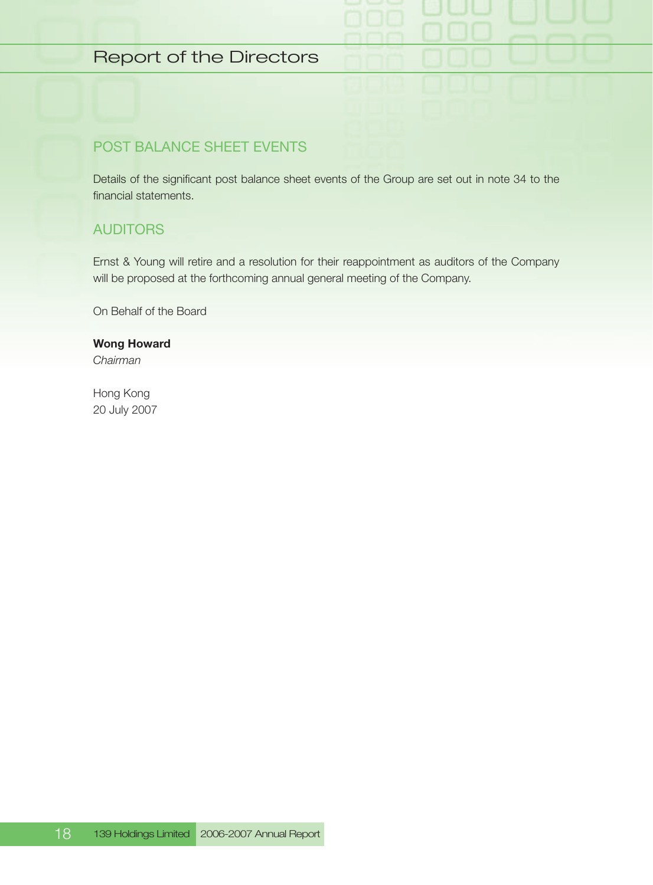## POST BALANCE SHEET EVENTS

Details of the significant post balance sheet events of the Group are set out in note 34 to the financial statements.

## AUDITORS

Ernst & Young will retire and a resolution for their reappointment as auditors of the Company will be proposed at the forthcoming annual general meeting of the Company.

On Behalf of the Board

**Wong Howard**
*Chairman*

Hong Kong
20 July 2007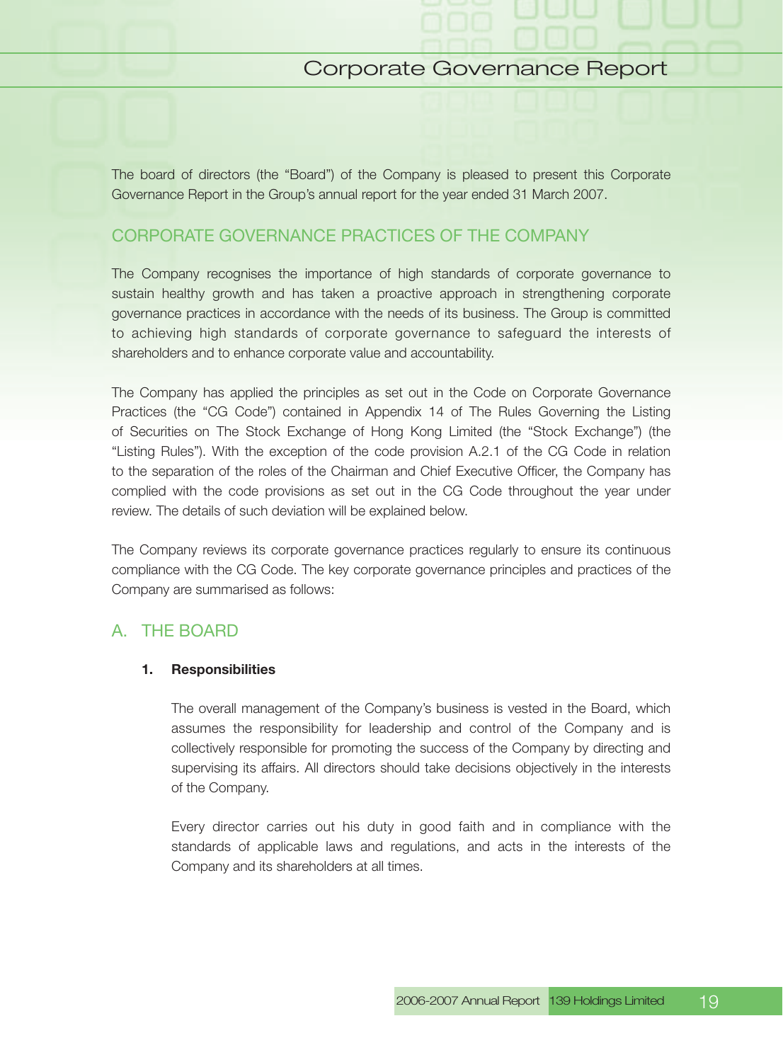The board of directors (the "Board") of the Company is pleased to present this Corporate Governance Report in the Group's annual report for the year ended 31 March 2007.

## CORPORATE GOVERNANCE PRACTICES OF THE COMPANY

The Company recognises the importance of high standards of corporate governance to sustain healthy growth and has taken a proactive approach in strengthening corporate governance practices in accordance with the needs of its business. The Group is committed to achieving high standards of corporate governance to safeguard the interests of shareholders and to enhance corporate value and accountability.

The Company has applied the principles as set out in the Code on Corporate Governance Practices (the "CG Code") contained in Appendix 14 of The Rules Governing the Listing of Securities on The Stock Exchange of Hong Kong Limited (the "Stock Exchange") (the "Listing Rules"). With the exception of the code provision A.2.1 of the CG Code in relation to the separation of the roles of the Chairman and Chief Executive Officer, the Company has complied with the code provisions as set out in the CG Code throughout the year under review. The details of such deviation will be explained below.

The Company reviews its corporate governance practices regularly to ensure its continuous compliance with the CG Code. The key corporate governance principles and practices of the Company are summarised as follows:

## A. THE BOARD

### 1. Responsibilities

The overall management of the Company's business is vested in the Board, which assumes the responsibility for leadership and control of the Company and is collectively responsible for promoting the success of the Company by directing and supervising its affairs. All directors should take decisions objectively in the interests of the Company.

Every director carries out his duty in good faith and in compliance with the standards of applicable laws and regulations, and acts in the interests of the Company and its shareholders at all times.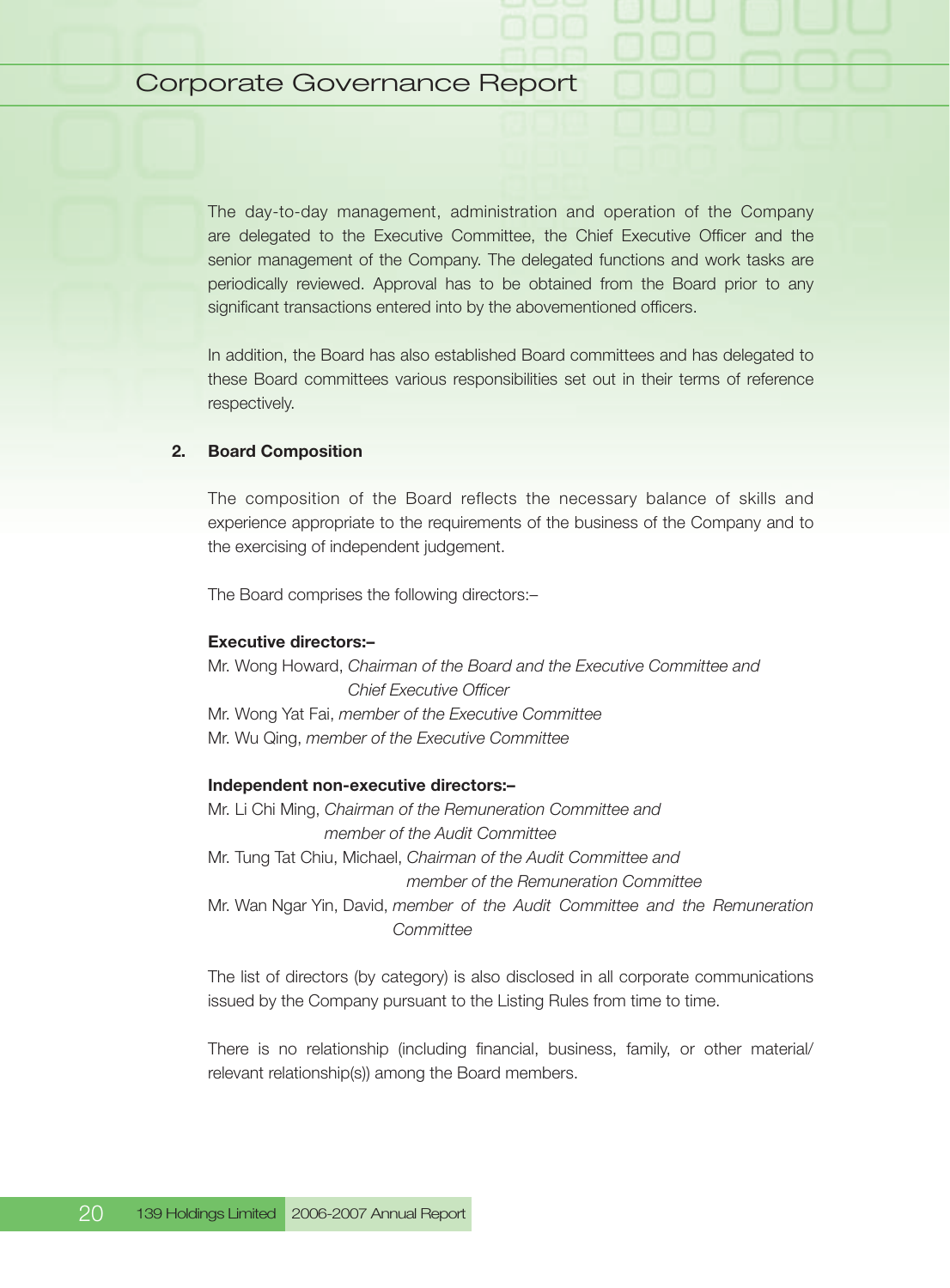The day-to-day management, administration and operation of the Company are delegated to the Executive Committee, the Chief Executive Officer and the senior management of the Company. The delegated functions and work tasks are periodically reviewed. Approval has to be obtained from the Board prior to any significant transactions entered into by the abovementioned officers.

In addition, the Board has also established Board committees and has delegated to these Board committees various responsibilities set out in their terms of reference respectively.

## 2. Board Composition

The composition of the Board reflects the necessary balance of skills and experience appropriate to the requirements of the business of the Company and to the exercising of independent judgement.

The Board comprises the following directors:–

**Executive directors:–**

Mr. Wong Howard, *Chairman of the Board and the Executive Committee and Chief Executive Officer*
Mr. Wong Yat Fai, *member of the Executive Committee*
Mr. Wu Qing, *member of the Executive Committee*

**Independent non-executive directors:–**

Mr. Li Chi Ming, *Chairman of the Remuneration Committee and member of the Audit Committee*
Mr. Tung Tat Chiu, Michael, *Chairman of the Audit Committee and member of the Remuneration Committee*
Mr. Wan Ngar Yin, David, *member of the Audit Committee and the Remuneration Committee*

The list of directors (by category) is also disclosed in all corporate communications issued by the Company pursuant to the Listing Rules from time to time.

There is no relationship (including financial, business, family, or other material/relevant relationship(s)) among the Board members.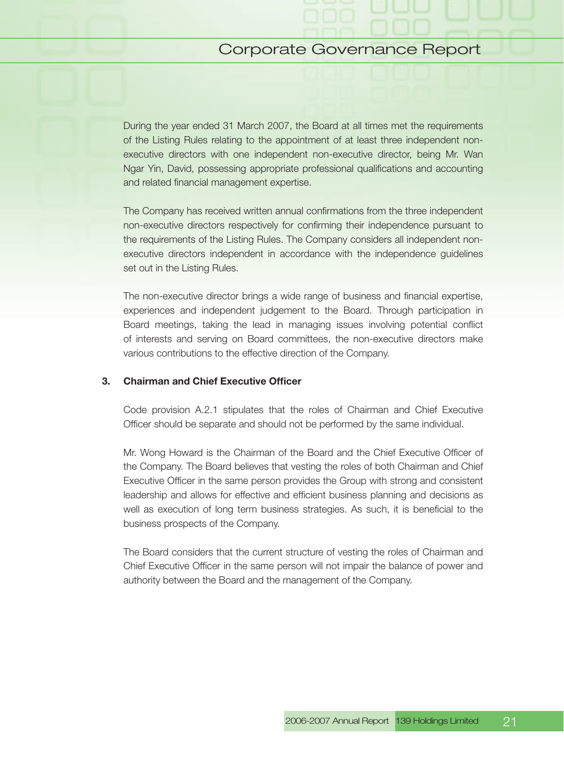During the year ended 31 March 2007, the Board at all times met the requirements of the Listing Rules relating to the appointment of at least three independent non-executive directors with one independent non-executive director, being Mr. Wan Ngar Yin, David, possessing appropriate professional qualifications and accounting and related financial management expertise.

The Company has received written annual confirmations from the three independent non-executive directors respectively for confirming their independence pursuant to the requirements of the Listing Rules. The Company considers all independent non-executive directors independent in accordance with the independence guidelines set out in the Listing Rules.

The non-executive director brings a wide range of business and financial expertise, experiences and independent judgement to the Board. Through participation in Board meetings, taking the lead in managing issues involving potential conflict of interests and serving on Board committees, the non-executive directors make various contributions to the effective direction of the Company.

### 3. Chairman and Chief Executive Officer

Code provision A.2.1 stipulates that the roles of Chairman and Chief Executive Officer should be separate and should not be performed by the same individual.

Mr. Wong Howard is the Chairman of the Board and the Chief Executive Officer of the Company. The Board believes that vesting the roles of both Chairman and Chief Executive Officer in the same person provides the Group with strong and consistent leadership and allows for effective and efficient business planning and decisions as well as execution of long term business strategies. As such, it is beneficial to the business prospects of the Company.

The Board considers that the current structure of vesting the roles of Chairman and Chief Executive Officer in the same person will not impair the balance of power and authority between the Board and the management of the Company.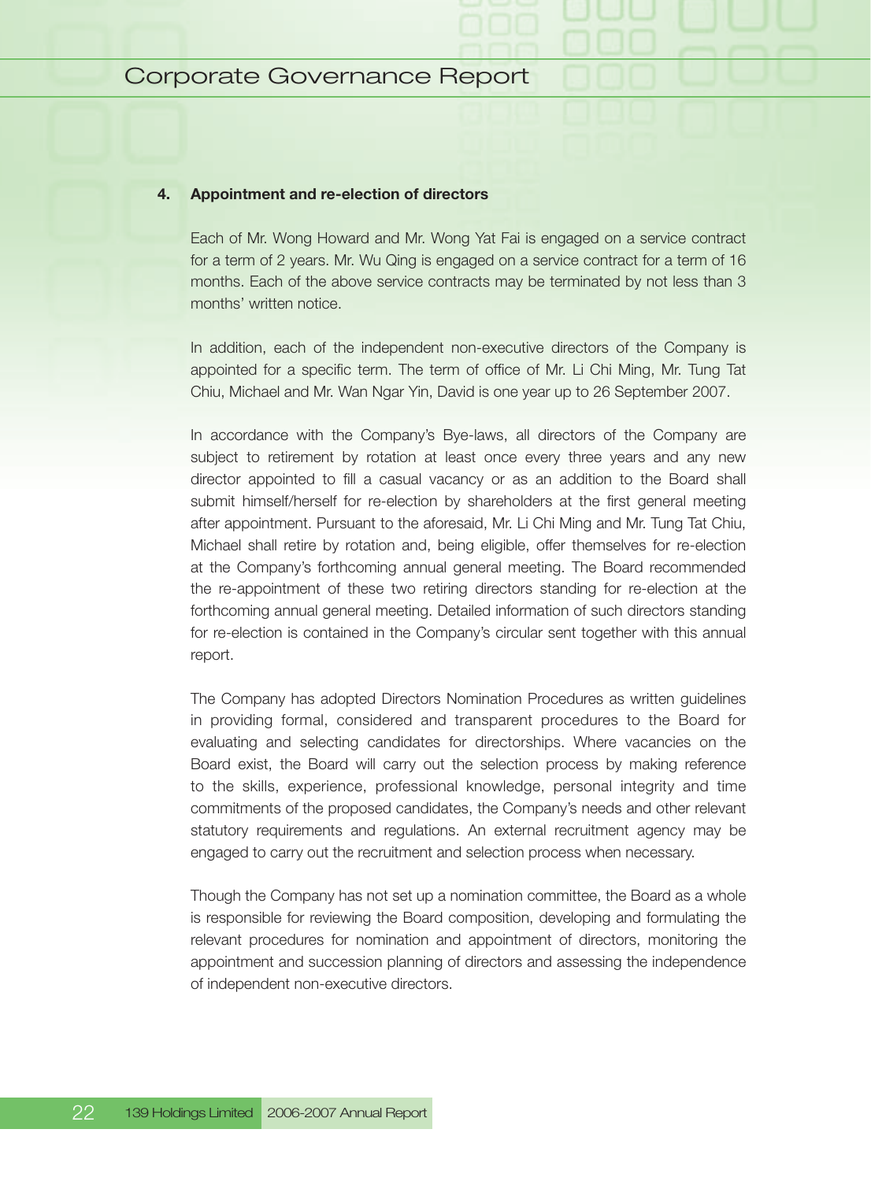### 4. Appointment and re-election of directors

Each of Mr. Wong Howard and Mr. Wong Yat Fai is engaged on a service contract for a term of 2 years. Mr. Wu Qing is engaged on a service contract for a term of 16 months. Each of the above service contracts may be terminated by not less than 3 months' written notice.

In addition, each of the independent non-executive directors of the Company is appointed for a specific term. The term of office of Mr. Li Chi Ming, Mr. Tung Tat Chiu, Michael and Mr. Wan Ngar Yin, David is one year up to 26 September 2007.

In accordance with the Company's Bye-laws, all directors of the Company are subject to retirement by rotation at least once every three years and any new director appointed to fill a casual vacancy or as an addition to the Board shall submit himself/herself for re-election by shareholders at the first general meeting after appointment. Pursuant to the aforesaid, Mr. Li Chi Ming and Mr. Tung Tat Chiu, Michael shall retire by rotation and, being eligible, offer themselves for re-election at the Company's forthcoming annual general meeting. The Board recommended the re-appointment of these two retiring directors standing for re-election at the forthcoming annual general meeting. Detailed information of such directors standing for re-election is contained in the Company's circular sent together with this annual report.

The Company has adopted Directors Nomination Procedures as written guidelines in providing formal, considered and transparent procedures to the Board for evaluating and selecting candidates for directorships. Where vacancies on the Board exist, the Board will carry out the selection process by making reference to the skills, experience, professional knowledge, personal integrity and time commitments of the proposed candidates, the Company's needs and other relevant statutory requirements and regulations. An external recruitment agency may be engaged to carry out the recruitment and selection process when necessary.

Though the Company has not set up a nomination committee, the Board as a whole is responsible for reviewing the Board composition, developing and formulating the relevant procedures for nomination and appointment of directors, monitoring the appointment and succession planning of directors and assessing the independence of independent non-executive directors.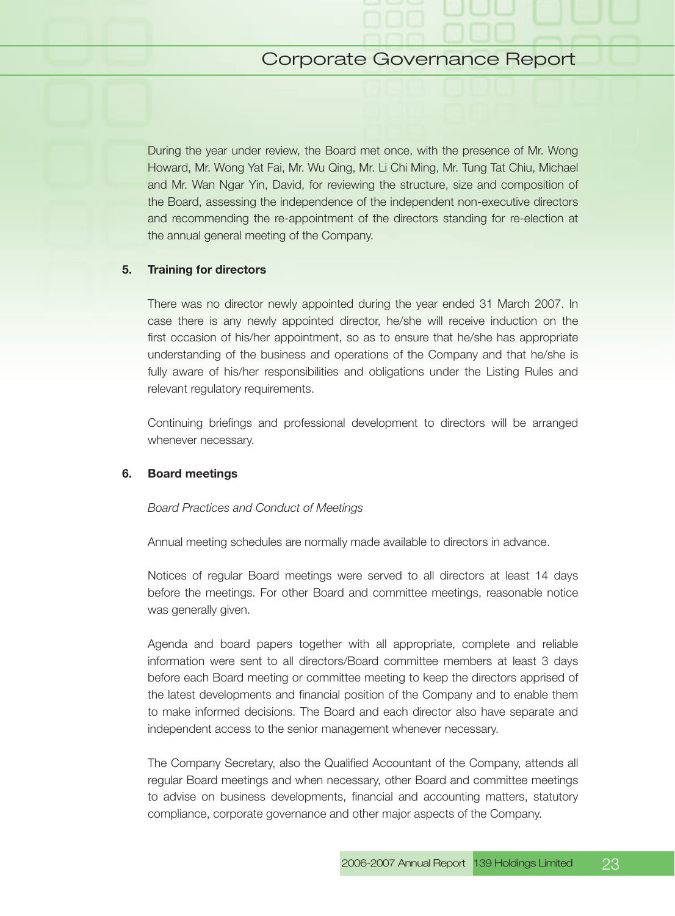During the year under review, the Board met once, with the presence of Mr. Wong Howard, Mr. Wong Yat Fai, Mr. Wu Qing, Mr. Li Chi Ming, Mr. Tung Tat Chiu, Michael and Mr. Wan Ngar Yin, David, for reviewing the structure, size and composition of the Board, assessing the independence of the independent non-executive directors and recommending the re-appointment of the directors standing for re-election at the annual general meeting of the Company.

## 5. Training for directors

There was no director newly appointed during the year ended 31 March 2007. In case there is any newly appointed director, he/she will receive induction on the first occasion of his/her appointment, so as to ensure that he/she has appropriate understanding of the business and operations of the Company and that he/she is fully aware of his/her responsibilities and obligations under the Listing Rules and relevant regulatory requirements.

Continuing briefings and professional development to directors will be arranged whenever necessary.

## 6. Board meetings

*Board Practices and Conduct of Meetings*

Annual meeting schedules are normally made available to directors in advance.

Notices of regular Board meetings were served to all directors at least 14 days before the meetings. For other Board and committee meetings, reasonable notice was generally given.

Agenda and board papers together with all appropriate, complete and reliable information were sent to all directors/Board committee members at least 3 days before each Board meeting or committee meeting to keep the directors apprised of the latest developments and financial position of the Company and to enable them to make informed decisions. The Board and each director also have separate and independent access to the senior management whenever necessary.

The Company Secretary, also the Qualified Accountant of the Company, attends all regular Board meetings and when necessary, other Board and committee meetings to advise on business developments, financial and accounting matters, statutory compliance, corporate governance and other major aspects of the Company.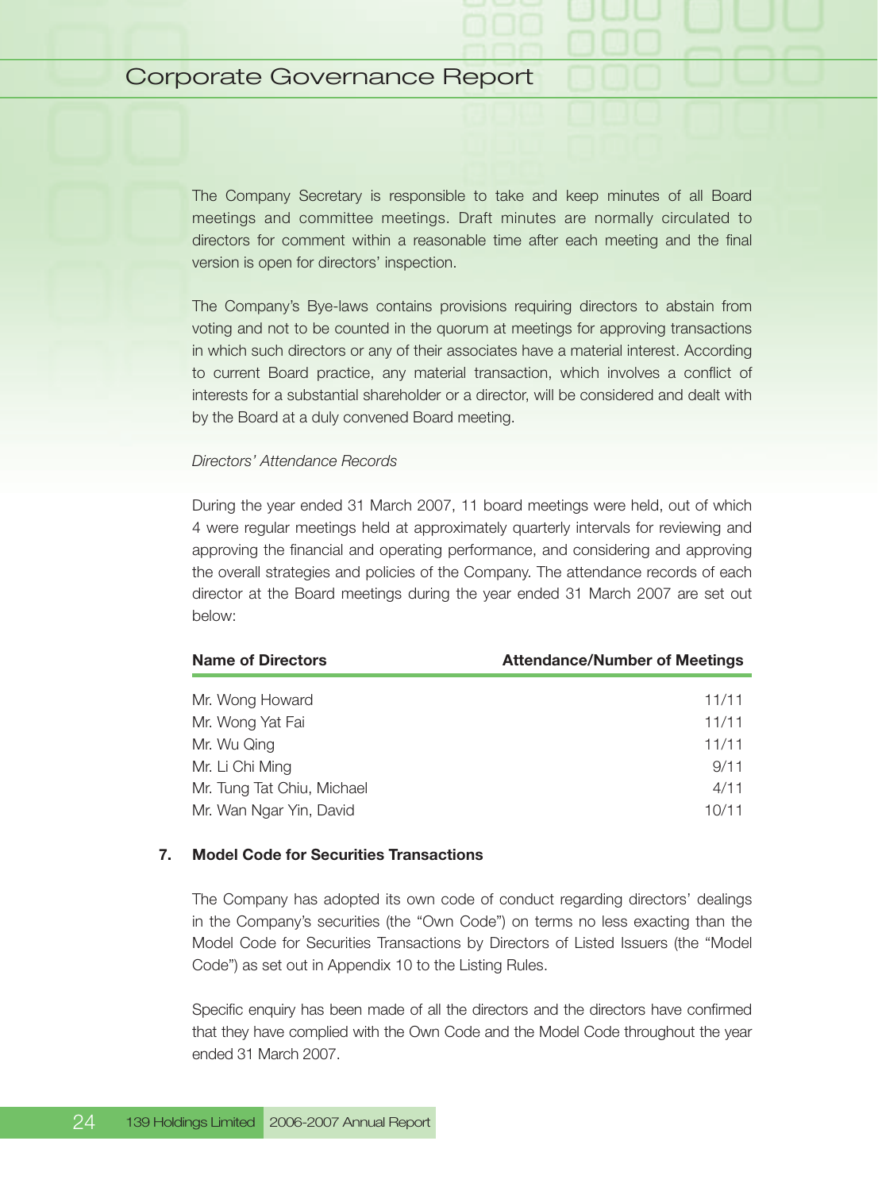The Company Secretary is responsible to take and keep minutes of all Board meetings and committee meetings. Draft minutes are normally circulated to directors for comment within a reasonable time after each meeting and the final version is open for directors' inspection.

The Company's Bye-laws contains provisions requiring directors to abstain from voting and not to be counted in the quorum at meetings for approving transactions in which such directors or any of their associates have a material interest. According to current Board practice, any material transaction, which involves a conflict of interests for a substantial shareholder or a director, will be considered and dealt with by the Board at a duly convened Board meeting.

*Directors' Attendance Records*

During the year ended 31 March 2007, 11 board meetings were held, out of which 4 were regular meetings held at approximately quarterly intervals for reviewing and approving the financial and operating performance, and considering and approving the overall strategies and policies of the Company. The attendance records of each director at the Board meetings during the year ended 31 March 2007 are set out below:

| Name of Directors | Attendance/Number of Meetings |
|---|---|
| Mr. Wong Howard | 11/11 |
| Mr. Wong Yat Fai | 11/11 |
| Mr. Wu Qing | 11/11 |
| Mr. Li Chi Ming | 9/11 |
| Mr. Tung Tat Chiu, Michael | 4/11 |
| Mr. Wan Ngar Yin, David | 10/11 |

## 7. Model Code for Securities Transactions

The Company has adopted its own code of conduct regarding directors' dealings in the Company's securities (the "Own Code") on terms no less exacting than the Model Code for Securities Transactions by Directors of Listed Issuers (the "Model Code") as set out in Appendix 10 to the Listing Rules.

Specific enquiry has been made of all the directors and the directors have confirmed that they have complied with the Own Code and the Model Code throughout the year ended 31 March 2007.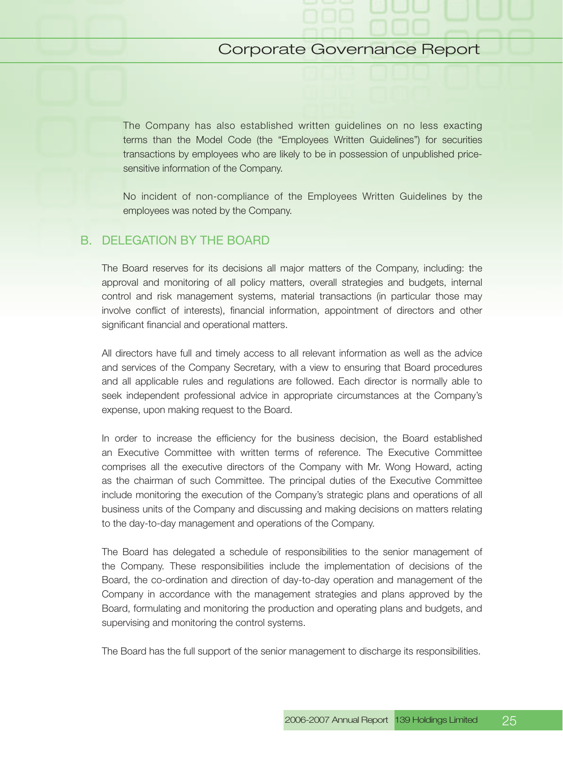The Company has also established written guidelines on no less exacting terms than the Model Code (the "Employees Written Guidelines") for securities transactions by employees who are likely to be in possession of unpublished price-sensitive information of the Company.

No incident of non-compliance of the Employees Written Guidelines by the employees was noted by the Company.

## B. DELEGATION BY THE BOARD

The Board reserves for its decisions all major matters of the Company, including: the approval and monitoring of all policy matters, overall strategies and budgets, internal control and risk management systems, material transactions (in particular those may involve conflict of interests), financial information, appointment of directors and other significant financial and operational matters.

All directors have full and timely access to all relevant information as well as the advice and services of the Company Secretary, with a view to ensuring that Board procedures and all applicable rules and regulations are followed. Each director is normally able to seek independent professional advice in appropriate circumstances at the Company's expense, upon making request to the Board.

In order to increase the efficiency for the business decision, the Board established an Executive Committee with written terms of reference. The Executive Committee comprises all the executive directors of the Company with Mr. Wong Howard, acting as the chairman of such Committee. The principal duties of the Executive Committee include monitoring the execution of the Company's strategic plans and operations of all business units of the Company and discussing and making decisions on matters relating to the day-to-day management and operations of the Company.

The Board has delegated a schedule of responsibilities to the senior management of the Company. These responsibilities include the implementation of decisions of the Board, the co-ordination and direction of day-to-day operation and management of the Company in accordance with the management strategies and plans approved by the Board, formulating and monitoring the production and operating plans and budgets, and supervising and monitoring the control systems.

The Board has the full support of the senior management to discharge its responsibilities.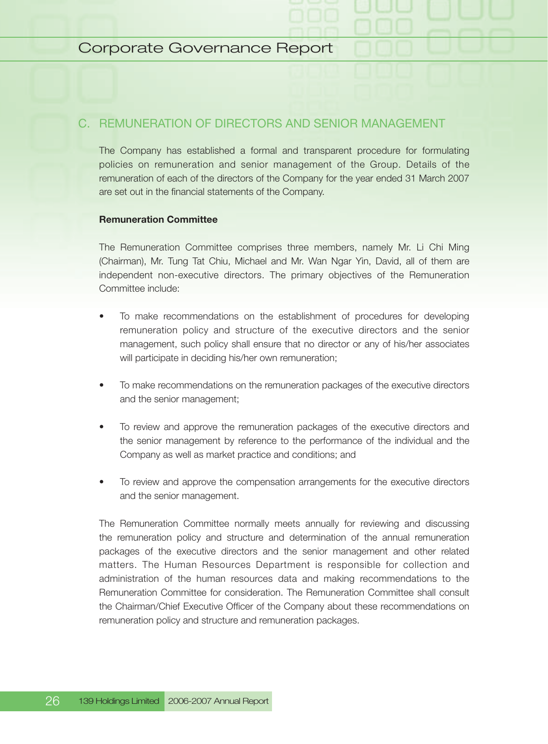## C. REMUNERATION OF DIRECTORS AND SENIOR MANAGEMENT

The Company has established a formal and transparent procedure for formulating policies on remuneration and senior management of the Group. Details of the remuneration of each of the directors of the Company for the year ended 31 March 2007 are set out in the financial statements of the Company.

**Remuneration Committee**

The Remuneration Committee comprises three members, namely Mr. Li Chi Ming (Chairman), Mr. Tung Tat Chiu, Michael and Mr. Wan Ngar Yin, David, all of them are independent non-executive directors. The primary objectives of the Remuneration Committee include:

- To make recommendations on the establishment of procedures for developing remuneration policy and structure of the executive directors and the senior management, such policy shall ensure that no director or any of his/her associates will participate in deciding his/her own remuneration;
- To make recommendations on the remuneration packages of the executive directors and the senior management;
- To review and approve the remuneration packages of the executive directors and the senior management by reference to the performance of the individual and the Company as well as market practice and conditions; and
- To review and approve the compensation arrangements for the executive directors and the senior management.

The Remuneration Committee normally meets annually for reviewing and discussing the remuneration policy and structure and determination of the annual remuneration packages of the executive directors and the senior management and other related matters. The Human Resources Department is responsible for collection and administration of the human resources data and making recommendations to the Remuneration Committee for consideration. The Remuneration Committee shall consult the Chairman/Chief Executive Officer of the Company about these recommendations on remuneration policy and structure and remuneration packages.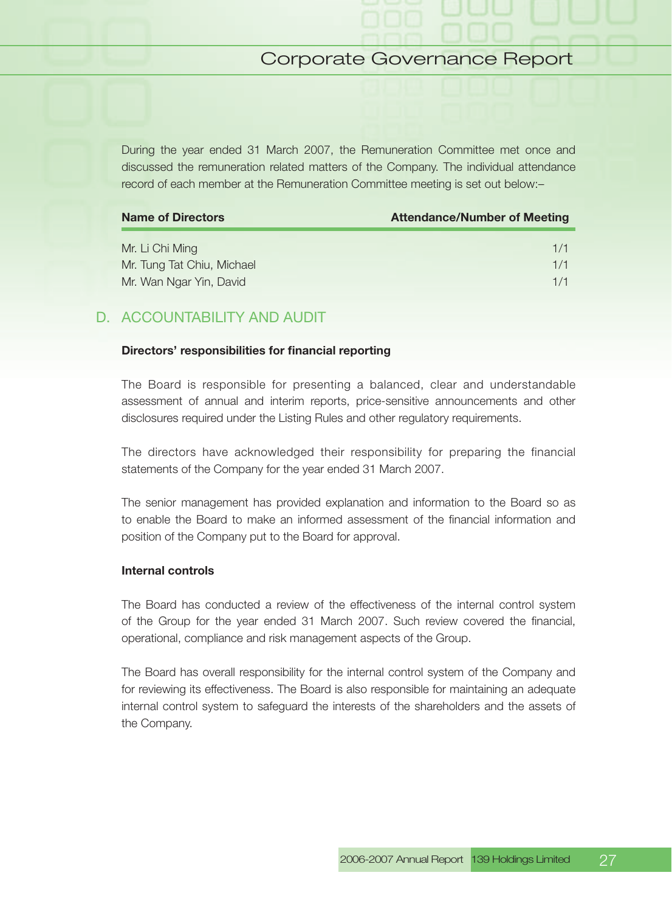During the year ended 31 March 2007, the Remuneration Committee met once and discussed the remuneration related matters of the Company. The individual attendance record of each member at the Remuneration Committee meeting is set out below:–

| Name of Directors | Attendance/Number of Meeting |
|---|---|
| Mr. Li Chi Ming | 1/1 |
| Mr. Tung Tat Chiu, Michael | 1/1 |
| Mr. Wan Ngar Yin, David | 1/1 |

## D. ACCOUNTABILITY AND AUDIT

**Directors' responsibilities for financial reporting**

The Board is responsible for presenting a balanced, clear and understandable assessment of annual and interim reports, price-sensitive announcements and other disclosures required under the Listing Rules and other regulatory requirements.

The directors have acknowledged their responsibility for preparing the financial statements of the Company for the year ended 31 March 2007.

The senior management has provided explanation and information to the Board so as to enable the Board to make an informed assessment of the financial information and position of the Company put to the Board for approval.

**Internal controls**

The Board has conducted a review of the effectiveness of the internal control system of the Group for the year ended 31 March 2007. Such review covered the financial, operational, compliance and risk management aspects of the Group.

The Board has overall responsibility for the internal control system of the Company and for reviewing its effectiveness. The Board is also responsible for maintaining an adequate internal control system to safeguard the interests of the shareholders and the assets of the Company.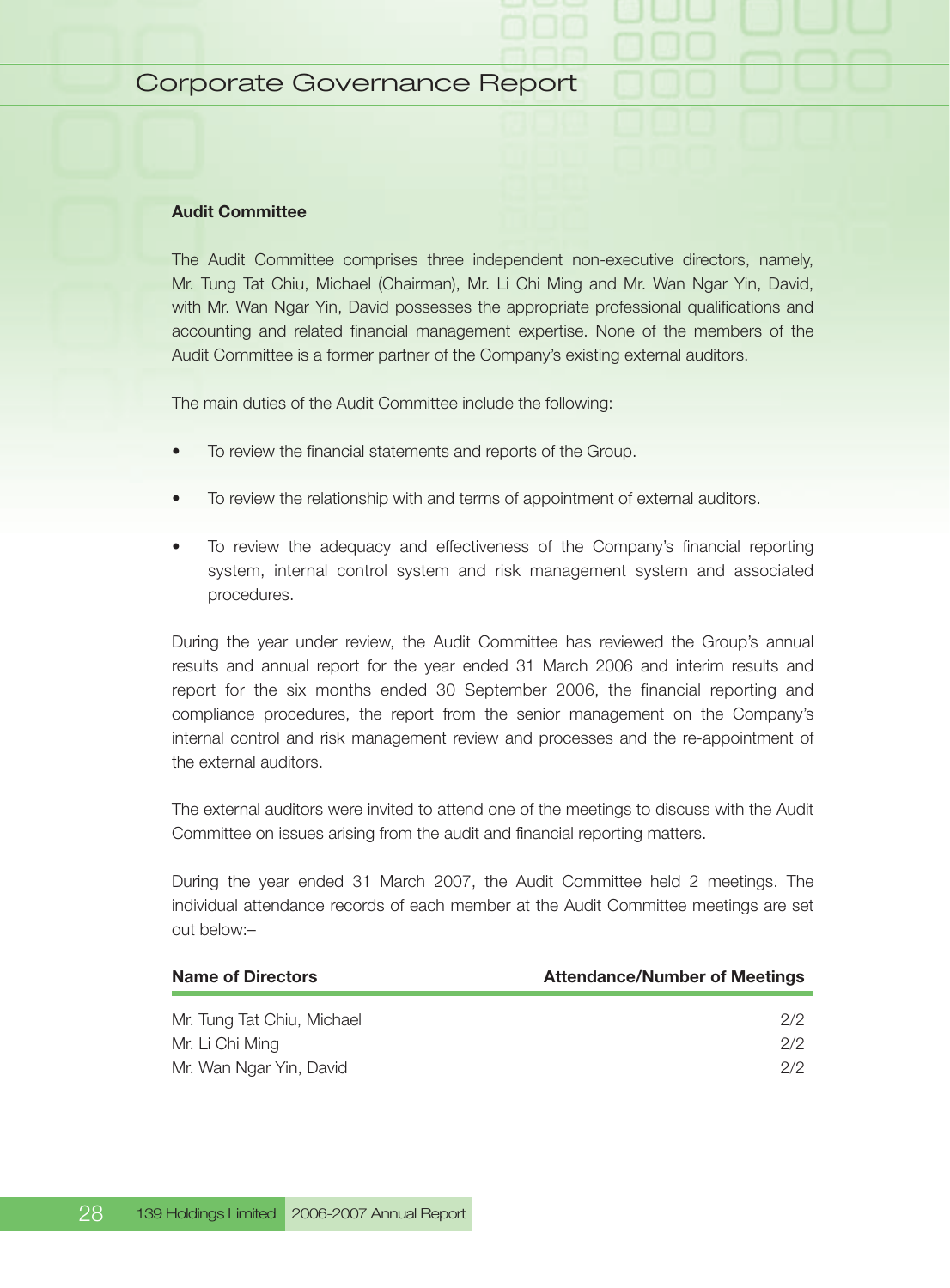### Audit Committee

The Audit Committee comprises three independent non-executive directors, namely, Mr. Tung Tat Chiu, Michael (Chairman), Mr. Li Chi Ming and Mr. Wan Ngar Yin, David, with Mr. Wan Ngar Yin, David possesses the appropriate professional qualifications and accounting and related financial management expertise. None of the members of the Audit Committee is a former partner of the Company's existing external auditors.

The main duties of the Audit Committee include the following:

- To review the financial statements and reports of the Group.
- To review the relationship with and terms of appointment of external auditors.
- To review the adequacy and effectiveness of the Company's financial reporting system, internal control system and risk management system and associated procedures.

During the year under review, the Audit Committee has reviewed the Group's annual results and annual report for the year ended 31 March 2006 and interim results and report for the six months ended 30 September 2006, the financial reporting and compliance procedures, the report from the senior management on the Company's internal control and risk management review and processes and the re-appointment of the external auditors.

The external auditors were invited to attend one of the meetings to discuss with the Audit Committee on issues arising from the audit and financial reporting matters.

During the year ended 31 March 2007, the Audit Committee held 2 meetings. The individual attendance records of each member at the Audit Committee meetings are set out below:–

| Name of Directors | Attendance/Number of Meetings |
|---|---|
| Mr. Tung Tat Chiu, Michael | 2/2 |
| Mr. Li Chi Ming | 2/2 |
| Mr. Wan Ngar Yin, David | 2/2 |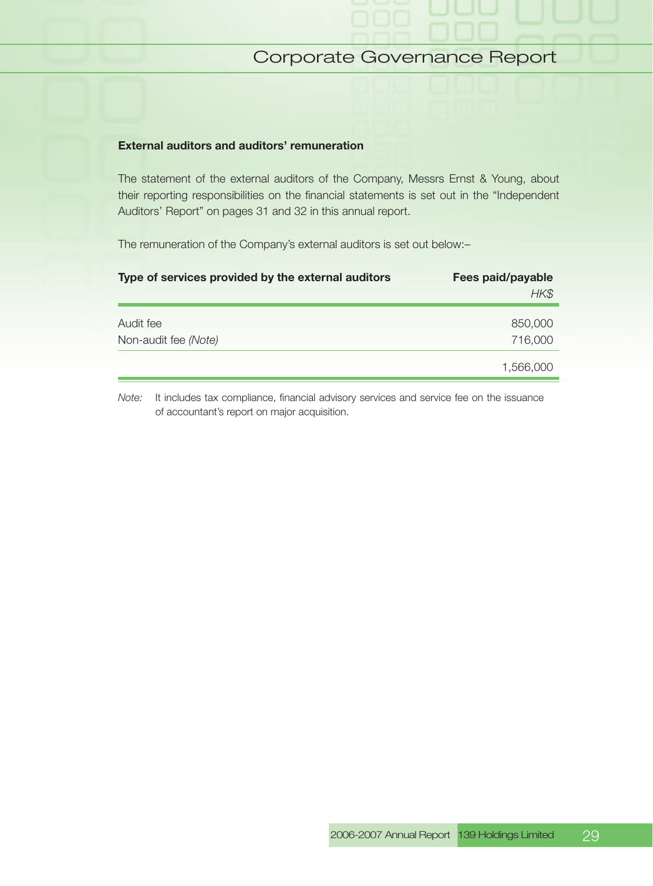### External auditors and auditors' remuneration

The statement of the external auditors of the Company, Messrs Ernst & Young, about their reporting responsibilities on the financial statements is set out in the "Independent Auditors' Report" on pages 31 and 32 in this annual report.

The remuneration of the Company's external auditors is set out below:–

| Type of services provided by the external auditors | Fees paid/payable<br>*HK$* |
|---|---|
| Audit fee | 850,000 |
| Non-audit fee *(Note)* | 716,000 |
| | 1,566,000 |

*Note:* It includes tax compliance, financial advisory services and service fee on the issuance of accountant's report on major acquisition.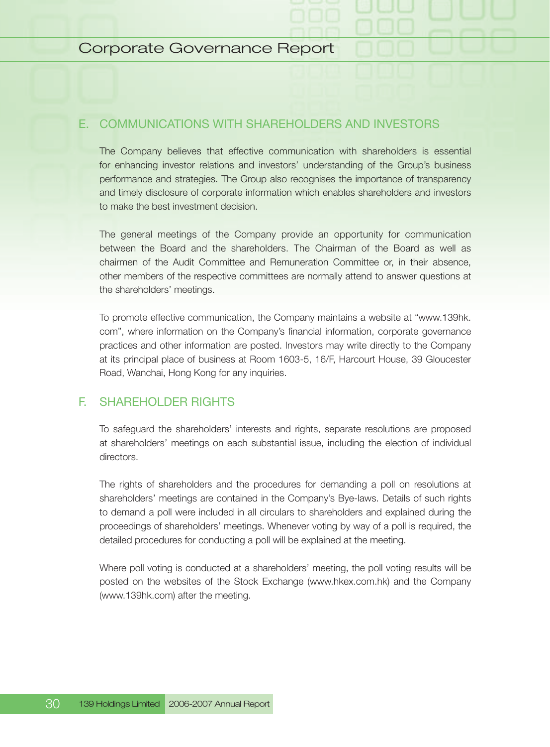## E. COMMUNICATIONS WITH SHAREHOLDERS AND INVESTORS

The Company believes that effective communication with shareholders is essential for enhancing investor relations and investors' understanding of the Group's business performance and strategies. The Group also recognises the importance of transparency and timely disclosure of corporate information which enables shareholders and investors to make the best investment decision.

The general meetings of the Company provide an opportunity for communication between the Board and the shareholders. The Chairman of the Board as well as chairmen of the Audit Committee and Remuneration Committee or, in their absence, other members of the respective committees are normally attend to answer questions at the shareholders' meetings.

To promote effective communication, the Company maintains a website at "www.139hk.com", where information on the Company's financial information, corporate governance practices and other information are posted. Investors may write directly to the Company at its principal place of business at Room 1603-5, 16/F, Harcourt House, 39 Gloucester Road, Wanchai, Hong Kong for any inquiries.

## F. SHAREHOLDER RIGHTS

To safeguard the shareholders' interests and rights, separate resolutions are proposed at shareholders' meetings on each substantial issue, including the election of individual directors.

The rights of shareholders and the procedures for demanding a poll on resolutions at shareholders' meetings are contained in the Company's Bye-laws. Details of such rights to demand a poll were included in all circulars to shareholders and explained during the proceedings of shareholders' meetings. Whenever voting by way of a poll is required, the detailed procedures for conducting a poll will be explained at the meeting.

Where poll voting is conducted at a shareholders' meeting, the poll voting results will be posted on the websites of the Stock Exchange (www.hkex.com.hk) and the Company (www.139hk.com) after the meeting.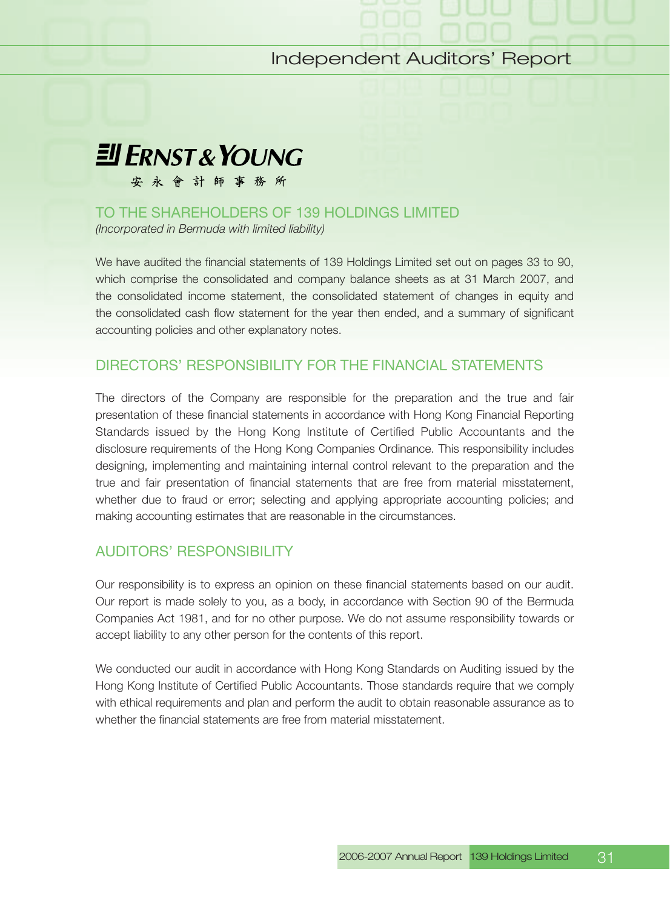# Independent Auditors' Report

**ERNST & YOUNG**
安永會計師事務所

## TO THE SHAREHOLDERS OF 139 HOLDINGS LIMITED

*(Incorporated in Bermuda with limited liability)*

We have audited the financial statements of 139 Holdings Limited set out on pages 33 to 90, which comprise the consolidated and company balance sheets as at 31 March 2007, and the consolidated income statement, the consolidated statement of changes in equity and the consolidated cash flow statement for the year then ended, and a summary of significant accounting policies and other explanatory notes.

## DIRECTORS' RESPONSIBILITY FOR THE FINANCIAL STATEMENTS

The directors of the Company are responsible for the preparation and the true and fair presentation of these financial statements in accordance with Hong Kong Financial Reporting Standards issued by the Hong Kong Institute of Certified Public Accountants and the disclosure requirements of the Hong Kong Companies Ordinance. This responsibility includes designing, implementing and maintaining internal control relevant to the preparation and the true and fair presentation of financial statements that are free from material misstatement, whether due to fraud or error; selecting and applying appropriate accounting policies; and making accounting estimates that are reasonable in the circumstances.

## AUDITORS' RESPONSIBILITY

Our responsibility is to express an opinion on these financial statements based on our audit. Our report is made solely to you, as a body, in accordance with Section 90 of the Bermuda Companies Act 1981, and for no other purpose. We do not assume responsibility towards or accept liability to any other person for the contents of this report.

We conducted our audit in accordance with Hong Kong Standards on Auditing issued by the Hong Kong Institute of Certified Public Accountants. Those standards require that we comply with ethical requirements and plan and perform the audit to obtain reasonable assurance as to whether the financial statements are free from material misstatement.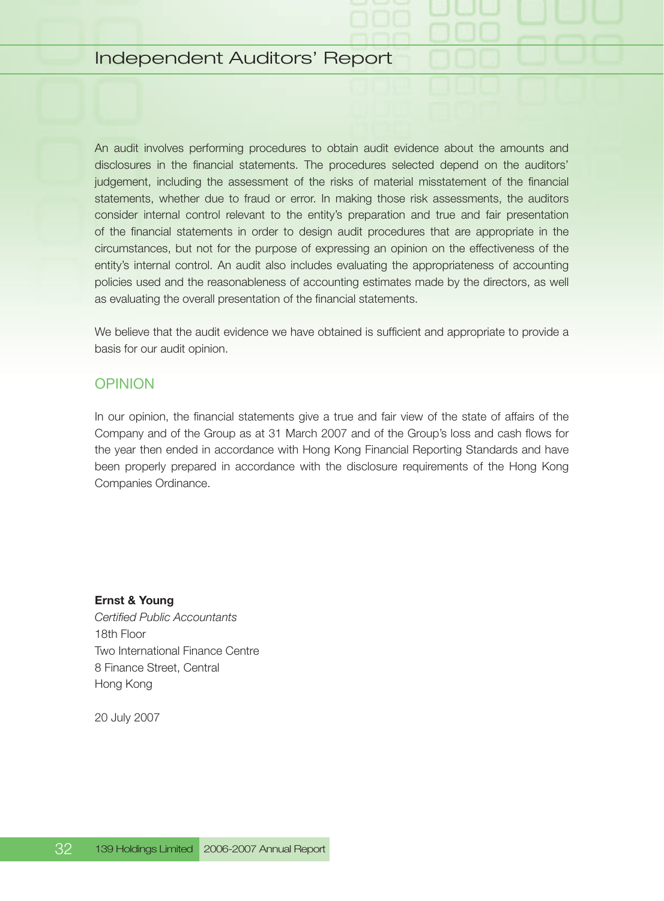An audit involves performing procedures to obtain audit evidence about the amounts and disclosures in the financial statements. The procedures selected depend on the auditors' judgement, including the assessment of the risks of material misstatement of the financial statements, whether due to fraud or error. In making those risk assessments, the auditors consider internal control relevant to the entity's preparation and true and fair presentation of the financial statements in order to design audit procedures that are appropriate in the circumstances, but not for the purpose of expressing an opinion on the effectiveness of the entity's internal control. An audit also includes evaluating the appropriateness of accounting policies used and the reasonableness of accounting estimates made by the directors, as well as evaluating the overall presentation of the financial statements.

We believe that the audit evidence we have obtained is sufficient and appropriate to provide a basis for our audit opinion.

## OPINION

In our opinion, the financial statements give a true and fair view of the state of affairs of the Company and of the Group as at 31 March 2007 and of the Group's loss and cash flows for the year then ended in accordance with Hong Kong Financial Reporting Standards and have been properly prepared in accordance with the disclosure requirements of the Hong Kong Companies Ordinance.

**Ernst & Young**
*Certified Public Accountants*
18th Floor
Two International Finance Centre
8 Finance Street, Central
Hong Kong

20 July 2007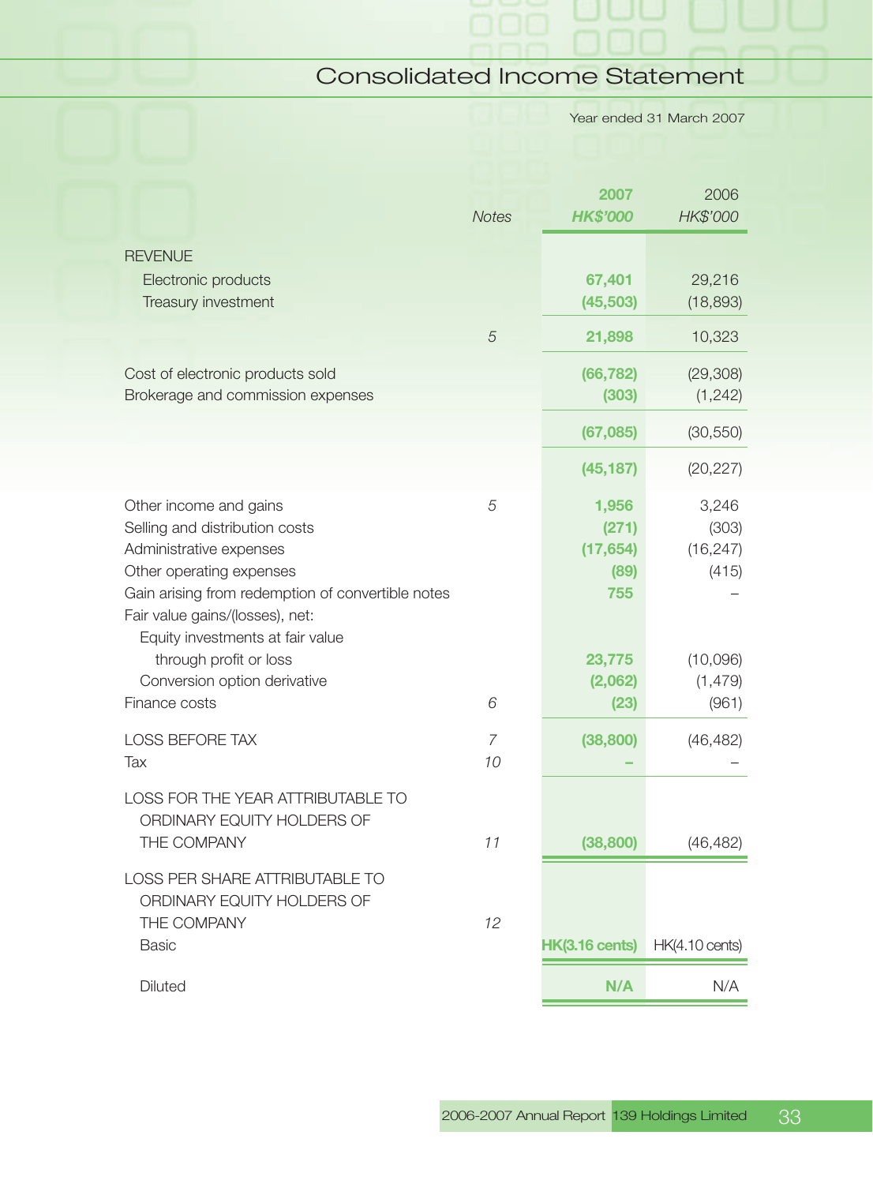# Consolidated Income Statement

Year ended 31 March 2007

| | Notes | 2007 HK$'000 | 2006 HK$'000 |
|---|---|---|---|
| REVENUE | | | |
| Electronic products | | 67,401 | 29,216 |
| Treasury investment | | (45,503) | (18,893) |
| | 5 | 21,898 | 10,323 |
| Cost of electronic products sold | | (66,782) | (29,308) |
| Brokerage and commission expenses | | (303) | (1,242) |
| | | (67,085) | (30,550) |
| | | (45,187) | (20,227) |
| Other income and gains | 5 | 1,956 | 3,246 |
| Selling and distribution costs | | (271) | (303) |
| Administrative expenses | | (17,654) | (16,247) |
| Other operating expenses | | (89) | (415) |
| Gain arising from redemption of convertible notes | | 755 | – |
| Fair value gains/(losses), net: | | | |
| Equity investments at fair value through profit or loss | | 23,775 | (10,096) |
| Conversion option derivative | | (2,062) | (1,479) |
| Finance costs | 6 | (23) | (961) |
| LOSS BEFORE TAX | 7 | (38,800) | (46,482) |
| Tax | 10 | – | – |
| LOSS FOR THE YEAR ATTRIBUTABLE TO ORDINARY EQUITY HOLDERS OF THE COMPANY | 11 | (38,800) | (46,482) |
| LOSS PER SHARE ATTRIBUTABLE TO ORDINARY EQUITY HOLDERS OF THE COMPANY | 12 | | |
| Basic | | HK(3.16 cents) | HK(4.10 cents) |
| Diluted | | N/A | N/A |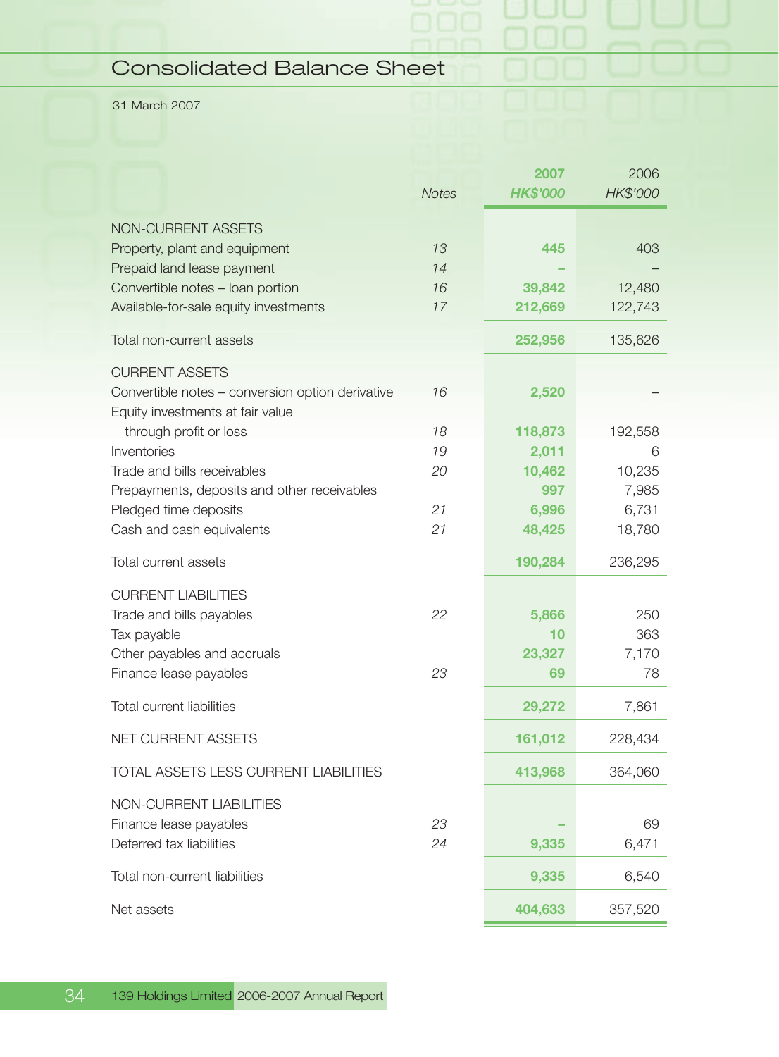# Consolidated Balance Sheet

31 March 2007

| | Notes | 2007 HK$'000 | 2006 HK$'000 |
|---|---|---|---|
| NON-CURRENT ASSETS | | | |
| Property, plant and equipment | 13 | 445 | 403 |
| Prepaid land lease payment | 14 | – | – |
| Convertible notes – loan portion | 16 | 39,842 | 12,480 |
| Available-for-sale equity investments | 17 | 212,669 | 122,743 |
| Total non-current assets | | 252,956 | 135,626 |
| CURRENT ASSETS | | | |
| Convertible notes – conversion option derivative | 16 | 2,520 | – |
| Equity investments at fair value through profit or loss | 18 | 118,873 | 192,558 |
| Inventories | 19 | 2,011 | 6 |
| Trade and bills receivables | 20 | 10,462 | 10,235 |
| Prepayments, deposits and other receivables | | 997 | 7,985 |
| Pledged time deposits | 21 | 6,996 | 6,731 |
| Cash and cash equivalents | 21 | 48,425 | 18,780 |
| Total current assets | | 190,284 | 236,295 |
| CURRENT LIABILITIES | | | |
| Trade and bills payables | 22 | 5,866 | 250 |
| Tax payable | | 10 | 363 |
| Other payables and accruals | | 23,327 | 7,170 |
| Finance lease payables | 23 | 69 | 78 |
| Total current liabilities | | 29,272 | 7,861 |
| NET CURRENT ASSETS | | 161,012 | 228,434 |
| TOTAL ASSETS LESS CURRENT LIABILITIES | | 413,968 | 364,060 |
| NON-CURRENT LIABILITIES | | | |
| Finance lease payables | 23 | – | 69 |
| Deferred tax liabilities | 24 | 9,335 | 6,471 |
| Total non-current liabilities | | 9,335 | 6,540 |
| Net assets | | 404,633 | 357,520 |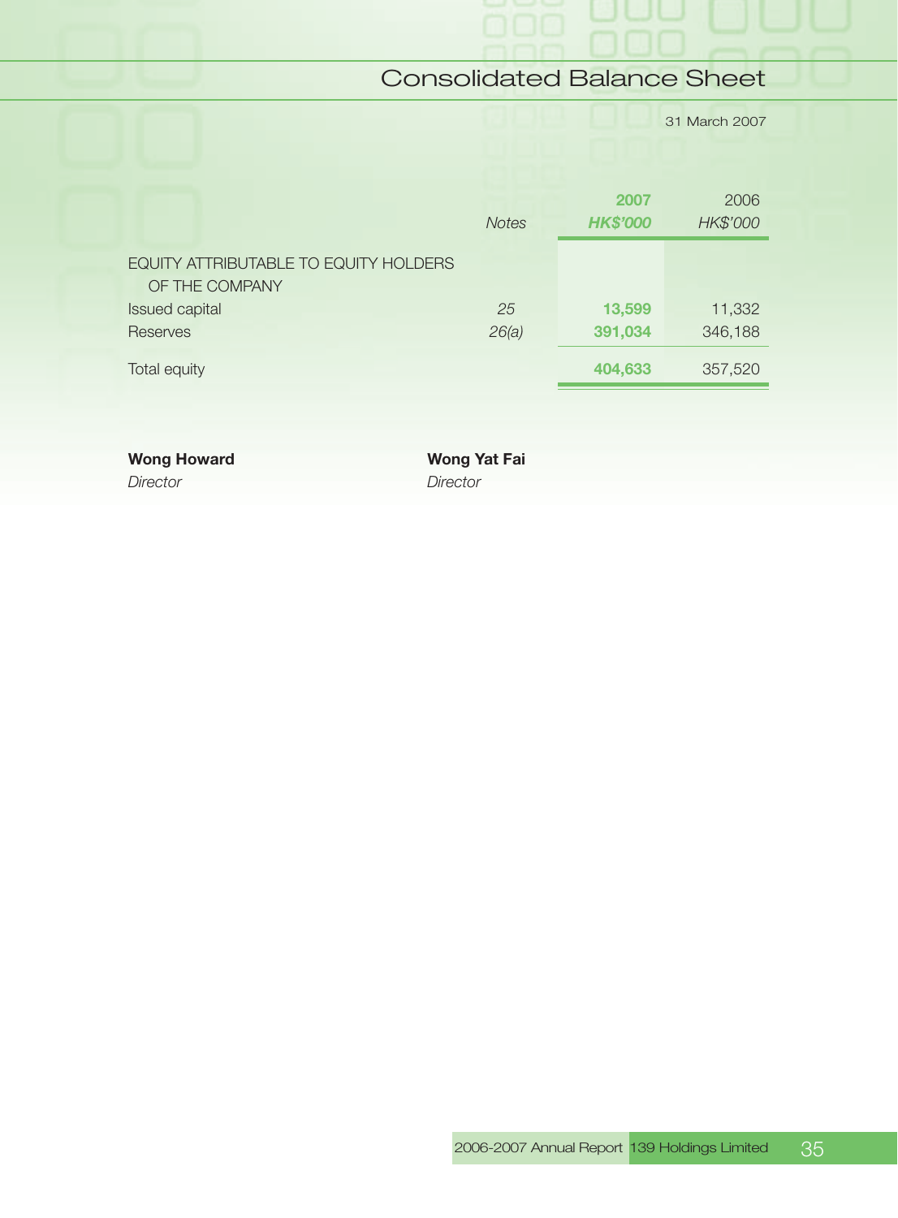# Consolidated Balance Sheet

31 March 2007

| | Notes | 2007 HK$'000 | 2006 HK$'000 |
|---|---|---|---|
| EQUITY ATTRIBUTABLE TO EQUITY HOLDERS OF THE COMPANY | | | |
| Issued capital | *25* | **13,599** | 11,332 |
| Reserves | *26(a)* | **391,034** | 346,188 |
| Total equity | | **404,633** | 357,520 |

**Wong Howard**
*Director*

**Wong Yat Fai**
*Director*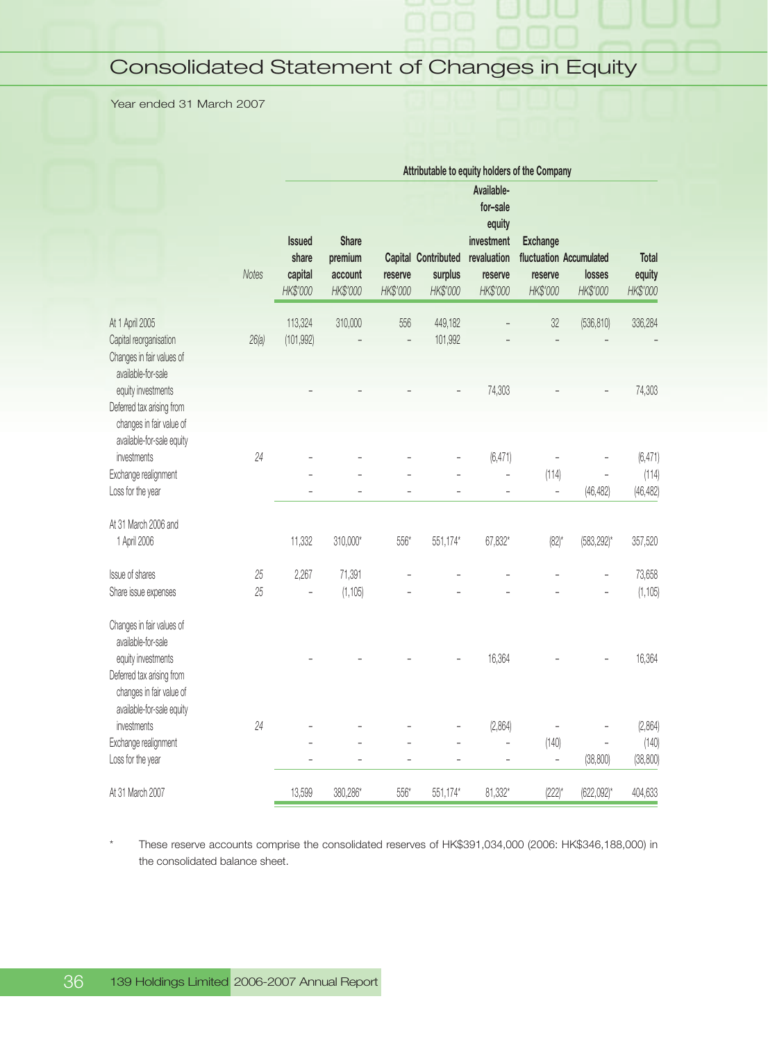# Consolidated Statement of Changes in Equity

Year ended 31 March 2007

| | Notes | Attributable to equity holders of the Company | | | | | | | |
|---|---|---|---|---|---|---|---|---|---|
| | | Issued share capital | Share premium account | Capital reserve | Contributed surplus | Available-for-sale equity investment revaluation reserve | Exchange fluctuation reserve | Accumulated losses | Total equity |
| | | HK$'000 | HK$'000 | HK$'000 | HK$'000 | HK$'000 | HK$'000 | HK$'000 | HK$'000 |
| At 1 April 2005 | | 113,324 | 310,000 | 556 | 449,182 | – | 32 | (536,810) | 336,284 |
| Capital reorganisation | 26(a) | (101,992) | – | – | 101,992 | – | – | – | – |
| Changes in fair values of available-for-sale equity investments | | – | – | – | – | 74,303 | – | – | 74,303 |
| Deferred tax arising from changes in fair value of available-for-sale equity investments | 24 | – | – | – | – | (6,471) | – | – | (6,471) |
| Exchange realignment | | – | – | – | – | – | (114) | – | (114) |
| Loss for the year | | – | – | – | – | – | – | (46,482) | (46,482) |
| At 31 March 2006 and 1 April 2006 | | 11,332 | 310,000* | 556* | 551,174* | 67,832* | (82)* | (583,292)* | 357,520 |
| Issue of shares | 25 | 2,267 | 71,391 | – | – | – | – | – | 73,658 |
| Share issue expenses | 25 | – | (1,105) | – | – | – | – | – | (1,105) |
| Changes in fair values of available-for-sale equity investments | | – | – | – | – | 16,364 | – | – | 16,364 |
| Deferred tax arising from changes in fair value of available-for-sale equity investments | 24 | – | – | – | – | (2,864) | – | – | (2,864) |
| Exchange realignment | | – | – | – | – | – | (140) | – | (140) |
| Loss for the year | | – | – | – | – | – | – | (38,800) | (38,800) |
| At 31 March 2007 | | 13,599 | 380,286* | 556* | 551,174* | 81,332* | (222)* | (622,092)* | 404,633 |

\* These reserve accounts comprise the consolidated reserves of HK$391,034,000 (2006: HK$346,188,000) in the consolidated balance sheet.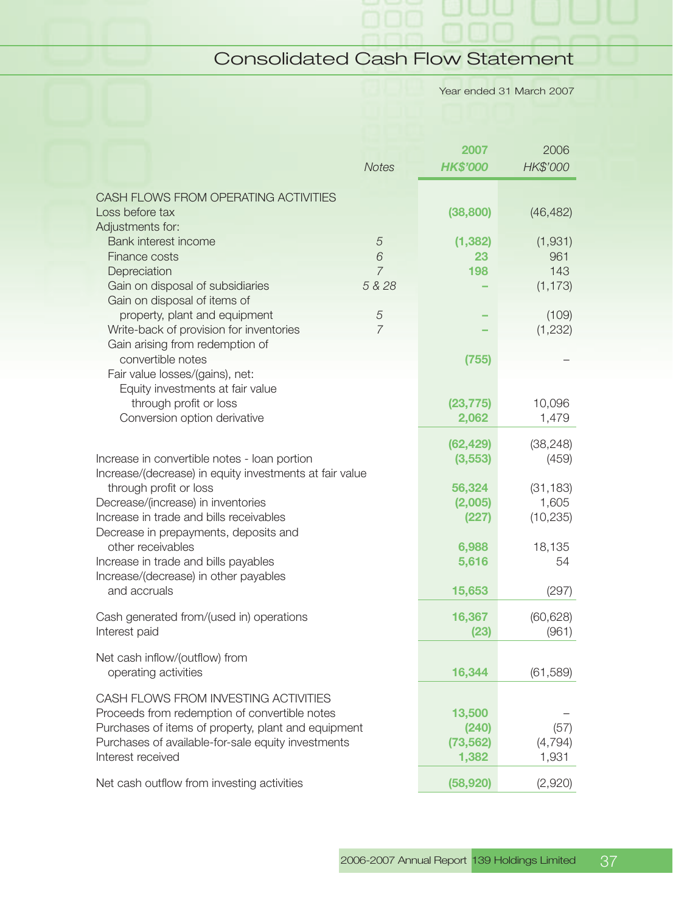# Consolidated Cash Flow Statement

Year ended 31 March 2007

| | Notes | 2007 HK$'000 | 2006 HK$'000 |
|---|---|---|---|
| **CASH FLOWS FROM OPERATING ACTIVITIES** | | | |
| Loss before tax | | (38,800) | (46,482) |
| Adjustments for: | | | |
| Bank interest income | 5 | (1,382) | (1,931) |
| Finance costs | 6 | 23 | 961 |
| Depreciation | 7 | 198 | 143 |
| Gain on disposal of subsidiaries | 5 & 28 | – | (1,173) |
| Gain on disposal of items of property, plant and equipment | 5 | – | (109) |
| Write-back of provision for inventories | 7 | – | (1,232) |
| Gain arising from redemption of convertible notes | | (755) | – |
| Fair value losses/(gains), net: | | | |
| Equity investments at fair value through profit or loss | | (23,775) | 10,096 |
| Conversion option derivative | | 2,062 | 1,479 |
| | | (62,429) | (38,248) |
| Increase in convertible notes - loan portion | | (3,553) | (459) |
| Increase/(decrease) in equity investments at fair value through profit or loss | | 56,324 | (31,183) |
| Decrease/(increase) in inventories | | (2,005) | 1,605 |
| Increase in trade and bills receivables | | (227) | (10,235) |
| Decrease in prepayments, deposits and other receivables | | 6,988 | 18,135 |
| Increase in trade and bills payables | | 5,616 | 54 |
| Increase/(decrease) in other payables and accruals | | 15,653 | (297) |
| Cash generated from/(used in) operations | | 16,367 | (60,628) |
| Interest paid | | (23) | (961) |
| Net cash inflow/(outflow) from operating activities | | 16,344 | (61,589) |
| **CASH FLOWS FROM INVESTING ACTIVITIES** | | | |
| Proceeds from redemption of convertible notes | | 13,500 | – |
| Purchases of items of property, plant and equipment | | (240) | (57) |
| Purchases of available-for-sale equity investments | | (73,562) | (4,794) |
| Interest received | | 1,382 | 1,931 |
| Net cash outflow from investing activities | | (58,920) | (2,920) |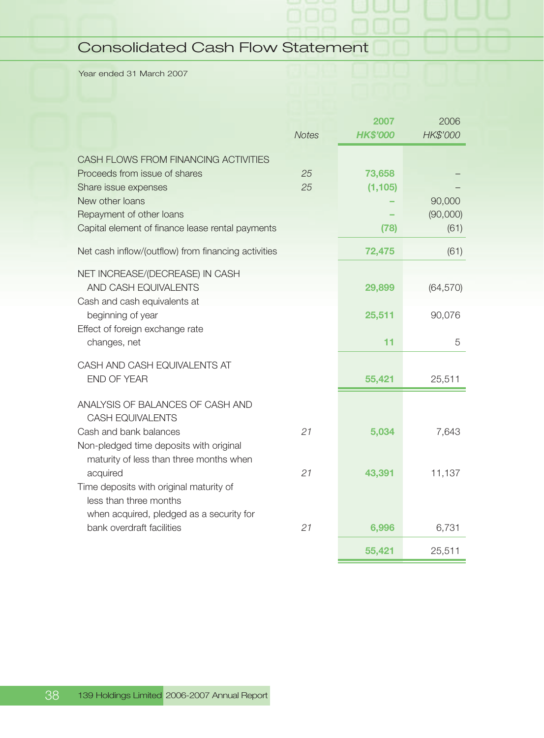# Consolidated Cash Flow Statement

Year ended 31 March 2007

| | Notes | 2007 HK$'000 | 2006 HK$'000 |
|---|---|---|---|
| **CASH FLOWS FROM FINANCING ACTIVITIES** | | | |
| Proceeds from issue of shares | 25 | 73,658 | – |
| Share issue expenses | 25 | (1,105) | – |
| New other loans | | – | 90,000 |
| Repayment of other loans | | – | (90,000) |
| Capital element of finance lease rental payments | | (78) | (61) |
| Net cash inflow/(outflow) from financing activities | | 72,475 | (61) |
| NET INCREASE/(DECREASE) IN CASH AND CASH EQUIVALENTS | | 29,899 | (64,570) |
| Cash and cash equivalents at beginning of year | | 25,511 | 90,076 |
| Effect of foreign exchange rate changes, net | | 11 | 5 |
| CASH AND CASH EQUIVALENTS AT END OF YEAR | | 55,421 | 25,511 |
| **ANALYSIS OF BALANCES OF CASH AND CASH EQUIVALENTS** | | | |
| Cash and bank balances | 21 | 5,034 | 7,643 |
| Non-pledged time deposits with original maturity of less than three months when acquired | 21 | 43,391 | 11,137 |
| Time deposits with original maturity of less than three months when acquired, pledged as a security for bank overdraft facilities | 21 | 6,996 | 6,731 |
| | | 55,421 | 25,511 |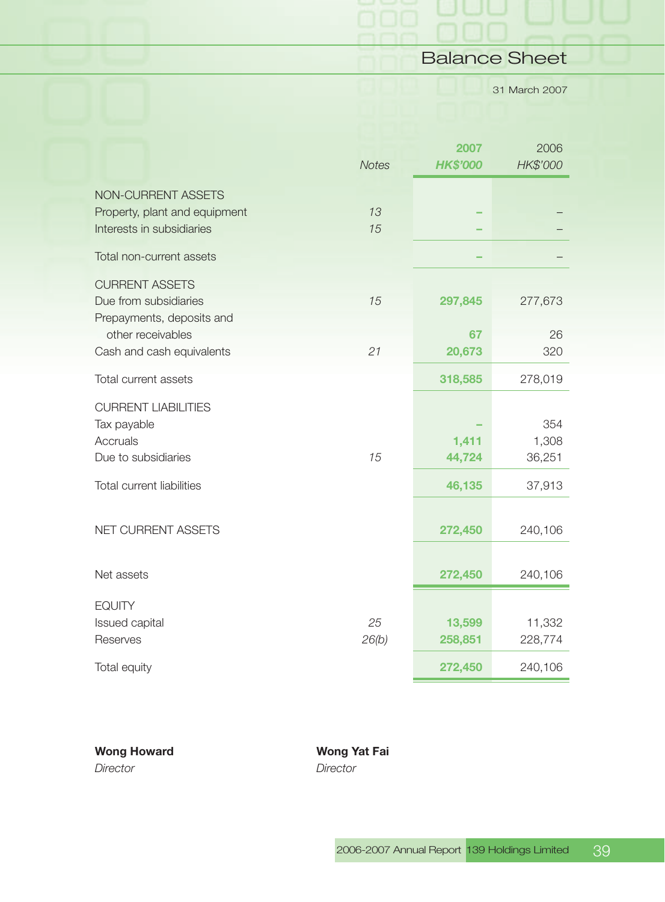# Balance Sheet

31 March 2007

| | Notes | 2007 HK$'000 | 2006 HK$'000 |
|---|---|---|---|
| NON-CURRENT ASSETS | | | |
| Property, plant and equipment | 13 | – | – |
| Interests in subsidiaries | 15 | – | – |
| Total non-current assets | | – | – |
| CURRENT ASSETS | | | |
| Due from subsidiaries | 15 | 297,845 | 277,673 |
| Prepayments, deposits and other receivables | | 67 | 26 |
| Cash and cash equivalents | 21 | 20,673 | 320 |
| Total current assets | | 318,585 | 278,019 |
| CURRENT LIABILITIES | | | |
| Tax payable | | – | 354 |
| Accruals | | 1,411 | 1,308 |
| Due to subsidiaries | 15 | 44,724 | 36,251 |
| Total current liabilities | | 46,135 | 37,913 |
| NET CURRENT ASSETS | | 272,450 | 240,106 |
| Net assets | | 272,450 | 240,106 |
| EQUITY | | | |
| Issued capital | 25 | 13,599 | 11,332 |
| Reserves | 26(b) | 258,851 | 228,774 |
| Total equity | | 272,450 | 240,106 |

**Wong Howard**
*Director*

**Wong Yat Fai**
*Director*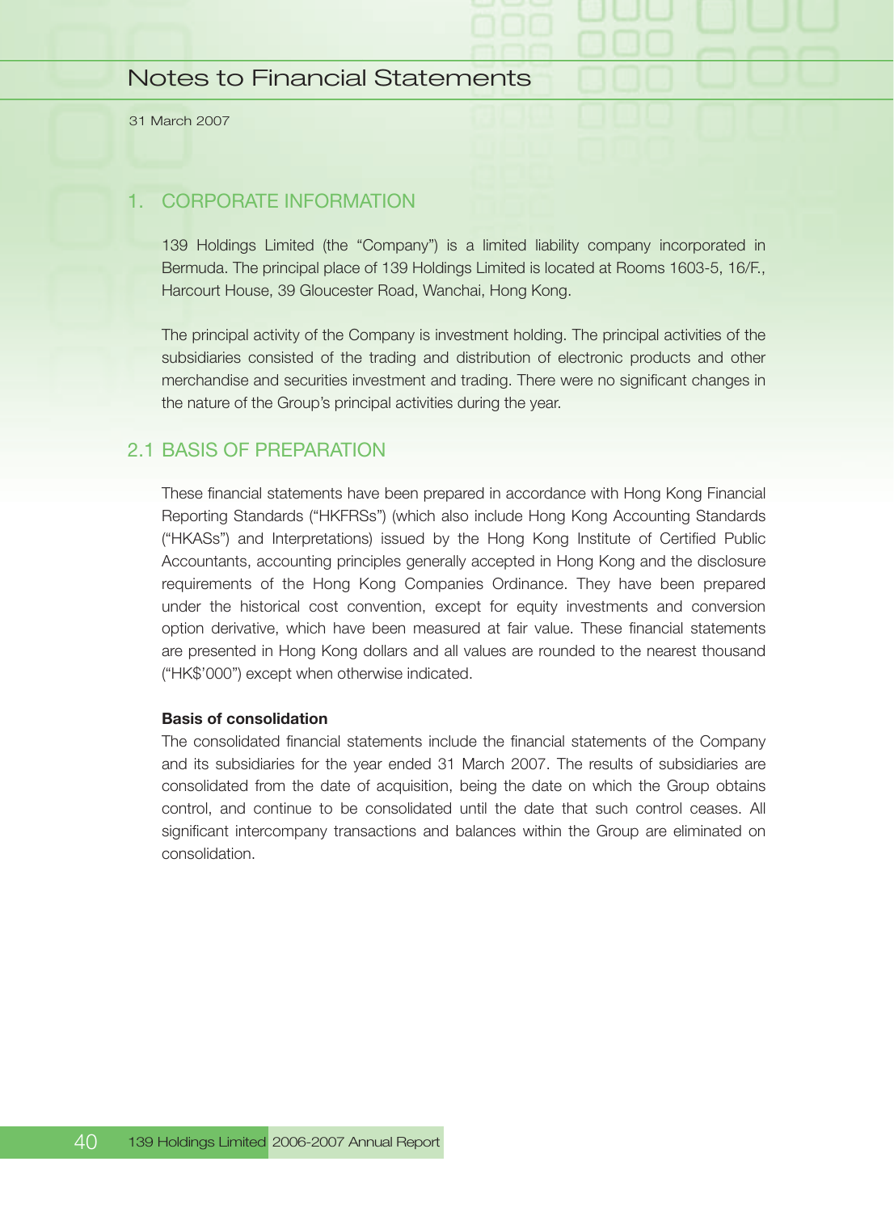# Notes to Financial Statements

31 March 2007

## 1. CORPORATE INFORMATION

139 Holdings Limited (the "Company") is a limited liability company incorporated in Bermuda. The principal place of 139 Holdings Limited is located at Rooms 1603-5, 16/F., Harcourt House, 39 Gloucester Road, Wanchai, Hong Kong.

The principal activity of the Company is investment holding. The principal activities of the subsidiaries consisted of the trading and distribution of electronic products and other merchandise and securities investment and trading. There were no significant changes in the nature of the Group's principal activities during the year.

## 2.1 BASIS OF PREPARATION

These financial statements have been prepared in accordance with Hong Kong Financial Reporting Standards ("HKFRSs") (which also include Hong Kong Accounting Standards ("HKASs") and Interpretations) issued by the Hong Kong Institute of Certified Public Accountants, accounting principles generally accepted in Hong Kong and the disclosure requirements of the Hong Kong Companies Ordinance. They have been prepared under the historical cost convention, except for equity investments and conversion option derivative, which have been measured at fair value. These financial statements are presented in Hong Kong dollars and all values are rounded to the nearest thousand ("HK$'000") except when otherwise indicated.

**Basis of consolidation**

The consolidated financial statements include the financial statements of the Company and its subsidiaries for the year ended 31 March 2007. The results of subsidiaries are consolidated from the date of acquisition, being the date on which the Group obtains control, and continue to be consolidated until the date that such control ceases. All significant intercompany transactions and balances within the Group are eliminated on consolidation.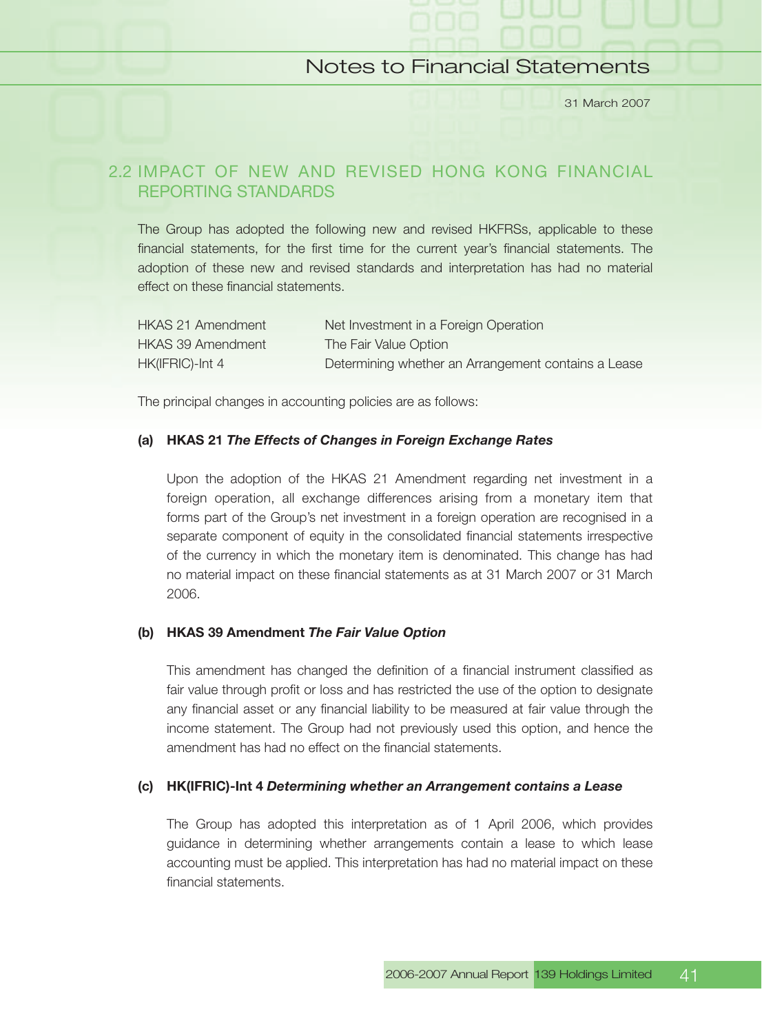## 2.2 IMPACT OF NEW AND REVISED HONG KONG FINANCIAL REPORTING STANDARDS

The Group has adopted the following new and revised HKFRSs, applicable to these financial statements, for the first time for the current year's financial statements. The adoption of these new and revised standards and interpretation has had no material effect on these financial statements.

| | |
|---|---|
| HKAS 21 Amendment | Net Investment in a Foreign Operation |
| HKAS 39 Amendment | The Fair Value Option |
| HK(IFRIC)-Int 4 | Determining whether an Arrangement contains a Lease |

The principal changes in accounting policies are as follows:

**(a) HKAS 21 *The Effects of Changes in Foreign Exchange Rates***

Upon the adoption of the HKAS 21 Amendment regarding net investment in a foreign operation, all exchange differences arising from a monetary item that forms part of the Group's net investment in a foreign operation are recognised in a separate component of equity in the consolidated financial statements irrespective of the currency in which the monetary item is denominated. This change has had no material impact on these financial statements as at 31 March 2007 or 31 March 2006.

**(b) HKAS 39 Amendment *The Fair Value Option***

This amendment has changed the definition of a financial instrument classified as fair value through profit or loss and has restricted the use of the option to designate any financial asset or any financial liability to be measured at fair value through the income statement. The Group had not previously used this option, and hence the amendment has had no effect on the financial statements.

**(c) HK(IFRIC)-Int 4 *Determining whether an Arrangement contains a Lease***

The Group has adopted this interpretation as of 1 April 2006, which provides guidance in determining whether arrangements contain a lease to which lease accounting must be applied. This interpretation has had no material impact on these financial statements.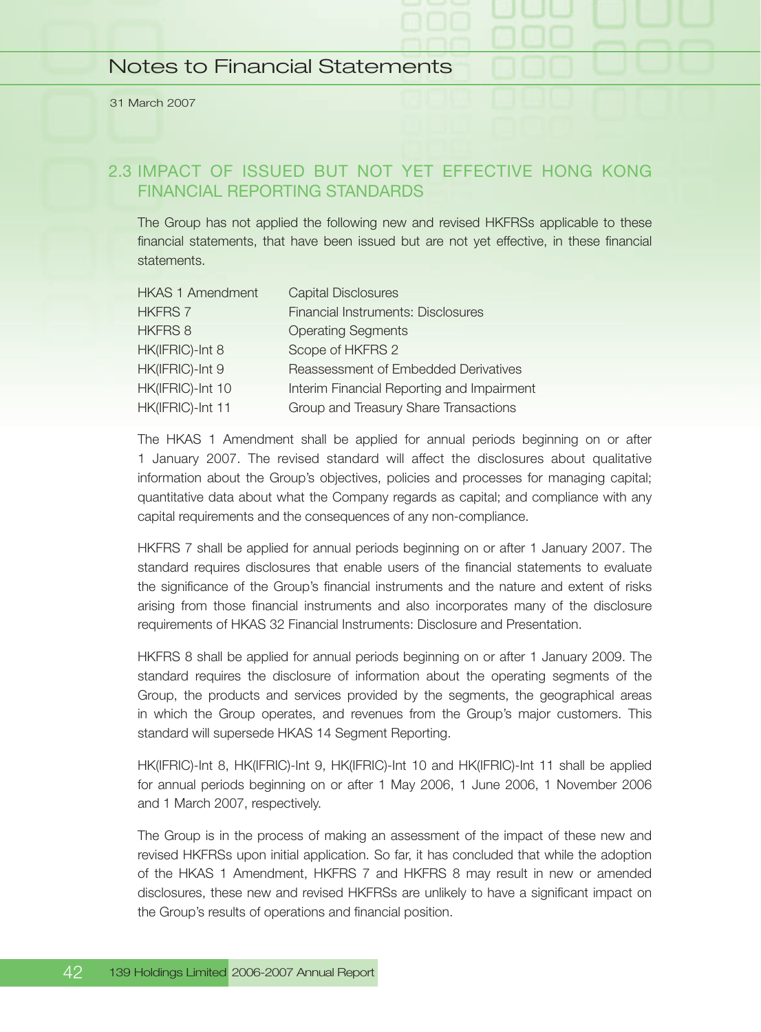## 2.3 IMPACT OF ISSUED BUT NOT YET EFFECTIVE HONG KONG FINANCIAL REPORTING STANDARDS

The Group has not applied the following new and revised HKFRSs applicable to these financial statements, that have been issued but are not yet effective, in these financial statements.

| | |
|---|---|
| HKAS 1 Amendment | Capital Disclosures |
| HKFRS 7 | Financial Instruments: Disclosures |
| HKFRS 8 | Operating Segments |
| HK(IFRIC)-Int 8 | Scope of HKFRS 2 |
| HK(IFRIC)-Int 9 | Reassessment of Embedded Derivatives |
| HK(IFRIC)-Int 10 | Interim Financial Reporting and Impairment |
| HK(IFRIC)-Int 11 | Group and Treasury Share Transactions |

The HKAS 1 Amendment shall be applied for annual periods beginning on or after 1 January 2007. The revised standard will affect the disclosures about qualitative information about the Group's objectives, policies and processes for managing capital; quantitative data about what the Company regards as capital; and compliance with any capital requirements and the consequences of any non-compliance.

HKFRS 7 shall be applied for annual periods beginning on or after 1 January 2007. The standard requires disclosures that enable users of the financial statements to evaluate the significance of the Group's financial instruments and the nature and extent of risks arising from those financial instruments and also incorporates many of the disclosure requirements of HKAS 32 Financial Instruments: Disclosure and Presentation.

HKFRS 8 shall be applied for annual periods beginning on or after 1 January 2009. The standard requires the disclosure of information about the operating segments of the Group, the products and services provided by the segments, the geographical areas in which the Group operates, and revenues from the Group's major customers. This standard will supersede HKAS 14 Segment Reporting.

HK(IFRIC)-Int 8, HK(IFRIC)-Int 9, HK(IFRIC)-Int 10 and HK(IFRIC)-Int 11 shall be applied for annual periods beginning on or after 1 May 2006, 1 June 2006, 1 November 2006 and 1 March 2007, respectively.

The Group is in the process of making an assessment of the impact of these new and revised HKFRSs upon initial application. So far, it has concluded that while the adoption of the HKAS 1 Amendment, HKFRS 7 and HKFRS 8 may result in new or amended disclosures, these new and revised HKFRSs are unlikely to have a significant impact on the Group's results of operations and financial position.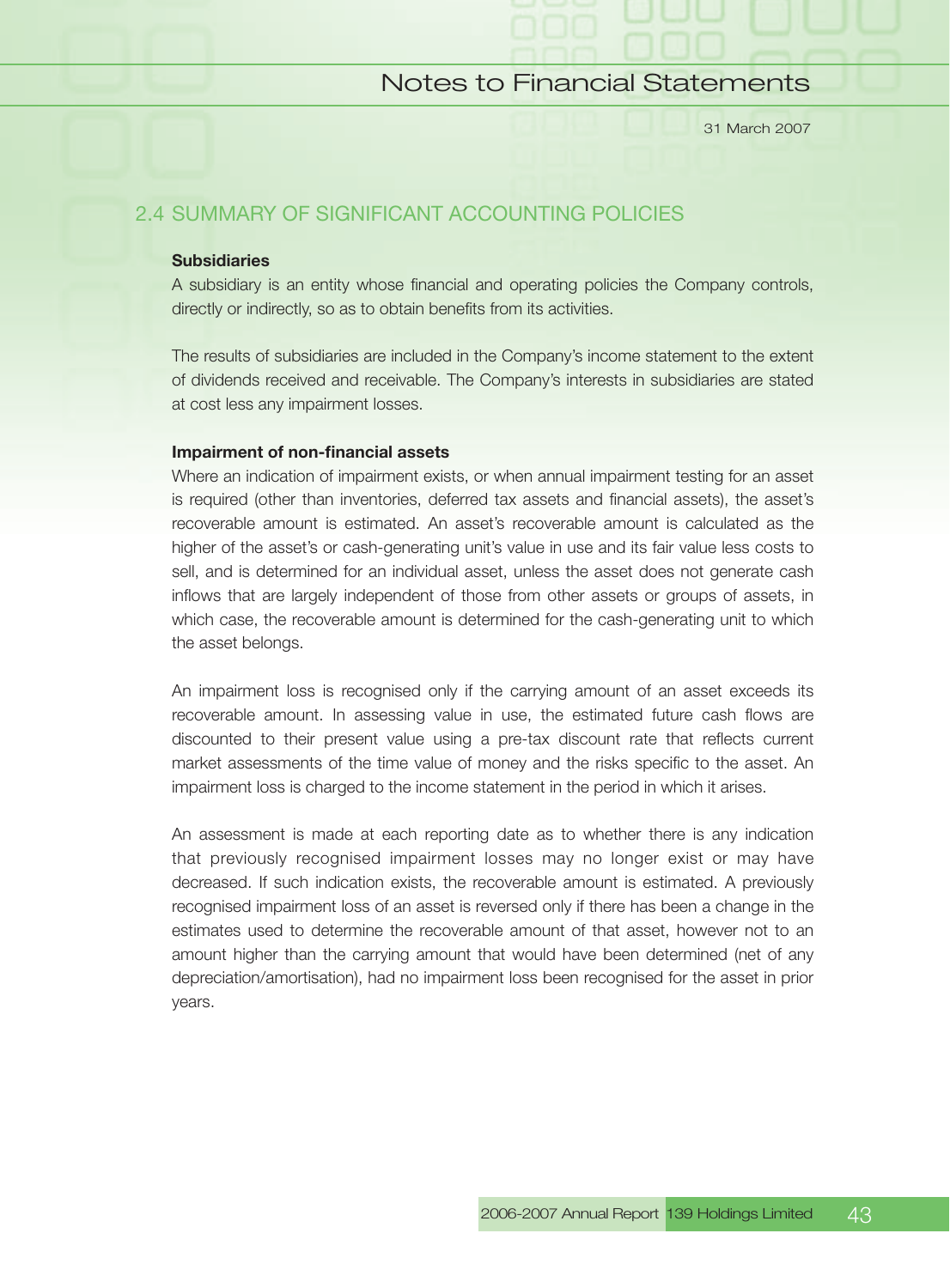## 2.4 SUMMARY OF SIGNIFICANT ACCOUNTING POLICIES

**Subsidiaries**

A subsidiary is an entity whose financial and operating policies the Company controls, directly or indirectly, so as to obtain benefits from its activities.

The results of subsidiaries are included in the Company's income statement to the extent of dividends received and receivable. The Company's interests in subsidiaries are stated at cost less any impairment losses.

**Impairment of non-financial assets**

Where an indication of impairment exists, or when annual impairment testing for an asset is required (other than inventories, deferred tax assets and financial assets), the asset's recoverable amount is estimated. An asset's recoverable amount is calculated as the higher of the asset's or cash-generating unit's value in use and its fair value less costs to sell, and is determined for an individual asset, unless the asset does not generate cash inflows that are largely independent of those from other assets or groups of assets, in which case, the recoverable amount is determined for the cash-generating unit to which the asset belongs.

An impairment loss is recognised only if the carrying amount of an asset exceeds its recoverable amount. In assessing value in use, the estimated future cash flows are discounted to their present value using a pre-tax discount rate that reflects current market assessments of the time value of money and the risks specific to the asset. An impairment loss is charged to the income statement in the period in which it arises.

An assessment is made at each reporting date as to whether there is any indication that previously recognised impairment losses may no longer exist or may have decreased. If such indication exists, the recoverable amount is estimated. A previously recognised impairment loss of an asset is reversed only if there has been a change in the estimates used to determine the recoverable amount of that asset, however not to an amount higher than the carrying amount that would have been determined (net of any depreciation/amortisation), had no impairment loss been recognised for the asset in prior years.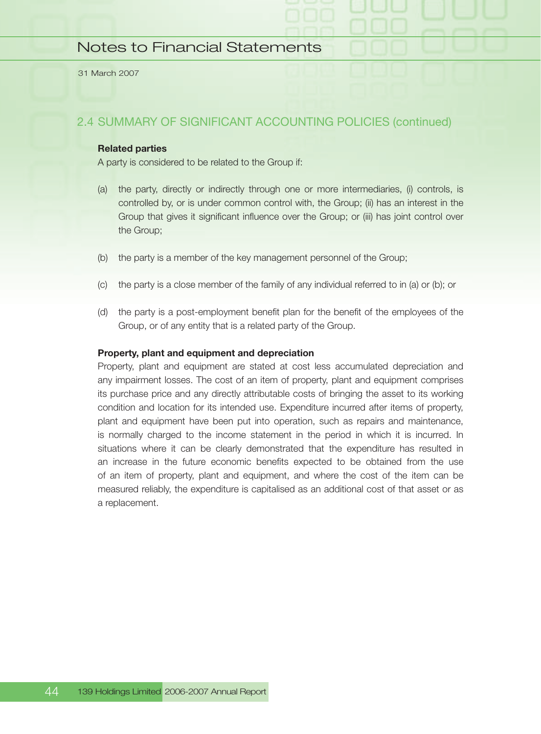## 2.4 SUMMARY OF SIGNIFICANT ACCOUNTING POLICIES (continued)

**Related parties**

A party is considered to be related to the Group if:

(a) the party, directly or indirectly through one or more intermediaries, (i) controls, is controlled by, or is under common control with, the Group; (ii) has an interest in the Group that gives it significant influence over the Group; or (iii) has joint control over the Group;

(b) the party is a member of the key management personnel of the Group;

(c) the party is a close member of the family of any individual referred to in (a) or (b); or

(d) the party is a post-employment benefit plan for the benefit of the employees of the Group, or of any entity that is a related party of the Group.

**Property, plant and equipment and depreciation**

Property, plant and equipment are stated at cost less accumulated depreciation and any impairment losses. The cost of an item of property, plant and equipment comprises its purchase price and any directly attributable costs of bringing the asset to its working condition and location for its intended use. Expenditure incurred after items of property, plant and equipment have been put into operation, such as repairs and maintenance, is normally charged to the income statement in the period in which it is incurred. In situations where it can be clearly demonstrated that the expenditure has resulted in an increase in the future economic benefits expected to be obtained from the use of an item of property, plant and equipment, and where the cost of the item can be measured reliably, the expenditure is capitalised as an additional cost of that asset or as a replacement.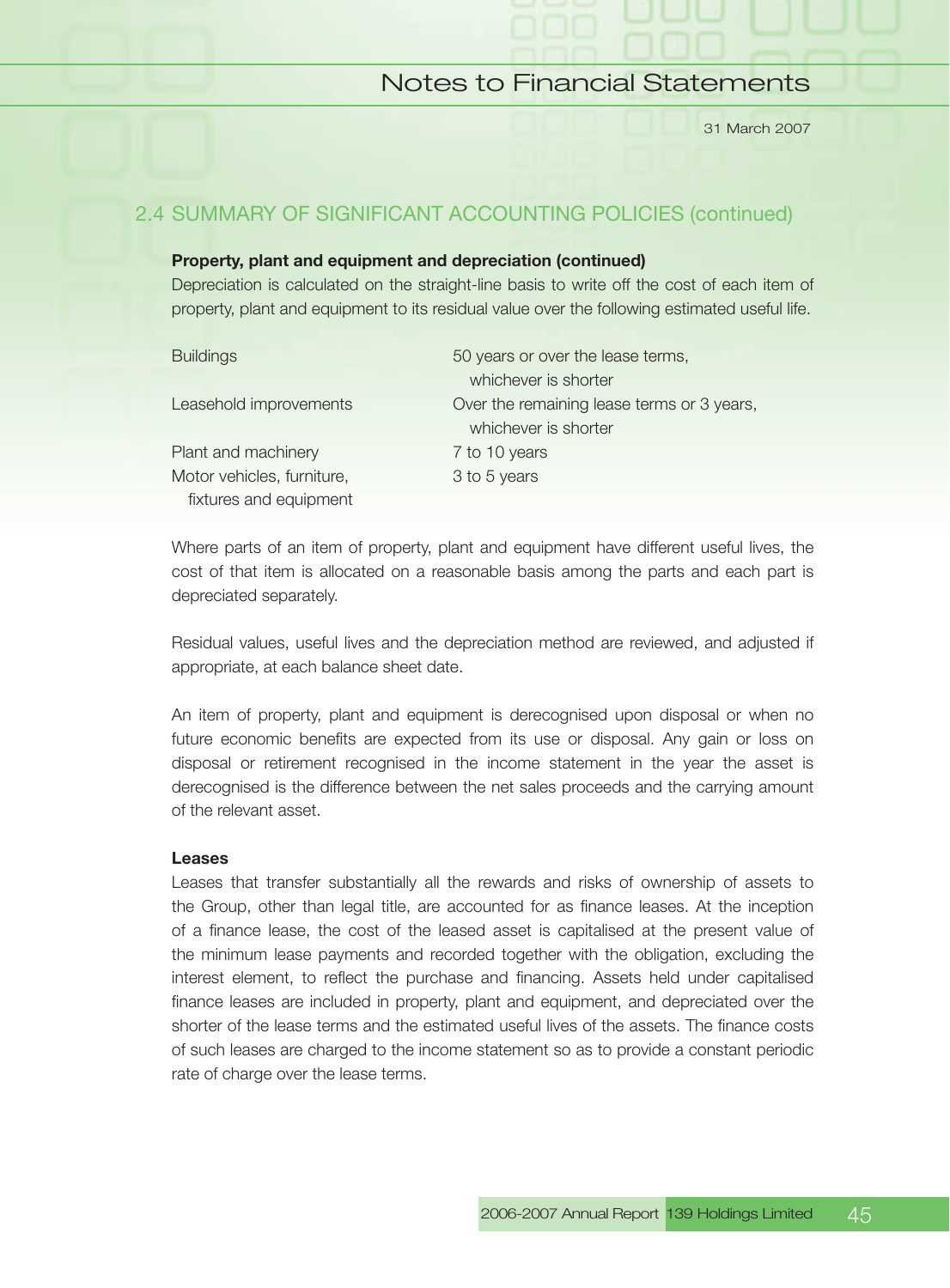## 2.4 SUMMARY OF SIGNIFICANT ACCOUNTING POLICIES (continued)

**Property, plant and equipment and depreciation (continued)**

Depreciation is calculated on the straight-line basis to write off the cost of each item of property, plant and equipment to its residual value over the following estimated useful life.

| | |
|---|---|
| Buildings | 50 years or over the lease terms, whichever is shorter |
| Leasehold improvements | Over the remaining lease terms or 3 years, whichever is shorter |
| Plant and machinery | 7 to 10 years |
| Motor vehicles, furniture, fixtures and equipment | 3 to 5 years |

Where parts of an item of property, plant and equipment have different useful lives, the cost of that item is allocated on a reasonable basis among the parts and each part is depreciated separately.

Residual values, useful lives and the depreciation method are reviewed, and adjusted if appropriate, at each balance sheet date.

An item of property, plant and equipment is derecognised upon disposal or when no future economic benefits are expected from its use or disposal. Any gain or loss on disposal or retirement recognised in the income statement in the year the asset is derecognised is the difference between the net sales proceeds and the carrying amount of the relevant asset.

**Leases**

Leases that transfer substantially all the rewards and risks of ownership of assets to the Group, other than legal title, are accounted for as finance leases. At the inception of a finance lease, the cost of the leased asset is capitalised at the present value of the minimum lease payments and recorded together with the obligation, excluding the interest element, to reflect the purchase and financing. Assets held under capitalised finance leases are included in property, plant and equipment, and depreciated over the shorter of the lease terms and the estimated useful lives of the assets. The finance costs of such leases are charged to the income statement so as to provide a constant periodic rate of charge over the lease terms.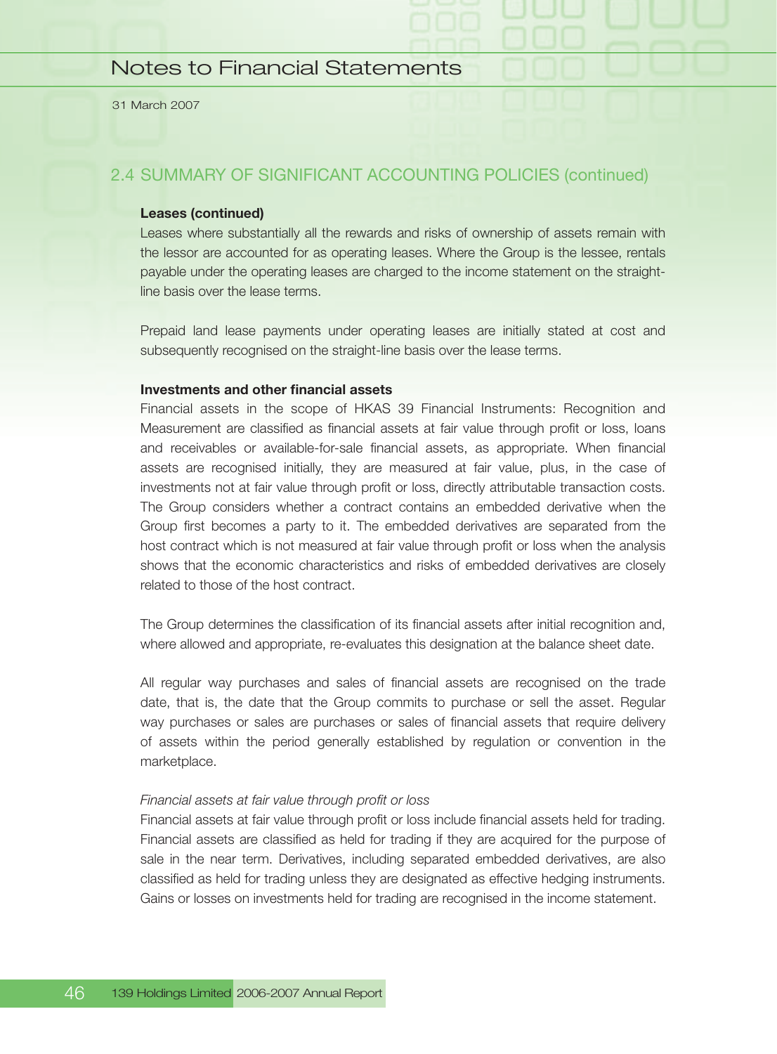## 2.4 SUMMARY OF SIGNIFICANT ACCOUNTING POLICIES (continued)

**Leases (continued)**

Leases where substantially all the rewards and risks of ownership of assets remain with the lessor are accounted for as operating leases. Where the Group is the lessee, rentals payable under the operating leases are charged to the income statement on the straight-line basis over the lease terms.

Prepaid land lease payments under operating leases are initially stated at cost and subsequently recognised on the straight-line basis over the lease terms.

**Investments and other financial assets**

Financial assets in the scope of HKAS 39 Financial Instruments: Recognition and Measurement are classified as financial assets at fair value through profit or loss, loans and receivables or available-for-sale financial assets, as appropriate. When financial assets are recognised initially, they are measured at fair value, plus, in the case of investments not at fair value through profit or loss, directly attributable transaction costs. The Group considers whether a contract contains an embedded derivative when the Group first becomes a party to it. The embedded derivatives are separated from the host contract which is not measured at fair value through profit or loss when the analysis shows that the economic characteristics and risks of embedded derivatives are closely related to those of the host contract.

The Group determines the classification of its financial assets after initial recognition and, where allowed and appropriate, re-evaluates this designation at the balance sheet date.

All regular way purchases and sales of financial assets are recognised on the trade date, that is, the date that the Group commits to purchase or sell the asset. Regular way purchases or sales are purchases or sales of financial assets that require delivery of assets within the period generally established by regulation or convention in the marketplace.

*Financial assets at fair value through profit or loss*

Financial assets at fair value through profit or loss include financial assets held for trading. Financial assets are classified as held for trading if they are acquired for the purpose of sale in the near term. Derivatives, including separated embedded derivatives, are also classified as held for trading unless they are designated as effective hedging instruments. Gains or losses on investments held for trading are recognised in the income statement.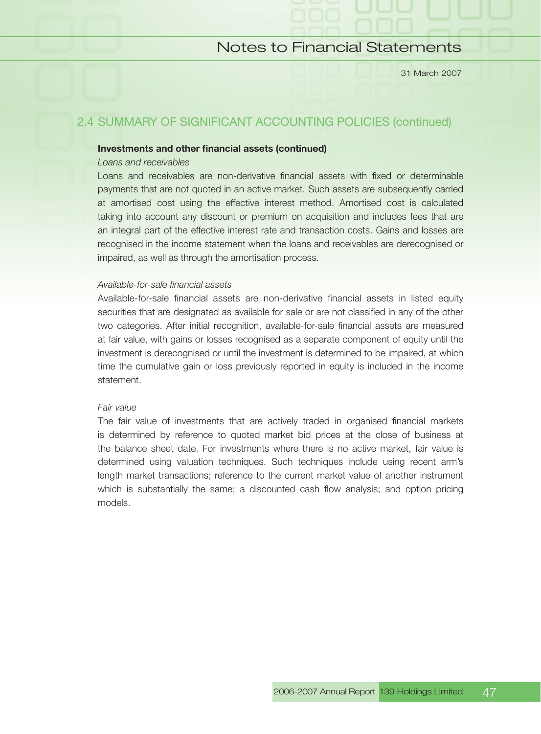## 2.4 SUMMARY OF SIGNIFICANT ACCOUNTING POLICIES (continued)

**Investments and other financial assets (continued)**

*Loans and receivables*

Loans and receivables are non-derivative financial assets with fixed or determinable payments that are not quoted in an active market. Such assets are subsequently carried at amortised cost using the effective interest method. Amortised cost is calculated taking into account any discount or premium on acquisition and includes fees that are an integral part of the effective interest rate and transaction costs. Gains and losses are recognised in the income statement when the loans and receivables are derecognised or impaired, as well as through the amortisation process.

*Available-for-sale financial assets*

Available-for-sale financial assets are non-derivative financial assets in listed equity securities that are designated as available for sale or are not classified in any of the other two categories. After initial recognition, available-for-sale financial assets are measured at fair value, with gains or losses recognised as a separate component of equity until the investment is derecognised or until the investment is determined to be impaired, at which time the cumulative gain or loss previously reported in equity is included in the income statement.

*Fair value*

The fair value of investments that are actively traded in organised financial markets is determined by reference to quoted market bid prices at the close of business at the balance sheet date. For investments where there is no active market, fair value is determined using valuation techniques. Such techniques include using recent arm's length market transactions; reference to the current market value of another instrument which is substantially the same; a discounted cash flow analysis; and option pricing models.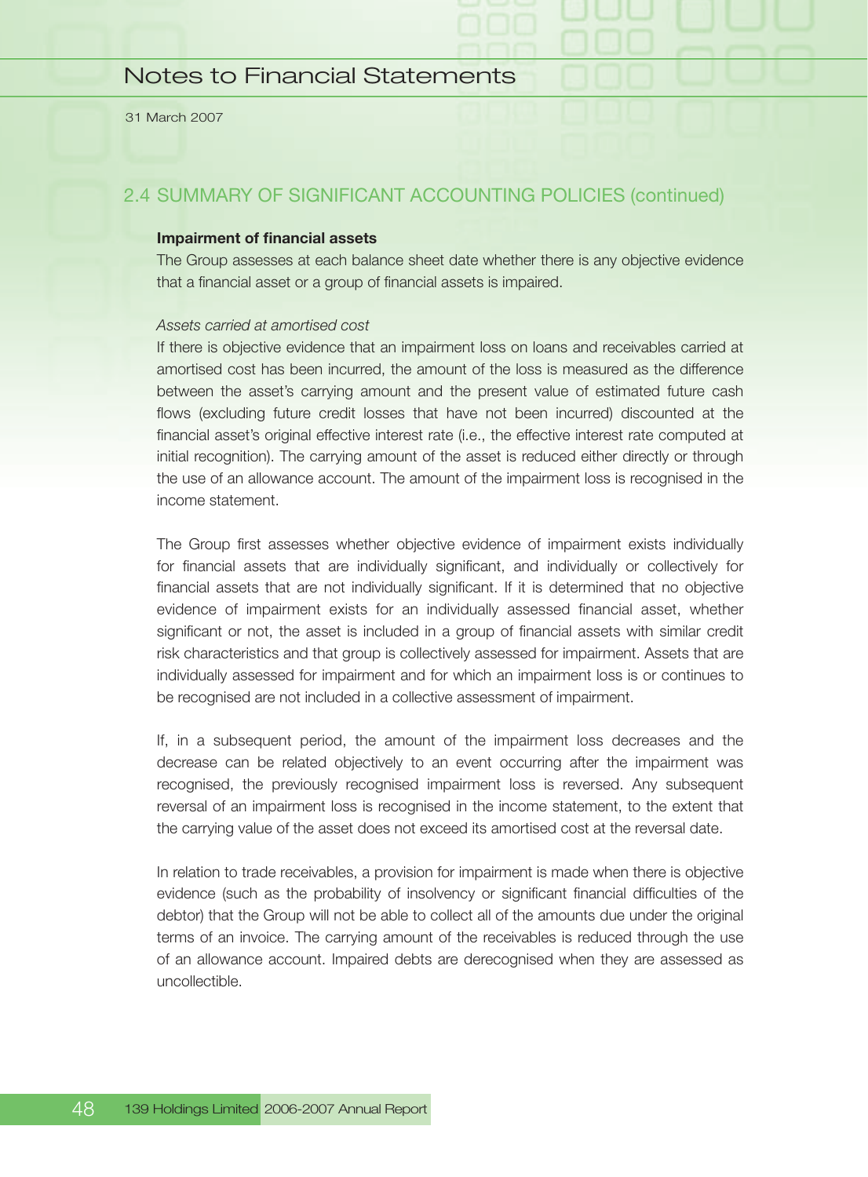## 2.4 SUMMARY OF SIGNIFICANT ACCOUNTING POLICIES (continued)

**Impairment of financial assets**

The Group assesses at each balance sheet date whether there is any objective evidence that a financial asset or a group of financial assets is impaired.

*Assets carried at amortised cost*

If there is objective evidence that an impairment loss on loans and receivables carried at amortised cost has been incurred, the amount of the loss is measured as the difference between the asset's carrying amount and the present value of estimated future cash flows (excluding future credit losses that have not been incurred) discounted at the financial asset's original effective interest rate (i.e., the effective interest rate computed at initial recognition). The carrying amount of the asset is reduced either directly or through the use of an allowance account. The amount of the impairment loss is recognised in the income statement.

The Group first assesses whether objective evidence of impairment exists individually for financial assets that are individually significant, and individually or collectively for financial assets that are not individually significant. If it is determined that no objective evidence of impairment exists for an individually assessed financial asset, whether significant or not, the asset is included in a group of financial assets with similar credit risk characteristics and that group is collectively assessed for impairment. Assets that are individually assessed for impairment and for which an impairment loss is or continues to be recognised are not included in a collective assessment of impairment.

If, in a subsequent period, the amount of the impairment loss decreases and the decrease can be related objectively to an event occurring after the impairment was recognised, the previously recognised impairment loss is reversed. Any subsequent reversal of an impairment loss is recognised in the income statement, to the extent that the carrying value of the asset does not exceed its amortised cost at the reversal date.

In relation to trade receivables, a provision for impairment is made when there is objective evidence (such as the probability of insolvency or significant financial difficulties of the debtor) that the Group will not be able to collect all of the amounts due under the original terms of an invoice. The carrying amount of the receivables is reduced through the use of an allowance account. Impaired debts are derecognised when they are assessed as uncollectible.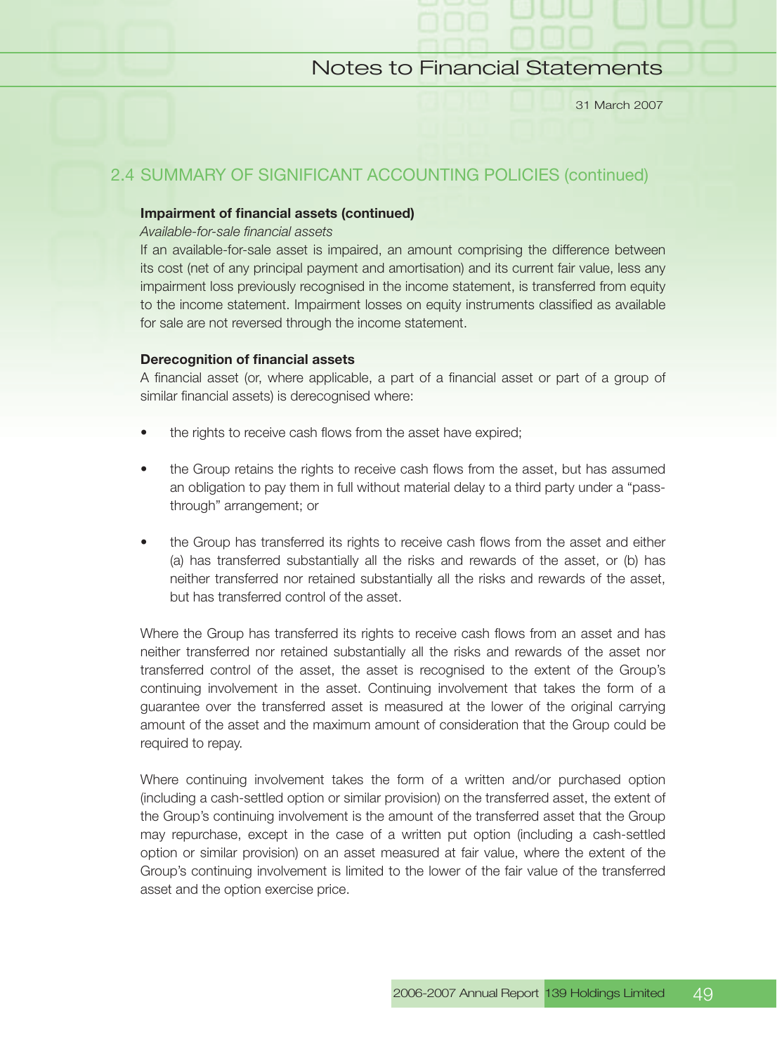## 2.4 SUMMARY OF SIGNIFICANT ACCOUNTING POLICIES (continued)

**Impairment of financial assets (continued)**

*Available-for-sale financial assets*

If an available-for-sale asset is impaired, an amount comprising the difference between its cost (net of any principal payment and amortisation) and its current fair value, less any impairment loss previously recognised in the income statement, is transferred from equity to the income statement. Impairment losses on equity instruments classified as available for sale are not reversed through the income statement.

**Derecognition of financial assets**

A financial asset (or, where applicable, a part of a financial asset or part of a group of similar financial assets) is derecognised where:

- the rights to receive cash flows from the asset have expired;
- the Group retains the rights to receive cash flows from the asset, but has assumed an obligation to pay them in full without material delay to a third party under a "pass-through" arrangement; or
- the Group has transferred its rights to receive cash flows from the asset and either (a) has transferred substantially all the risks and rewards of the asset, or (b) has neither transferred nor retained substantially all the risks and rewards of the asset, but has transferred control of the asset.

Where the Group has transferred its rights to receive cash flows from an asset and has neither transferred nor retained substantially all the risks and rewards of the asset nor transferred control of the asset, the asset is recognised to the extent of the Group's continuing involvement in the asset. Continuing involvement that takes the form of a guarantee over the transferred asset is measured at the lower of the original carrying amount of the asset and the maximum amount of consideration that the Group could be required to repay.

Where continuing involvement takes the form of a written and/or purchased option (including a cash-settled option or similar provision) on the transferred asset, the extent of the Group's continuing involvement is the amount of the transferred asset that the Group may repurchase, except in the case of a written put option (including a cash-settled option or similar provision) on an asset measured at fair value, where the extent of the Group's continuing involvement is limited to the lower of the fair value of the transferred asset and the option exercise price.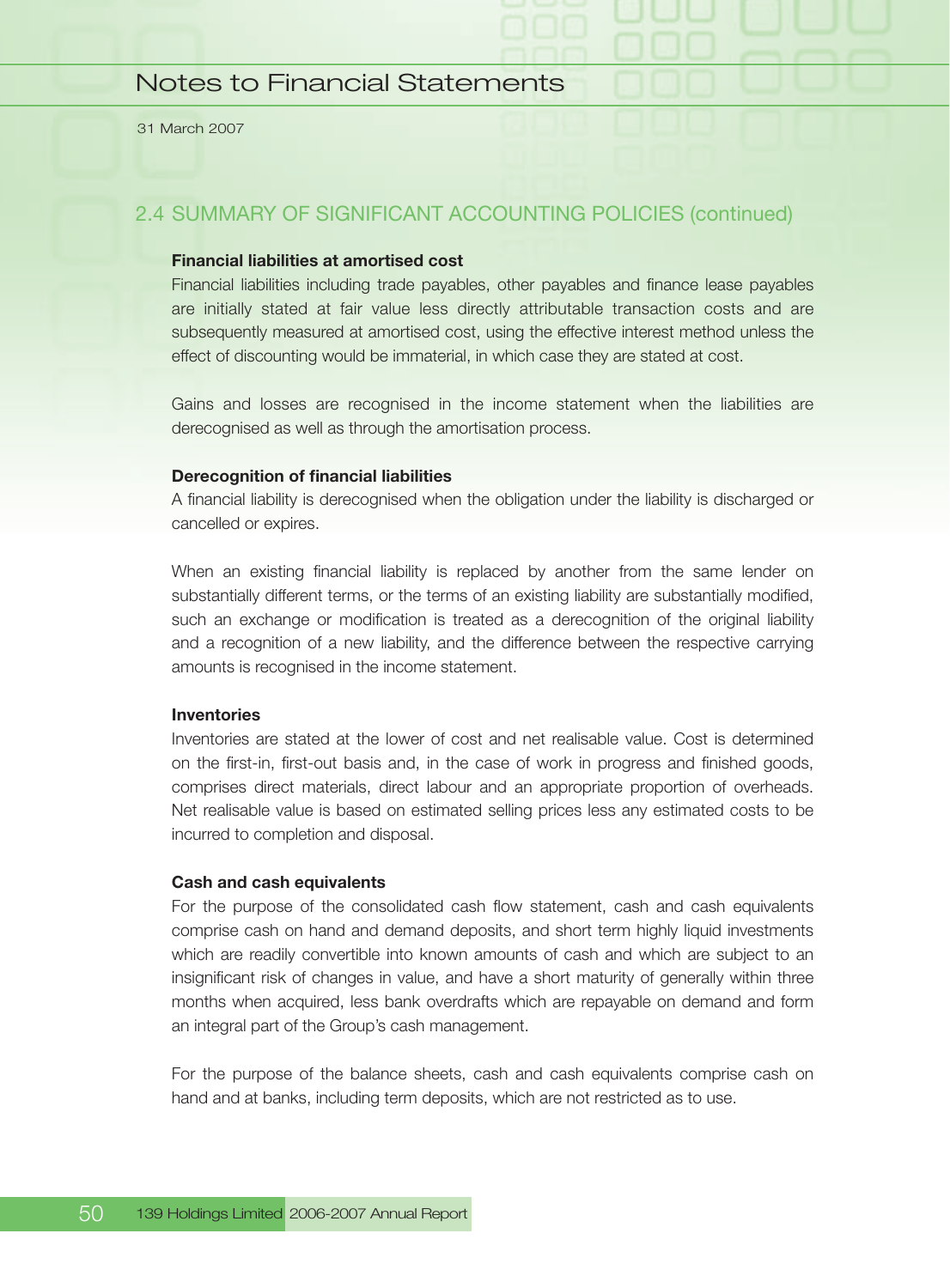## 2.4 SUMMARY OF SIGNIFICANT ACCOUNTING POLICIES (continued)

**Financial liabilities at amortised cost**

Financial liabilities including trade payables, other payables and finance lease payables are initially stated at fair value less directly attributable transaction costs and are subsequently measured at amortised cost, using the effective interest method unless the effect of discounting would be immaterial, in which case they are stated at cost.

Gains and losses are recognised in the income statement when the liabilities are derecognised as well as through the amortisation process.

**Derecognition of financial liabilities**

A financial liability is derecognised when the obligation under the liability is discharged or cancelled or expires.

When an existing financial liability is replaced by another from the same lender on substantially different terms, or the terms of an existing liability are substantially modified, such an exchange or modification is treated as a derecognition of the original liability and a recognition of a new liability, and the difference between the respective carrying amounts is recognised in the income statement.

**Inventories**

Inventories are stated at the lower of cost and net realisable value. Cost is determined on the first-in, first-out basis and, in the case of work in progress and finished goods, comprises direct materials, direct labour and an appropriate proportion of overheads. Net realisable value is based on estimated selling prices less any estimated costs to be incurred to completion and disposal.

**Cash and cash equivalents**

For the purpose of the consolidated cash flow statement, cash and cash equivalents comprise cash on hand and demand deposits, and short term highly liquid investments which are readily convertible into known amounts of cash and which are subject to an insignificant risk of changes in value, and have a short maturity of generally within three months when acquired, less bank overdrafts which are repayable on demand and form an integral part of the Group's cash management.

For the purpose of the balance sheets, cash and cash equivalents comprise cash on hand and at banks, including term deposits, which are not restricted as to use.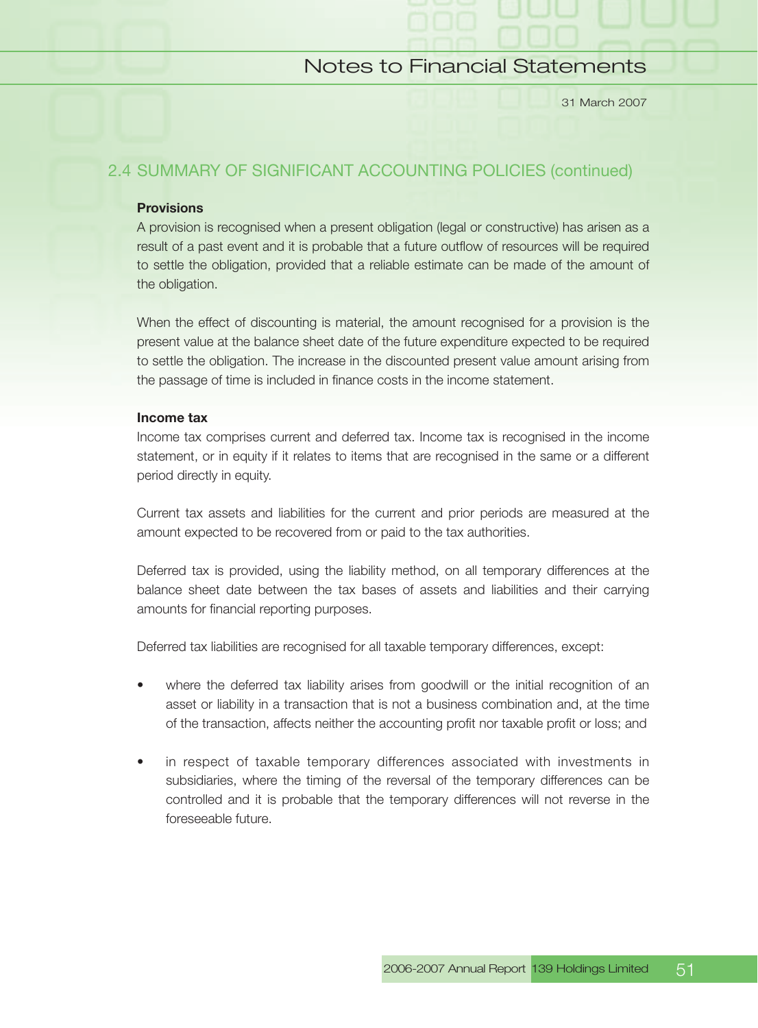## 2.4 SUMMARY OF SIGNIFICANT ACCOUNTING POLICIES (continued)

**Provisions**

A provision is recognised when a present obligation (legal or constructive) has arisen as a result of a past event and it is probable that a future outflow of resources will be required to settle the obligation, provided that a reliable estimate can be made of the amount of the obligation.

When the effect of discounting is material, the amount recognised for a provision is the present value at the balance sheet date of the future expenditure expected to be required to settle the obligation. The increase in the discounted present value amount arising from the passage of time is included in finance costs in the income statement.

**Income tax**

Income tax comprises current and deferred tax. Income tax is recognised in the income statement, or in equity if it relates to items that are recognised in the same or a different period directly in equity.

Current tax assets and liabilities for the current and prior periods are measured at the amount expected to be recovered from or paid to the tax authorities.

Deferred tax is provided, using the liability method, on all temporary differences at the balance sheet date between the tax bases of assets and liabilities and their carrying amounts for financial reporting purposes.

Deferred tax liabilities are recognised for all taxable temporary differences, except:

- where the deferred tax liability arises from goodwill or the initial recognition of an asset or liability in a transaction that is not a business combination and, at the time of the transaction, affects neither the accounting profit nor taxable profit or loss; and

- in respect of taxable temporary differences associated with investments in subsidiaries, where the timing of the reversal of the temporary differences can be controlled and it is probable that the temporary differences will not reverse in the foreseeable future.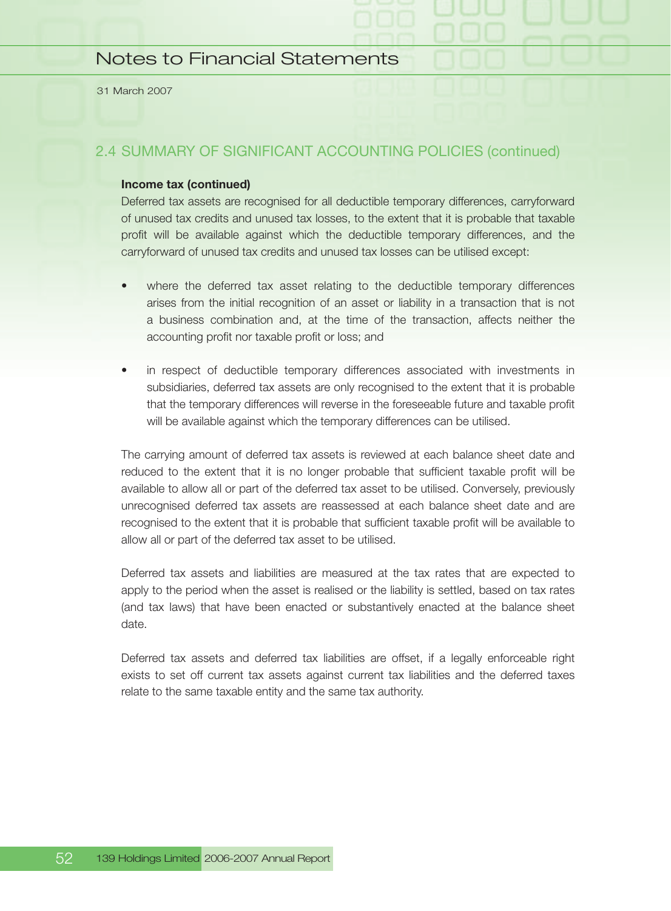## 2.4 SUMMARY OF SIGNIFICANT ACCOUNTING POLICIES (continued)

**Income tax (continued)**

Deferred tax assets are recognised for all deductible temporary differences, carryforward of unused tax credits and unused tax losses, to the extent that it is probable that taxable profit will be available against which the deductible temporary differences, and the carryforward of unused tax credits and unused tax losses can be utilised except:

- where the deferred tax asset relating to the deductible temporary differences arises from the initial recognition of an asset or liability in a transaction that is not a business combination and, at the time of the transaction, affects neither the accounting profit nor taxable profit or loss; and
- in respect of deductible temporary differences associated with investments in subsidiaries, deferred tax assets are only recognised to the extent that it is probable that the temporary differences will reverse in the foreseeable future and taxable profit will be available against which the temporary differences can be utilised.

The carrying amount of deferred tax assets is reviewed at each balance sheet date and reduced to the extent that it is no longer probable that sufficient taxable profit will be available to allow all or part of the deferred tax asset to be utilised. Conversely, previously unrecognised deferred tax assets are reassessed at each balance sheet date and are recognised to the extent that it is probable that sufficient taxable profit will be available to allow all or part of the deferred tax asset to be utilised.

Deferred tax assets and liabilities are measured at the tax rates that are expected to apply to the period when the asset is realised or the liability is settled, based on tax rates (and tax laws) that have been enacted or substantively enacted at the balance sheet date.

Deferred tax assets and deferred tax liabilities are offset, if a legally enforceable right exists to set off current tax assets against current tax liabilities and the deferred taxes relate to the same taxable entity and the same tax authority.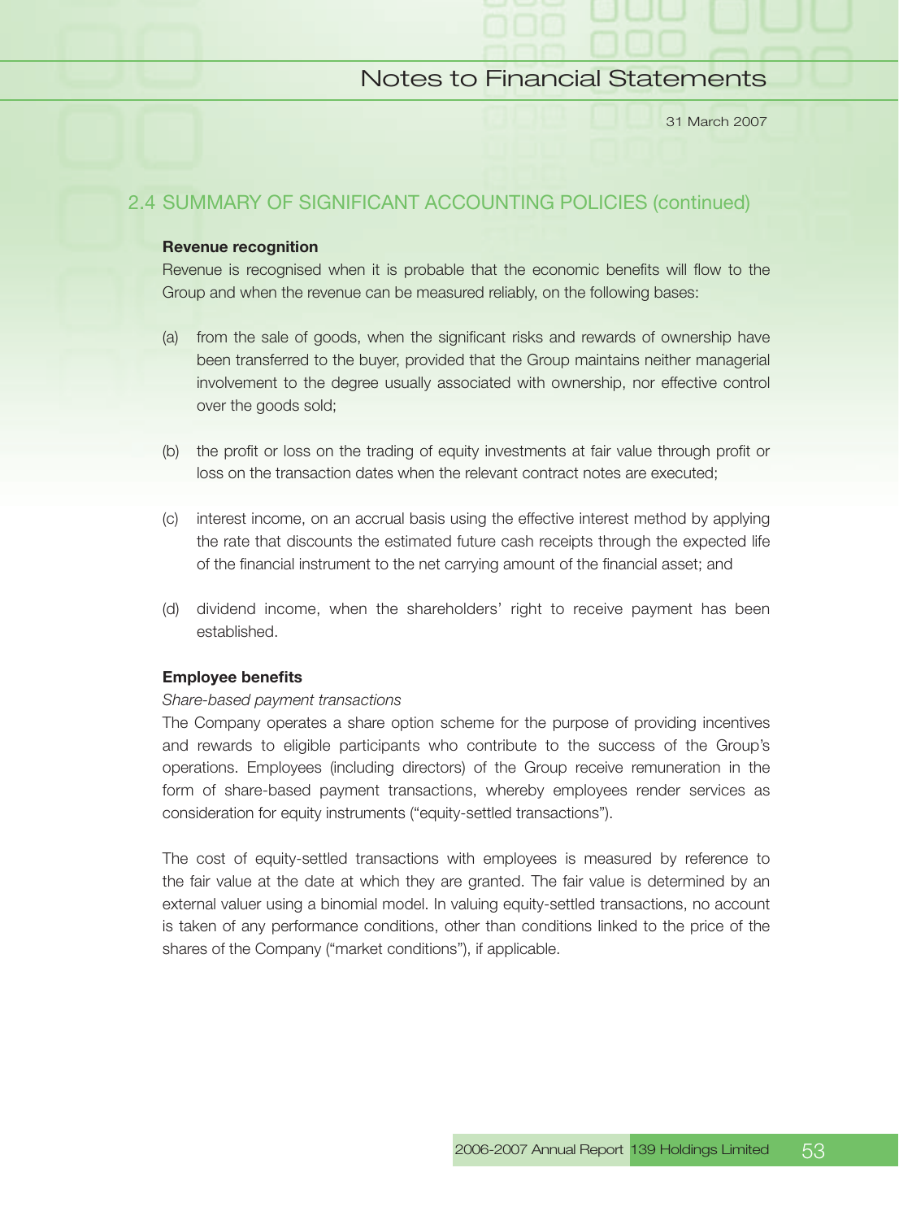## 2.4 SUMMARY OF SIGNIFICANT ACCOUNTING POLICIES (continued)

**Revenue recognition**

Revenue is recognised when it is probable that the economic benefits will flow to the Group and when the revenue can be measured reliably, on the following bases:

(a) from the sale of goods, when the significant risks and rewards of ownership have been transferred to the buyer, provided that the Group maintains neither managerial involvement to the degree usually associated with ownership, nor effective control over the goods sold;

(b) the profit or loss on the trading of equity investments at fair value through profit or loss on the transaction dates when the relevant contract notes are executed;

(c) interest income, on an accrual basis using the effective interest method by applying the rate that discounts the estimated future cash receipts through the expected life of the financial instrument to the net carrying amount of the financial asset; and

(d) dividend income, when the shareholders' right to receive payment has been established.

**Employee benefits**

*Share-based payment transactions*

The Company operates a share option scheme for the purpose of providing incentives and rewards to eligible participants who contribute to the success of the Group's operations. Employees (including directors) of the Group receive remuneration in the form of share-based payment transactions, whereby employees render services as consideration for equity instruments ("equity-settled transactions").

The cost of equity-settled transactions with employees is measured by reference to the fair value at the date at which they are granted. The fair value is determined by an external valuer using a binomial model. In valuing equity-settled transactions, no account is taken of any performance conditions, other than conditions linked to the price of the shares of the Company ("market conditions"), if applicable.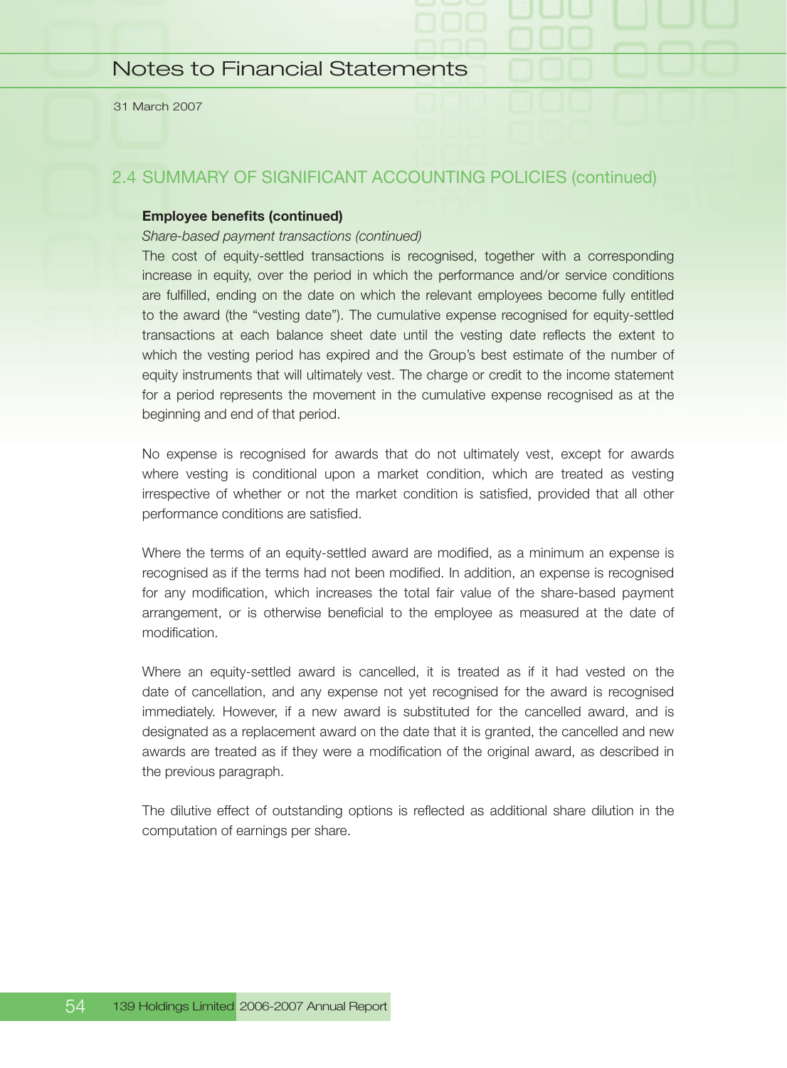## 2.4 SUMMARY OF SIGNIFICANT ACCOUNTING POLICIES (continued)

**Employee benefits (continued)**

*Share-based payment transactions (continued)*

The cost of equity-settled transactions is recognised, together with a corresponding increase in equity, over the period in which the performance and/or service conditions are fulfilled, ending on the date on which the relevant employees become fully entitled to the award (the "vesting date"). The cumulative expense recognised for equity-settled transactions at each balance sheet date until the vesting date reflects the extent to which the vesting period has expired and the Group's best estimate of the number of equity instruments that will ultimately vest. The charge or credit to the income statement for a period represents the movement in the cumulative expense recognised as at the beginning and end of that period.

No expense is recognised for awards that do not ultimately vest, except for awards where vesting is conditional upon a market condition, which are treated as vesting irrespective of whether or not the market condition is satisfied, provided that all other performance conditions are satisfied.

Where the terms of an equity-settled award are modified, as a minimum an expense is recognised as if the terms had not been modified. In addition, an expense is recognised for any modification, which increases the total fair value of the share-based payment arrangement, or is otherwise beneficial to the employee as measured at the date of modification.

Where an equity-settled award is cancelled, it is treated as if it had vested on the date of cancellation, and any expense not yet recognised for the award is recognised immediately. However, if a new award is substituted for the cancelled award, and is designated as a replacement award on the date that it is granted, the cancelled and new awards are treated as if they were a modification of the original award, as described in the previous paragraph.

The dilutive effect of outstanding options is reflected as additional share dilution in the computation of earnings per share.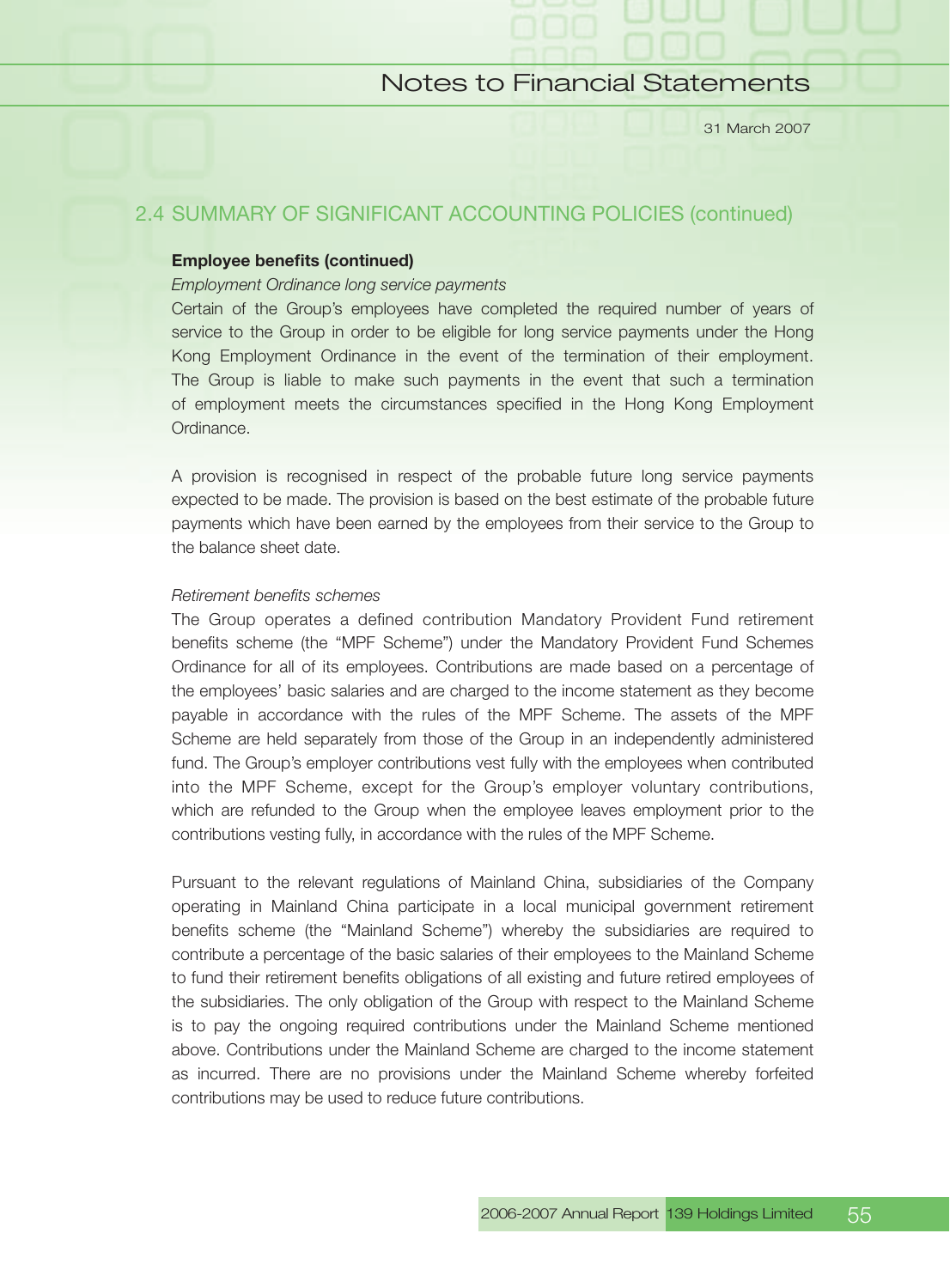## 2.4 SUMMARY OF SIGNIFICANT ACCOUNTING POLICIES (continued)

**Employee benefits (continued)**

*Employment Ordinance long service payments*

Certain of the Group's employees have completed the required number of years of service to the Group in order to be eligible for long service payments under the Hong Kong Employment Ordinance in the event of the termination of their employment. The Group is liable to make such payments in the event that such a termination of employment meets the circumstances specified in the Hong Kong Employment Ordinance.

A provision is recognised in respect of the probable future long service payments expected to be made. The provision is based on the best estimate of the probable future payments which have been earned by the employees from their service to the Group to the balance sheet date.

*Retirement benefits schemes*

The Group operates a defined contribution Mandatory Provident Fund retirement benefits scheme (the "MPF Scheme") under the Mandatory Provident Fund Schemes Ordinance for all of its employees. Contributions are made based on a percentage of the employees' basic salaries and are charged to the income statement as they become payable in accordance with the rules of the MPF Scheme. The assets of the MPF Scheme are held separately from those of the Group in an independently administered fund. The Group's employer contributions vest fully with the employees when contributed into the MPF Scheme, except for the Group's employer voluntary contributions, which are refunded to the Group when the employee leaves employment prior to the contributions vesting fully, in accordance with the rules of the MPF Scheme.

Pursuant to the relevant regulations of Mainland China, subsidiaries of the Company operating in Mainland China participate in a local municipal government retirement benefits scheme (the "Mainland Scheme") whereby the subsidiaries are required to contribute a percentage of the basic salaries of their employees to the Mainland Scheme to fund their retirement benefits obligations of all existing and future retired employees of the subsidiaries. The only obligation of the Group with respect to the Mainland Scheme is to pay the ongoing required contributions under the Mainland Scheme mentioned above. Contributions under the Mainland Scheme are charged to the income statement as incurred. There are no provisions under the Mainland Scheme whereby forfeited contributions may be used to reduce future contributions.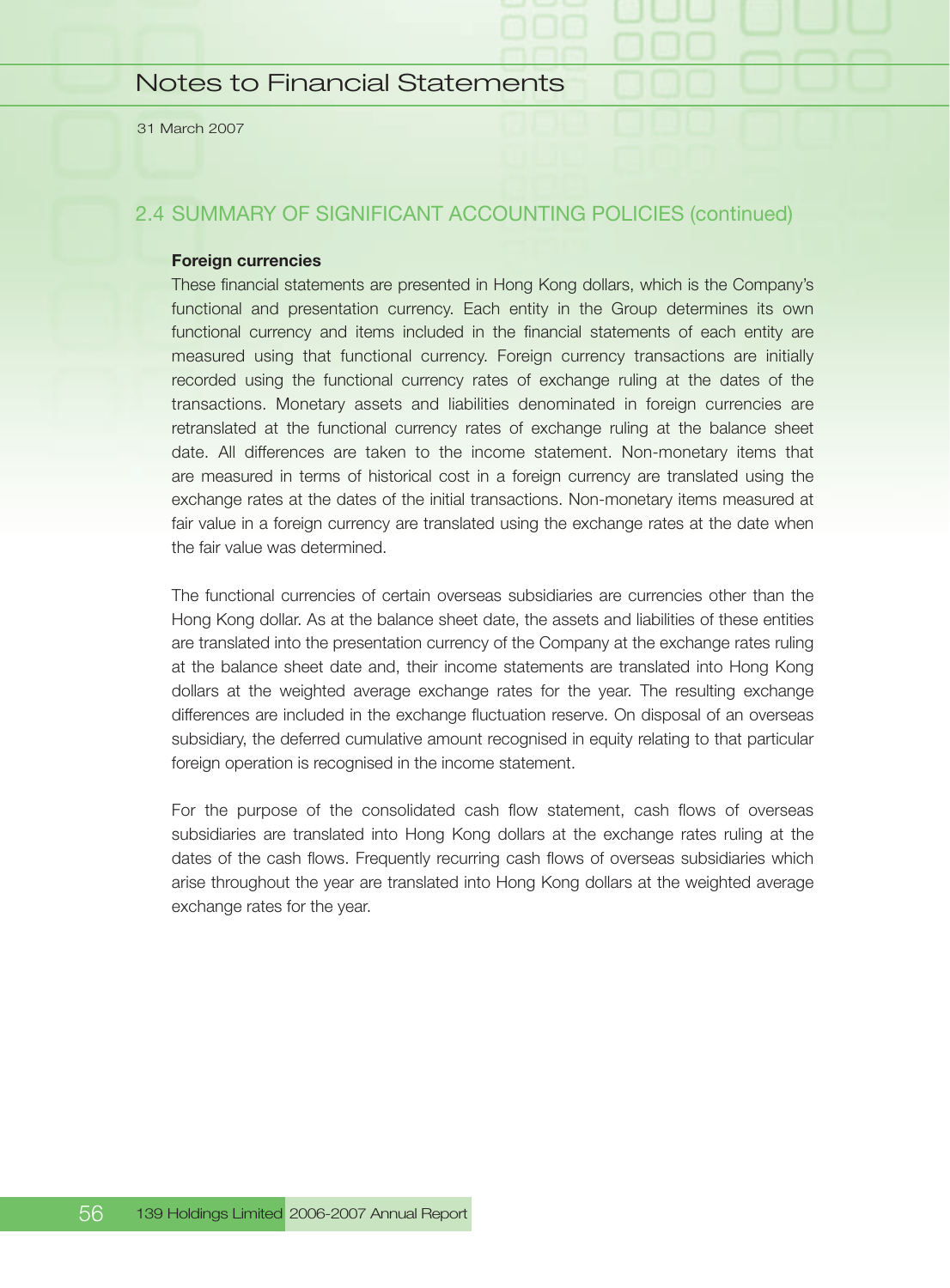## 2.4 SUMMARY OF SIGNIFICANT ACCOUNTING POLICIES (continued)

**Foreign currencies**

These financial statements are presented in Hong Kong dollars, which is the Company's functional and presentation currency. Each entity in the Group determines its own functional currency and items included in the financial statements of each entity are measured using that functional currency. Foreign currency transactions are initially recorded using the functional currency rates of exchange ruling at the dates of the transactions. Monetary assets and liabilities denominated in foreign currencies are retranslated at the functional currency rates of exchange ruling at the balance sheet date. All differences are taken to the income statement. Non-monetary items that are measured in terms of historical cost in a foreign currency are translated using the exchange rates at the dates of the initial transactions. Non-monetary items measured at fair value in a foreign currency are translated using the exchange rates at the date when the fair value was determined.

The functional currencies of certain overseas subsidiaries are currencies other than the Hong Kong dollar. As at the balance sheet date, the assets and liabilities of these entities are translated into the presentation currency of the Company at the exchange rates ruling at the balance sheet date and, their income statements are translated into Hong Kong dollars at the weighted average exchange rates for the year. The resulting exchange differences are included in the exchange fluctuation reserve. On disposal of an overseas subsidiary, the deferred cumulative amount recognised in equity relating to that particular foreign operation is recognised in the income statement.

For the purpose of the consolidated cash flow statement, cash flows of overseas subsidiaries are translated into Hong Kong dollars at the exchange rates ruling at the dates of the cash flows. Frequently recurring cash flows of overseas subsidiaries which arise throughout the year are translated into Hong Kong dollars at the weighted average exchange rates for the year.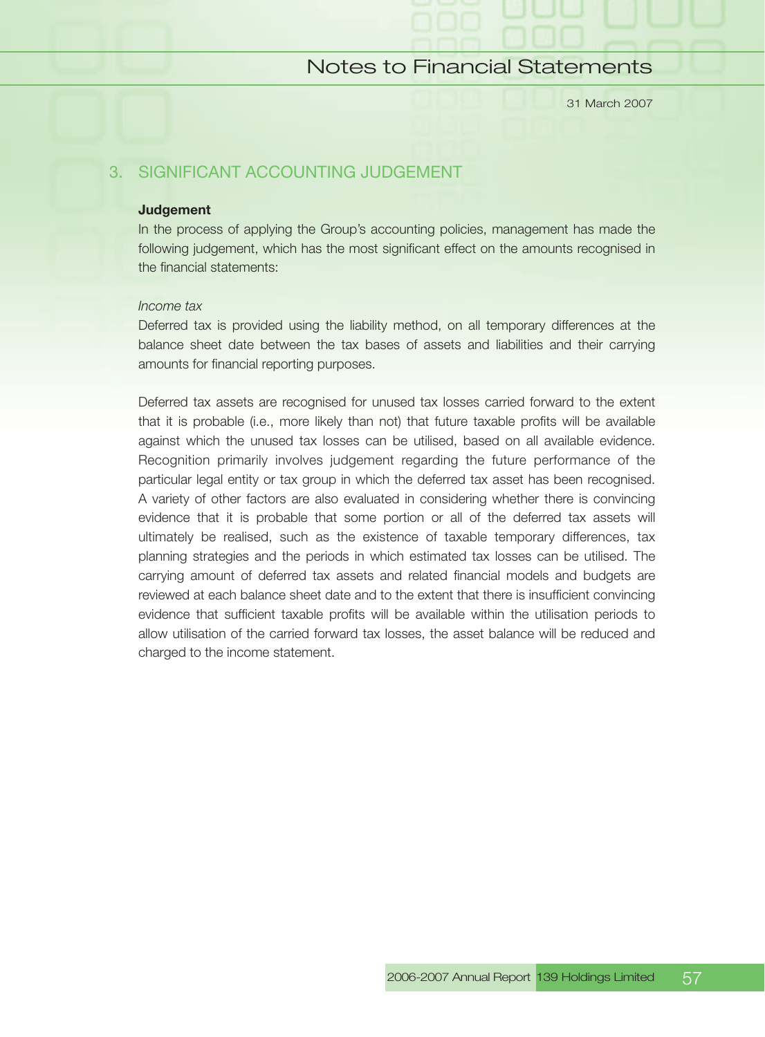## 3. SIGNIFICANT ACCOUNTING JUDGEMENT

**Judgement**

In the process of applying the Group's accounting policies, management has made the following judgement, which has the most significant effect on the amounts recognised in the financial statements:

*Income tax*

Deferred tax is provided using the liability method, on all temporary differences at the balance sheet date between the tax bases of assets and liabilities and their carrying amounts for financial reporting purposes.

Deferred tax assets are recognised for unused tax losses carried forward to the extent that it is probable (i.e., more likely than not) that future taxable profits will be available against which the unused tax losses can be utilised, based on all available evidence. Recognition primarily involves judgement regarding the future performance of the particular legal entity or tax group in which the deferred tax asset has been recognised. A variety of other factors are also evaluated in considering whether there is convincing evidence that it is probable that some portion or all of the deferred tax assets will ultimately be realised, such as the existence of taxable temporary differences, tax planning strategies and the periods in which estimated tax losses can be utilised. The carrying amount of deferred tax assets and related financial models and budgets are reviewed at each balance sheet date and to the extent that there is insufficient convincing evidence that sufficient taxable profits will be available within the utilisation periods to allow utilisation of the carried forward tax losses, the asset balance will be reduced and charged to the income statement.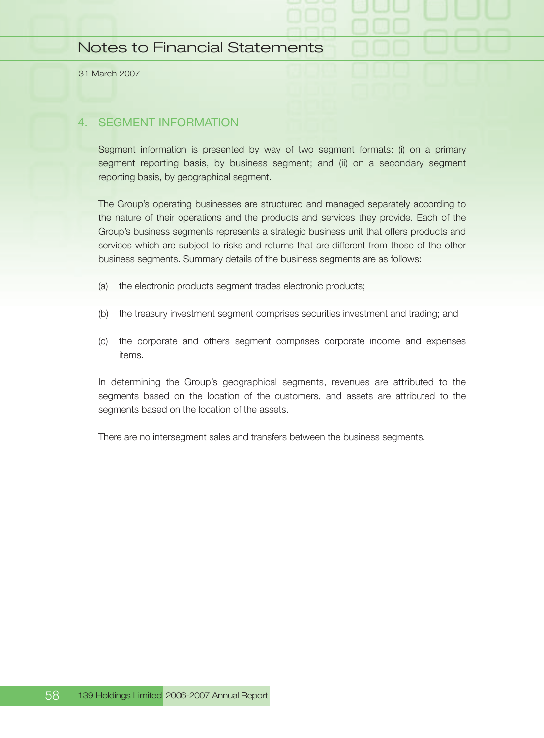## 4. SEGMENT INFORMATION

Segment information is presented by way of two segment formats: (i) on a primary segment reporting basis, by business segment; and (ii) on a secondary segment reporting basis, by geographical segment.

The Group's operating businesses are structured and managed separately according to the nature of their operations and the products and services they provide. Each of the Group's business segments represents a strategic business unit that offers products and services which are subject to risks and returns that are different from those of the other business segments. Summary details of the business segments are as follows:

(a) the electronic products segment trades electronic products;

(b) the treasury investment segment comprises securities investment and trading; and

(c) the corporate and others segment comprises corporate income and expenses items.

In determining the Group's geographical segments, revenues are attributed to the segments based on the location of the customers, and assets are attributed to the segments based on the location of the assets.

There are no intersegment sales and transfers between the business segments.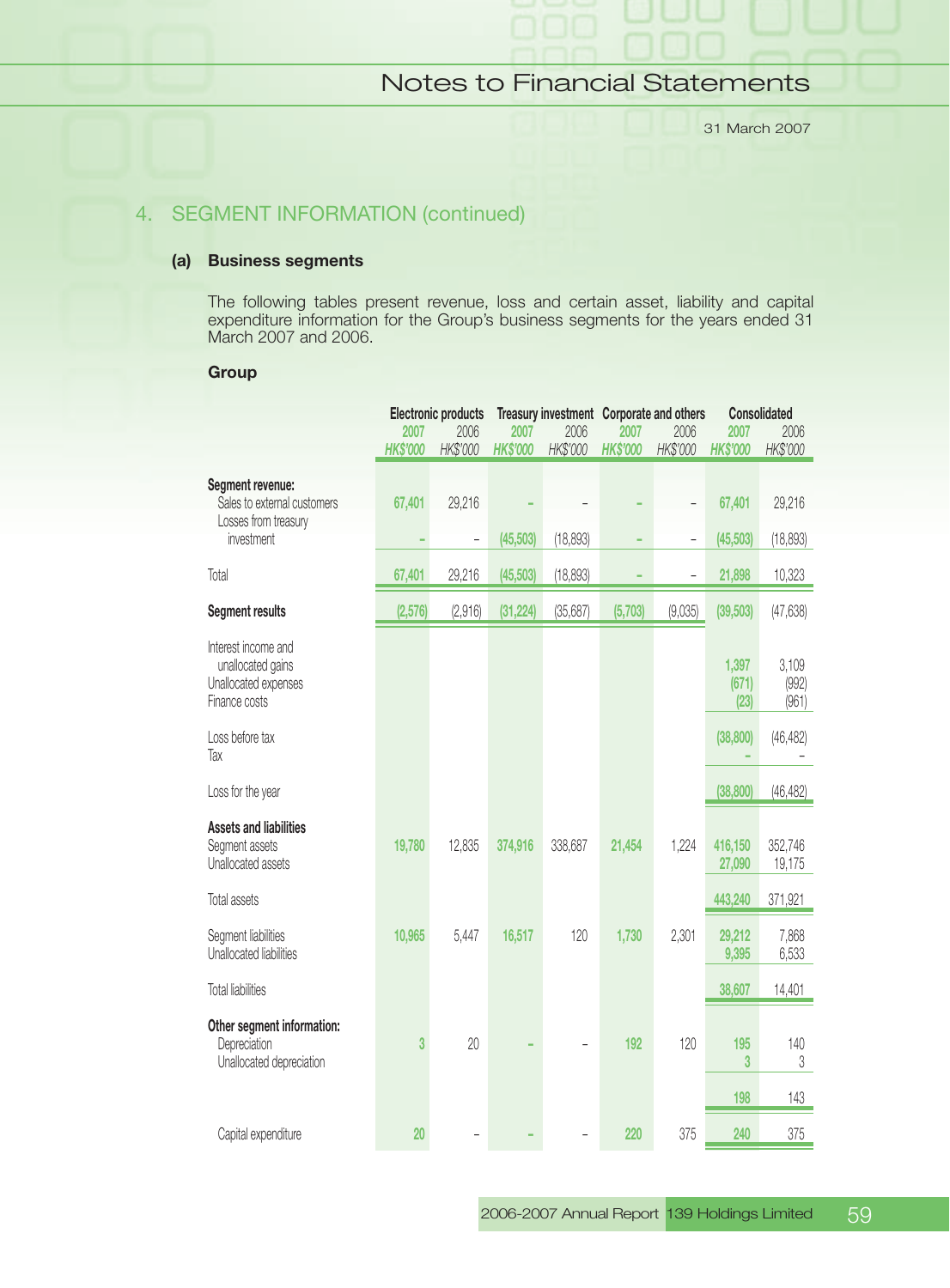## 4. SEGMENT INFORMATION (continued)

### (a) Business segments

The following tables present revenue, loss and certain asset, liability and capital expenditure information for the Group's business segments for the years ended 31 March 2007 and 2006.

**Group**

| | Electronic products | | Treasury investment | | Corporate and others | | Consolidated | |
|---|---|---|---|---|---|---|---|---|
| | 2007 | 2006 | 2007 | 2006 | 2007 | 2006 | 2007 | 2006 |
| | *HK$'000* | *HK$'000* | *HK$'000* | *HK$'000* | *HK$'000* | *HK$'000* | *HK$'000* | *HK$'000* |
| **Segment revenue:** | | | | | | | | |
| Sales to external customers | 67,401 | 29,216 | – | – | – | – | 67,401 | 29,216 |
| Losses from treasury investment | – | – | (45,503) | (18,893) | – | – | (45,503) | (18,893) |
| Total | 67,401 | 29,216 | (45,503) | (18,893) | – | – | 21,898 | 10,323 |
| **Segment results** | (2,576) | (2,916) | (31,224) | (35,687) | (5,703) | (9,035) | (39,503) | (47,638) |
| Interest income and unallocated gains | | | | | | | 1,397 | 3,109 |
| Unallocated expenses | | | | | | | (671) | (992) |
| Finance costs | | | | | | | (23) | (961) |
| Loss before tax | | | | | | | (38,800) | (46,482) |
| Tax | | | | | | | – | – |
| Loss for the year | | | | | | | (38,800) | (46,482) |
| **Assets and liabilities** | | | | | | | | |
| Segment assets | 19,780 | 12,835 | 374,916 | 338,687 | 21,454 | 1,224 | 416,150 | 352,746 |
| Unallocated assets | | | | | | | 27,090 | 19,175 |
| Total assets | | | | | | | 443,240 | 371,921 |
| Segment liabilities | 10,965 | 5,447 | 16,517 | 120 | 1,730 | 2,301 | 29,212 | 7,868 |
| Unallocated liabilities | | | | | | | 9,395 | 6,533 |
| Total liabilities | | | | | | | 38,607 | 14,401 |
| **Other segment information:** | | | | | | | | |
| Depreciation | 3 | 20 | – | – | 192 | 120 | 195 | 140 |
| Unallocated depreciation | | | | | | | 3 | 3 |
| | | | | | | | 198 | 143 |
| Capital expenditure | 20 | – | – | – | 220 | 375 | 240 | 375 |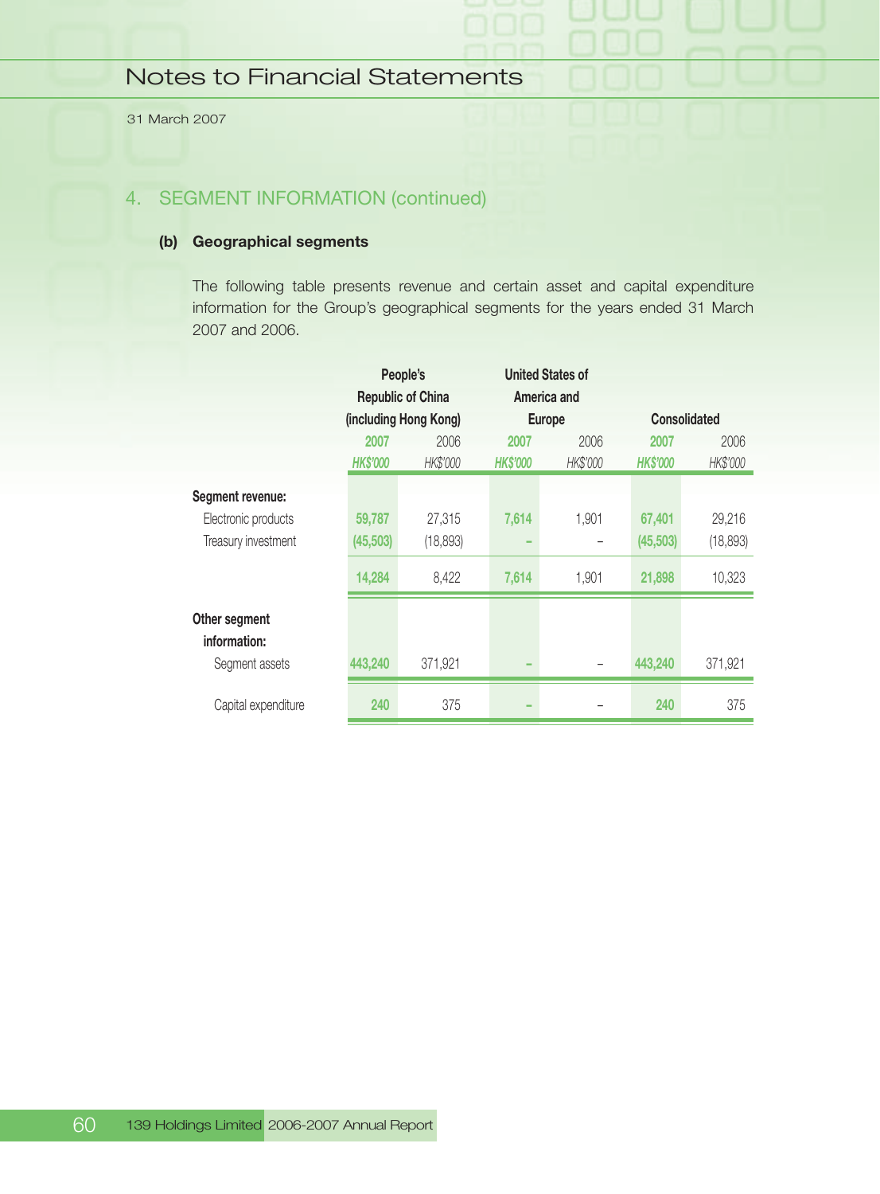## 4. SEGMENT INFORMATION (continued)

### (b) Geographical segments

The following table presents revenue and certain asset and capital expenditure information for the Group's geographical segments for the years ended 31 March 2007 and 2006.

| | People's Republic of China (including Hong Kong) | | United States of America and Europe | | Consolidated | |
|---|---|---|---|---|---|---|
| | 2007 | 2006 | 2007 | 2006 | 2007 | 2006 |
| | HK$'000 | HK$'000 | HK$'000 | HK$'000 | HK$'000 | HK$'000 |
| **Segment revenue:** | | | | | | |
| Electronic products | 59,787 | 27,315 | 7,614 | 1,901 | 67,401 | 29,216 |
| Treasury investment | (45,503) | (18,893) | – | – | (45,503) | (18,893) |
| | 14,284 | 8,422 | 7,614 | 1,901 | 21,898 | 10,323 |
| **Other segment information:** | | | | | | |
| Segment assets | 443,240 | 371,921 | – | – | 443,240 | 371,921 |
| Capital expenditure | 240 | 375 | – | – | 240 | 375 |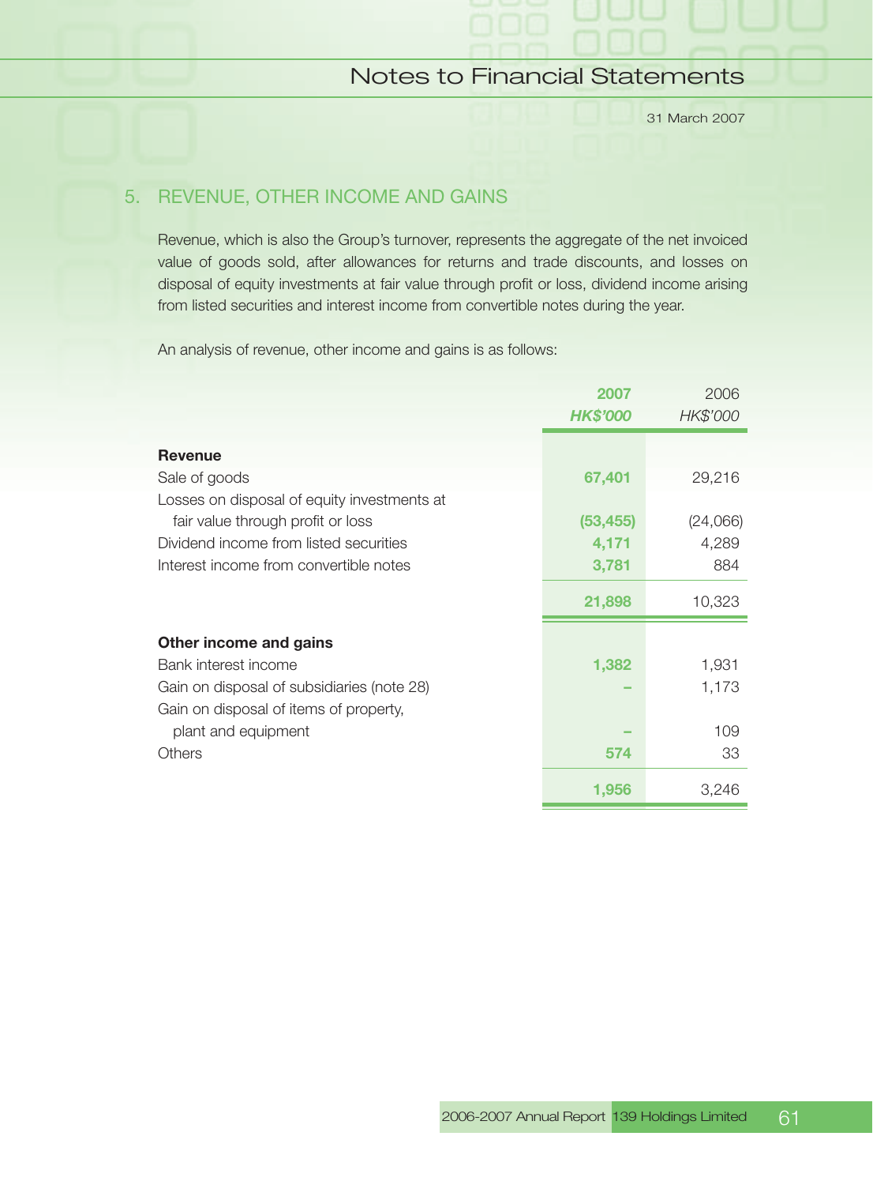## 5. REVENUE, OTHER INCOME AND GAINS

Revenue, which is also the Group's turnover, represents the aggregate of the net invoiced value of goods sold, after allowances for returns and trade discounts, and losses on disposal of equity investments at fair value through profit or loss, dividend income arising from listed securities and interest income from convertible notes during the year.

An analysis of revenue, other income and gains is as follows:

| | 2007<br>*HK$'000* | 2006<br>*HK$'000* |
|---|---|---|
| **Revenue** | | |
| Sale of goods | 67,401 | 29,216 |
| Losses on disposal of equity investments at fair value through profit or loss | (53,455) | (24,066) |
| Dividend income from listed securities | 4,171 | 4,289 |
| Interest income from convertible notes | 3,781 | 884 |
| | 21,898 | 10,323 |
| **Other income and gains** | | |
| Bank interest income | 1,382 | 1,931 |
| Gain on disposal of subsidiaries (note 28) | – | 1,173 |
| Gain on disposal of items of property, plant and equipment | – | 109 |
| Others | 574 | 33 |
| | 1,956 | 3,246 |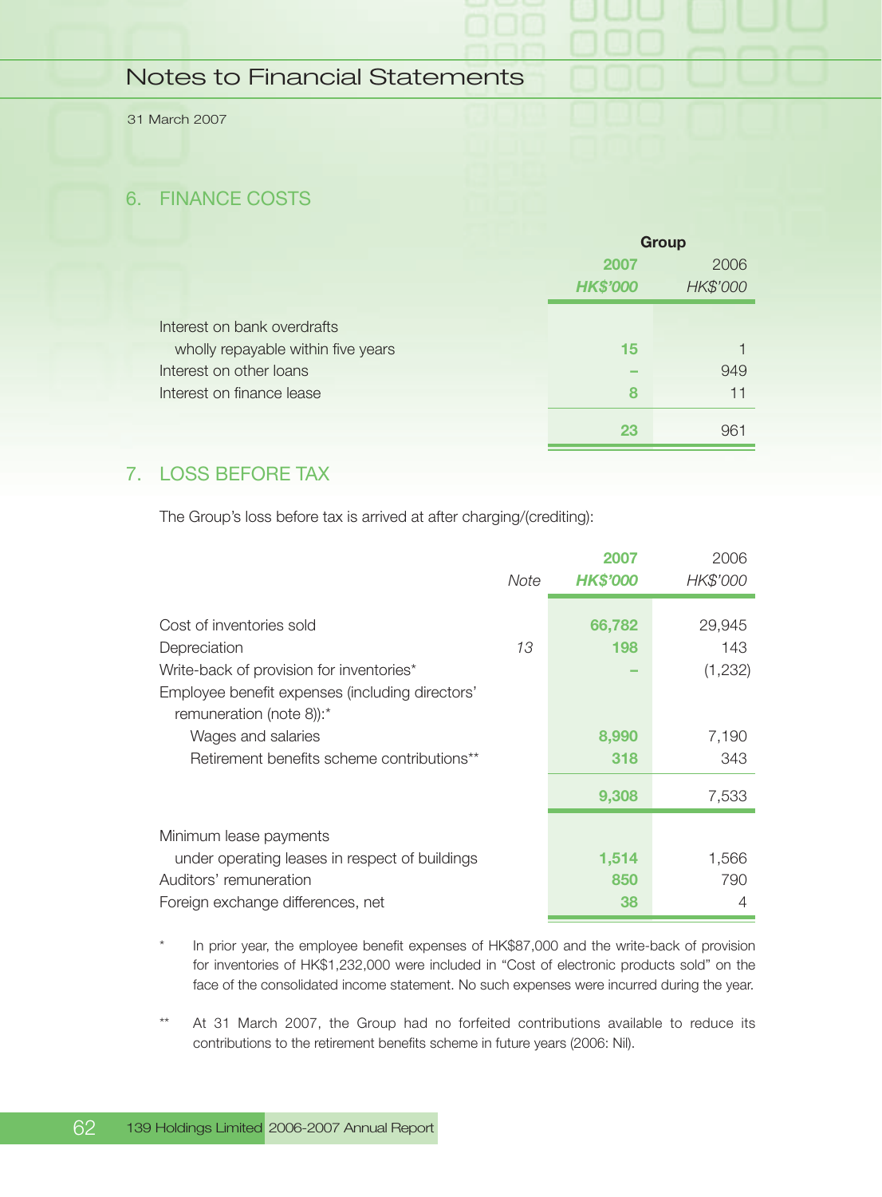## 6. FINANCE COSTS

| | Group | |
|---|---|---|
| | **2007** | 2006 |
| | ***HK$'000*** | *HK$'000* |
| Interest on bank overdrafts wholly repayable within five years | **15** | 1 |
| Interest on other loans | **–** | 949 |
| Interest on finance lease | **8** | 11 |
| | **23** | 961 |

## 7. LOSS BEFORE TAX

The Group's loss before tax is arrived at after charging/(crediting):

| | *Note* | **2007** ***HK$'000*** | 2006 *HK$'000* |
|---|---|---|---|
| Cost of inventories sold | | **66,782** | 29,945 |
| Depreciation | *13* | **198** | 143 |
| Write-back of provision for inventories* | | **–** | (1,232) |
| Employee benefit expenses (including directors' remuneration (note 8)):* | | | |
| Wages and salaries | | **8,990** | 7,190 |
| Retirement benefits scheme contributions** | | **318** | 343 |
| | | **9,308** | 7,533 |
| Minimum lease payments under operating leases in respect of buildings | | **1,514** | 1,566 |
| Auditors' remuneration | | **850** | 790 |
| Foreign exchange differences, net | | **38** | 4 |

\* In prior year, the employee benefit expenses of HK$87,000 and the write-back of provision for inventories of HK$1,232,000 were included in "Cost of electronic products sold" on the face of the consolidated income statement. No such expenses were incurred during the year.

\** At 31 March 2007, the Group had no forfeited contributions available to reduce its contributions to the retirement benefits scheme in future years (2006: Nil).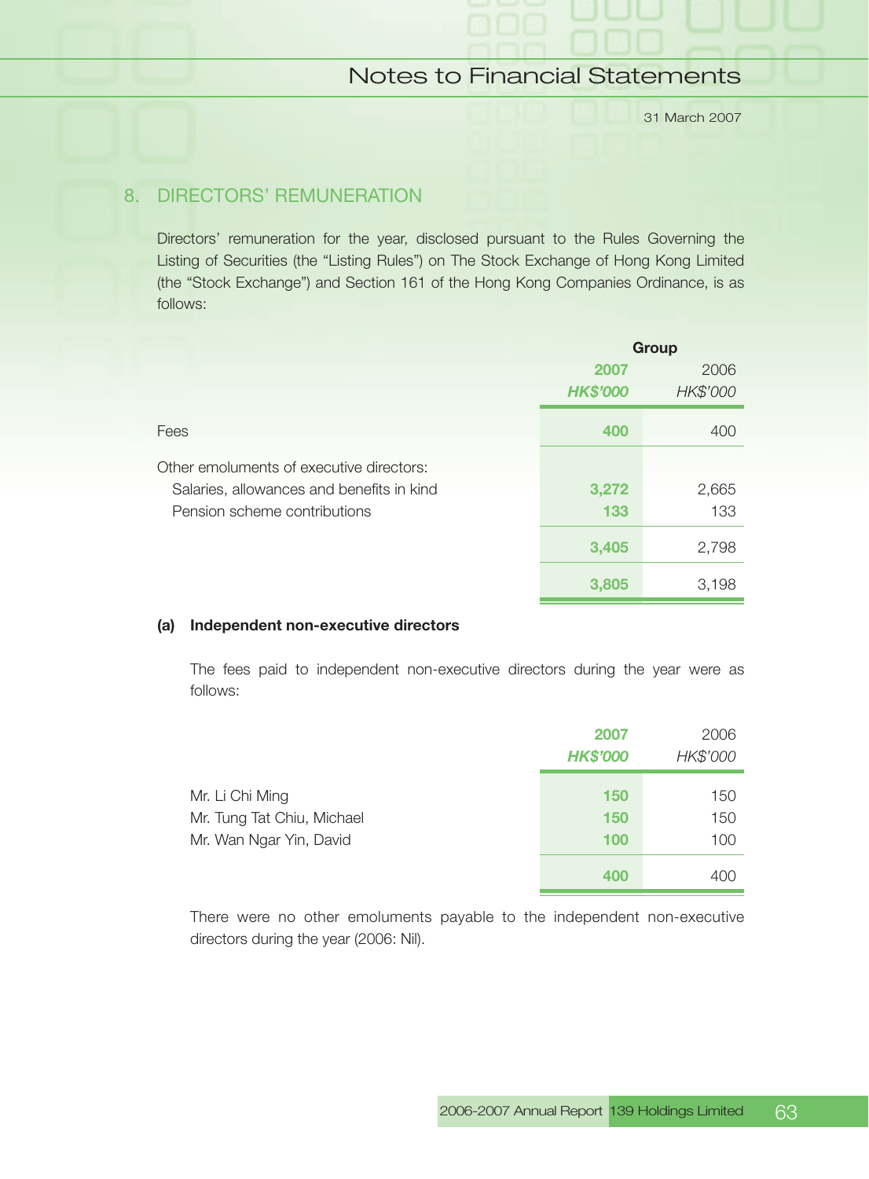## 8. DIRECTORS' REMUNERATION

Directors' remuneration for the year, disclosed pursuant to the Rules Governing the Listing of Securities (the "Listing Rules") on The Stock Exchange of Hong Kong Limited (the "Stock Exchange") and Section 161 of the Hong Kong Companies Ordinance, is as follows:

| | Group | |
|---|---|---|
| | **2007** | 2006 |
| | ***HK$'000*** | *HK$'000* |
| Fees | **400** | 400 |
| Other emoluments of executive directors: | | |
| Salaries, allowances and benefits in kind | **3,272** | 2,665 |
| Pension scheme contributions | **133** | 133 |
| | **3,405** | 2,798 |
| | **3,805** | 3,198 |

### (a) Independent non-executive directors

The fees paid to independent non-executive directors during the year were as follows:

| | **2007** | 2006 |
|---|---|---|
| | ***HK$'000*** | *HK$'000* |
| Mr. Li Chi Ming | **150** | 150 |
| Mr. Tung Tat Chiu, Michael | **150** | 150 |
| Mr. Wan Ngar Yin, David | **100** | 100 |
| | **400** | 400 |

There were no other emoluments payable to the independent non-executive directors during the year (2006: Nil).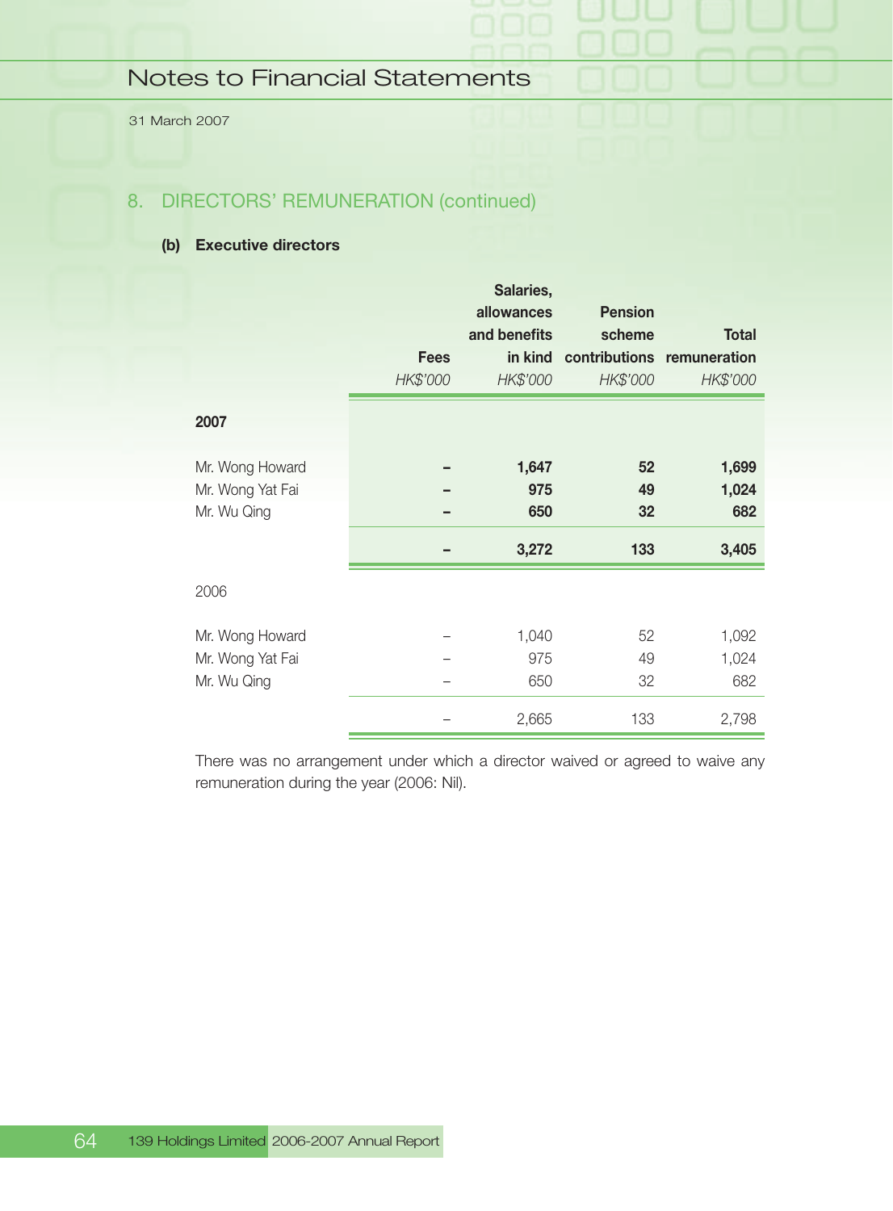## 8. DIRECTORS' REMUNERATION (continued)

### (b) Executive directors

| | Fees<br>*HK$'000* | Salaries, allowances and benefits in kind<br>*HK$'000* | Pension scheme contributions<br>*HK$'000* | Total remuneration<br>*HK$'000* |
|---|---|---|---|---|
| **2007** | | | | |
| Mr. Wong Howard | **–** | **1,647** | **52** | **1,699** |
| Mr. Wong Yat Fai | **–** | **975** | **49** | **1,024** |
| Mr. Wu Qing | **–** | **650** | **32** | **682** |
| | **–** | **3,272** | **133** | **3,405** |
| 2006 | | | | |
| Mr. Wong Howard | – | 1,040 | 52 | 1,092 |
| Mr. Wong Yat Fai | – | 975 | 49 | 1,024 |
| Mr. Wu Qing | – | 650 | 32 | 682 |
| | – | 2,665 | 133 | 2,798 |

There was no arrangement under which a director waived or agreed to waive any remuneration during the year (2006: Nil).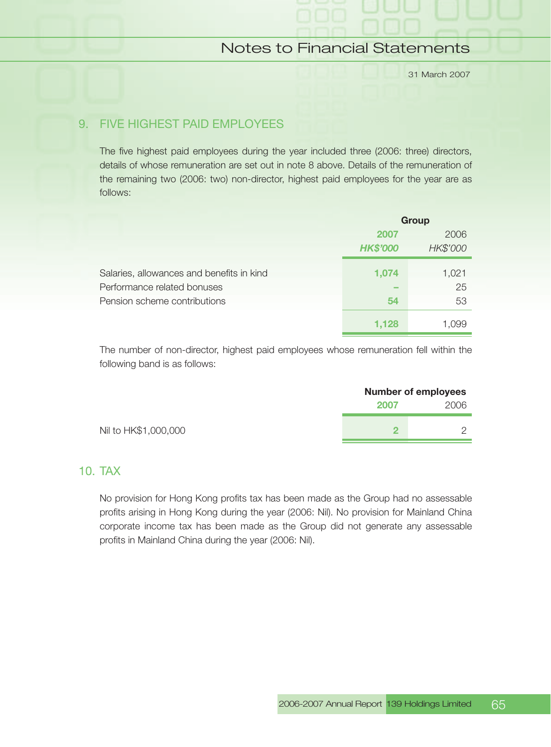## 9. FIVE HIGHEST PAID EMPLOYEES

The five highest paid employees during the year included three (2006: three) directors, details of whose remuneration are set out in note 8 above. Details of the remuneration of the remaining two (2006: two) non-director, highest paid employees for the year are as follows:

| | Group | |
|---|---|---|
| | **2007** | 2006 |
| | ***HK$'000*** | *HK$'000* |
| Salaries, allowances and benefits in kind | **1,074** | 1,021 |
| Performance related bonuses | **–** | 25 |
| Pension scheme contributions | **54** | 53 |
| | **1,128** | 1,099 |

The number of non-director, highest paid employees whose remuneration fell within the following band is as follows:

| | Number of employees | |
|---|---|---|
| | **2007** | 2006 |
| Nil to HK$1,000,000 | **2** | 2 |

## 10. TAX

No provision for Hong Kong profits tax has been made as the Group had no assessable profits arising in Hong Kong during the year (2006: Nil). No provision for Mainland China corporate income tax has been made as the Group did not generate any assessable profits in Mainland China during the year (2006: Nil).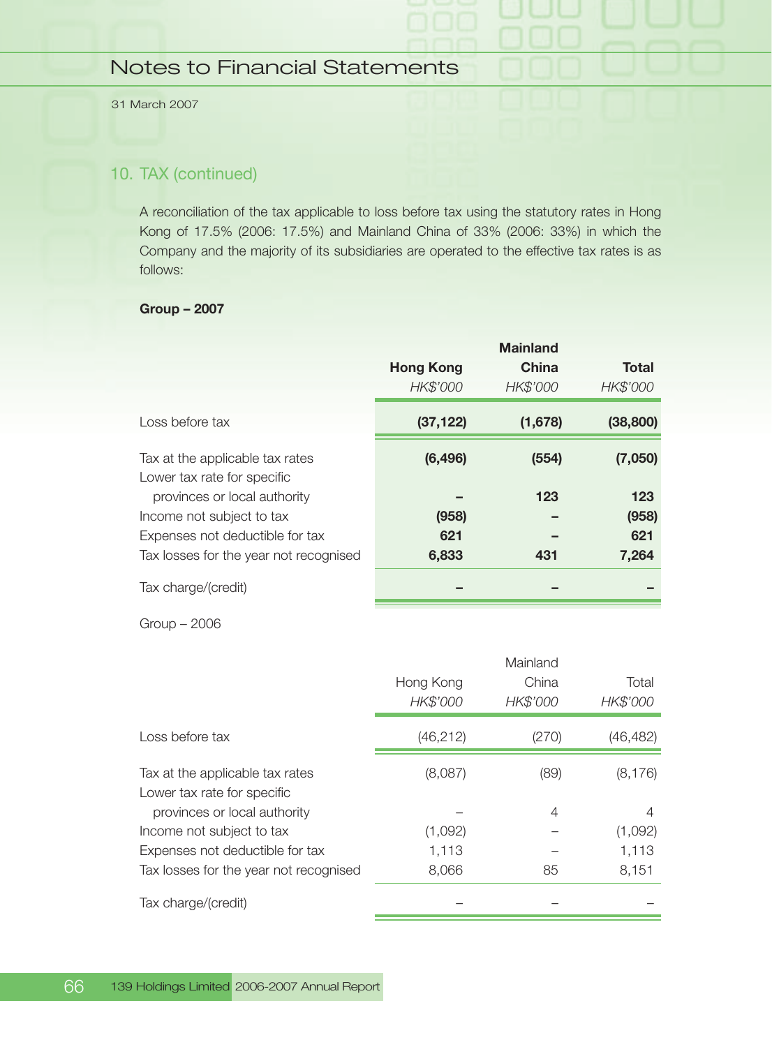## 10. TAX (continued)

A reconciliation of the tax applicable to loss before tax using the statutory rates in Hong Kong of 17.5% (2006: 17.5%) and Mainland China of 33% (2006: 33%) in which the Company and the majority of its subsidiaries are operated to the effective tax rates is as follows:

**Group – 2007**

| | **Hong Kong** *HK$'000* | **Mainland China** *HK$'000* | **Total** *HK$'000* |
|---|---|---|---|
| Loss before tax | **(37,122)** | **(1,678)** | **(38,800)** |
| Tax at the applicable tax rates | **(6,496)** | **(554)** | **(7,050)** |
| Lower tax rate for specific provinces or local authority | **–** | **123** | **123** |
| Income not subject to tax | **(958)** | **–** | **(958)** |
| Expenses not deductible for tax | **621** | **–** | **621** |
| Tax losses for the year not recognised | **6,833** | **431** | **7,264** |
| Tax charge/(credit) | **–** | **–** | **–** |

Group – 2006

| | Hong Kong *HK$'000* | Mainland China *HK$'000* | Total *HK$'000* |
|---|---|---|---|
| Loss before tax | (46,212) | (270) | (46,482) |
| Tax at the applicable tax rates | (8,087) | (89) | (8,176) |
| Lower tax rate for specific provinces or local authority | – | 4 | 4 |
| Income not subject to tax | (1,092) | – | (1,092) |
| Expenses not deductible for tax | 1,113 | – | 1,113 |
| Tax losses for the year not recognised | 8,066 | 85 | 8,151 |
| Tax charge/(credit) | – | – | – |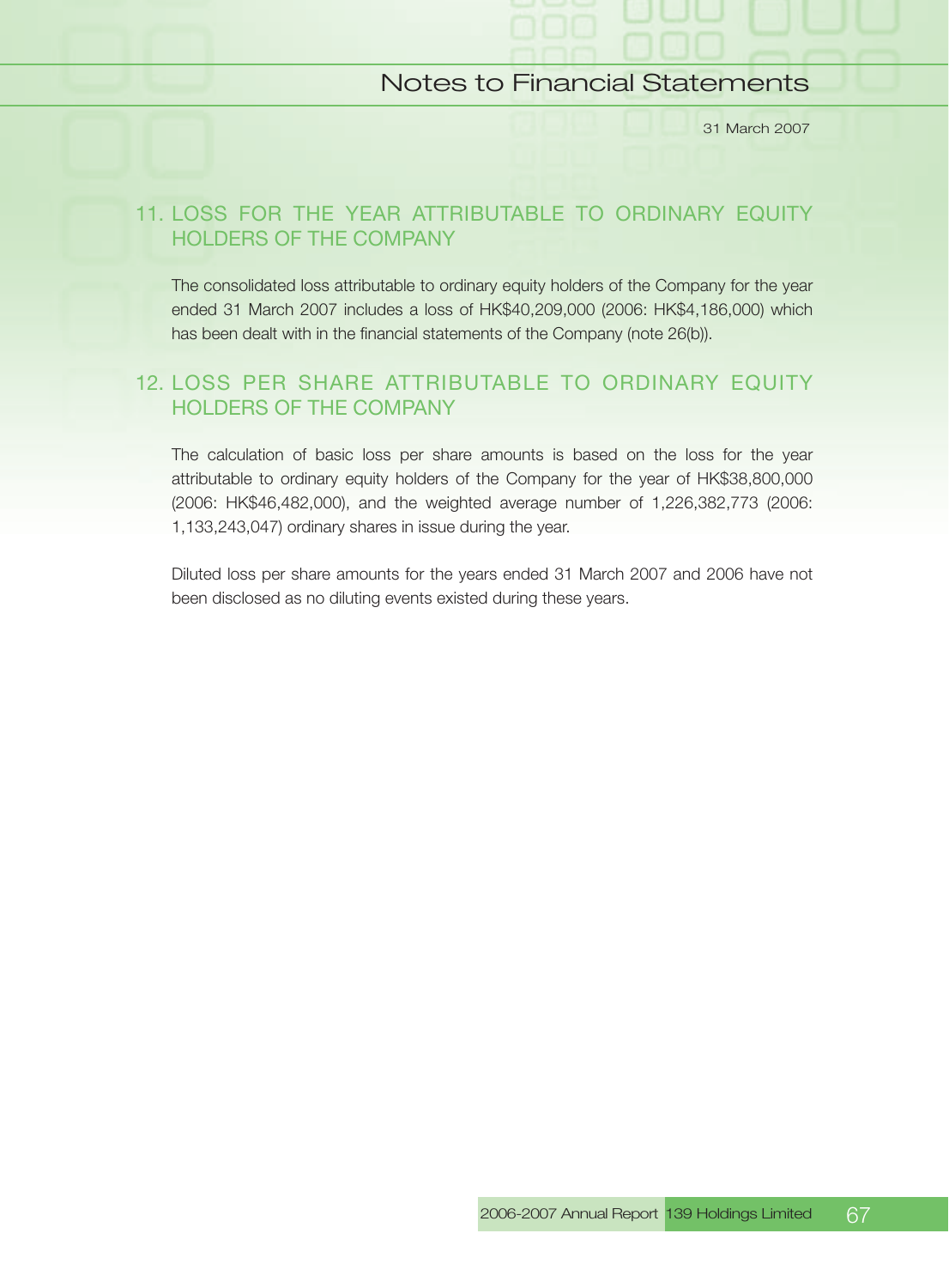## 11. LOSS FOR THE YEAR ATTRIBUTABLE TO ORDINARY EQUITY HOLDERS OF THE COMPANY

The consolidated loss attributable to ordinary equity holders of the Company for the year ended 31 March 2007 includes a loss of HK$40,209,000 (2006: HK$4,186,000) which has been dealt with in the financial statements of the Company (note 26(b)).

## 12. LOSS PER SHARE ATTRIBUTABLE TO ORDINARY EQUITY HOLDERS OF THE COMPANY

The calculation of basic loss per share amounts is based on the loss for the year attributable to ordinary equity holders of the Company for the year of HK$38,800,000 (2006: HK$46,482,000), and the weighted average number of 1,226,382,773 (2006: 1,133,243,047) ordinary shares in issue during the year.

Diluted loss per share amounts for the years ended 31 March 2007 and 2006 have not been disclosed as no diluting events existed during these years.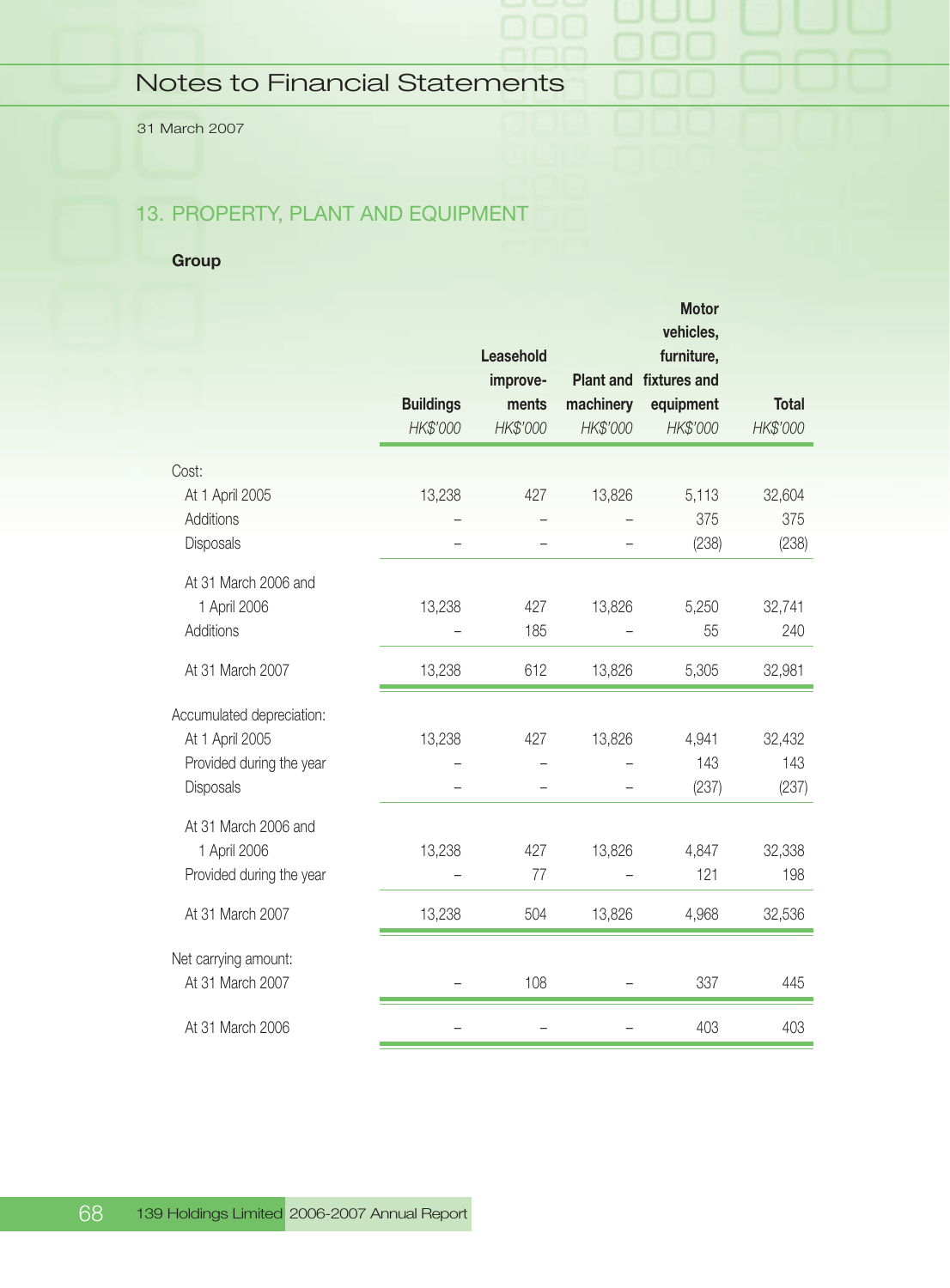# Notes to Financial Statements

31 March 2007

## 13. PROPERTY, PLANT AND EQUIPMENT

**Group**

| | Buildings | Leasehold improvements | Plant and machinery | Motor vehicles, furniture, fixtures and equipment | Total |
|---|---|---|---|---|---|
| | *HK$'000* | *HK$'000* | *HK$'000* | *HK$'000* | *HK$'000* |
| Cost: | | | | | |
| At 1 April 2005 | 13,238 | 427 | 13,826 | 5,113 | 32,604 |
| Additions | – | – | – | 375 | 375 |
| Disposals | – | – | – | (238) | (238) |
| At 31 March 2006 and 1 April 2006 | 13,238 | 427 | 13,826 | 5,250 | 32,741 |
| Additions | – | 185 | – | 55 | 240 |
| At 31 March 2007 | 13,238 | 612 | 13,826 | 5,305 | 32,981 |
| Accumulated depreciation: | | | | | |
| At 1 April 2005 | 13,238 | 427 | 13,826 | 4,941 | 32,432 |
| Provided during the year | – | – | – | 143 | 143 |
| Disposals | – | – | – | (237) | (237) |
| At 31 March 2006 and 1 April 2006 | 13,238 | 427 | 13,826 | 4,847 | 32,338 |
| Provided during the year | – | 77 | – | 121 | 198 |
| At 31 March 2007 | 13,238 | 504 | 13,826 | 4,968 | 32,536 |
| Net carrying amount: | | | | | |
| At 31 March 2007 | – | 108 | – | 337 | 445 |
| At 31 March 2006 | – | – | – | 403 | 403 |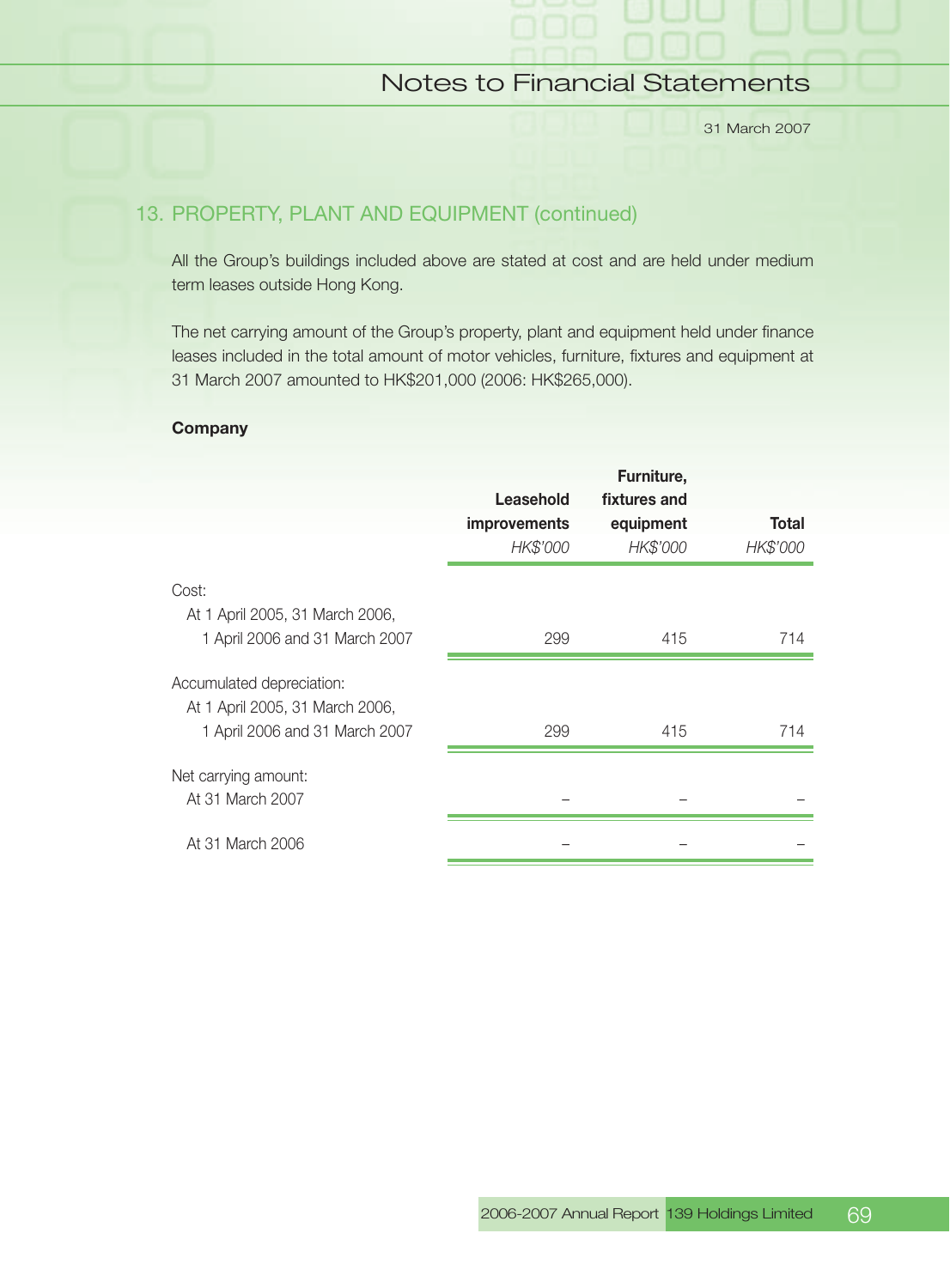## 13. PROPERTY, PLANT AND EQUIPMENT (continued)

All the Group's buildings included above are stated at cost and are held under medium term leases outside Hong Kong.

The net carrying amount of the Group's property, plant and equipment held under finance leases included in the total amount of motor vehicles, furniture, fixtures and equipment at 31 March 2007 amounted to HK$201,000 (2006: HK$265,000).

**Company**

| | **Leasehold improvements** | **Furniture, fixtures and equipment** | **Total** |
|---|---|---|---|
| | *HK$'000* | *HK$'000* | *HK$'000* |
| Cost: | | | |
| At 1 April 2005, 31 March 2006, 1 April 2006 and 31 March 2007 | 299 | 415 | 714 |
| Accumulated depreciation: | | | |
| At 1 April 2005, 31 March 2006, 1 April 2006 and 31 March 2007 | 299 | 415 | 714 |
| Net carrying amount: | | | |
| At 31 March 2007 | – | – | – |
| At 31 March 2006 | – | – | – |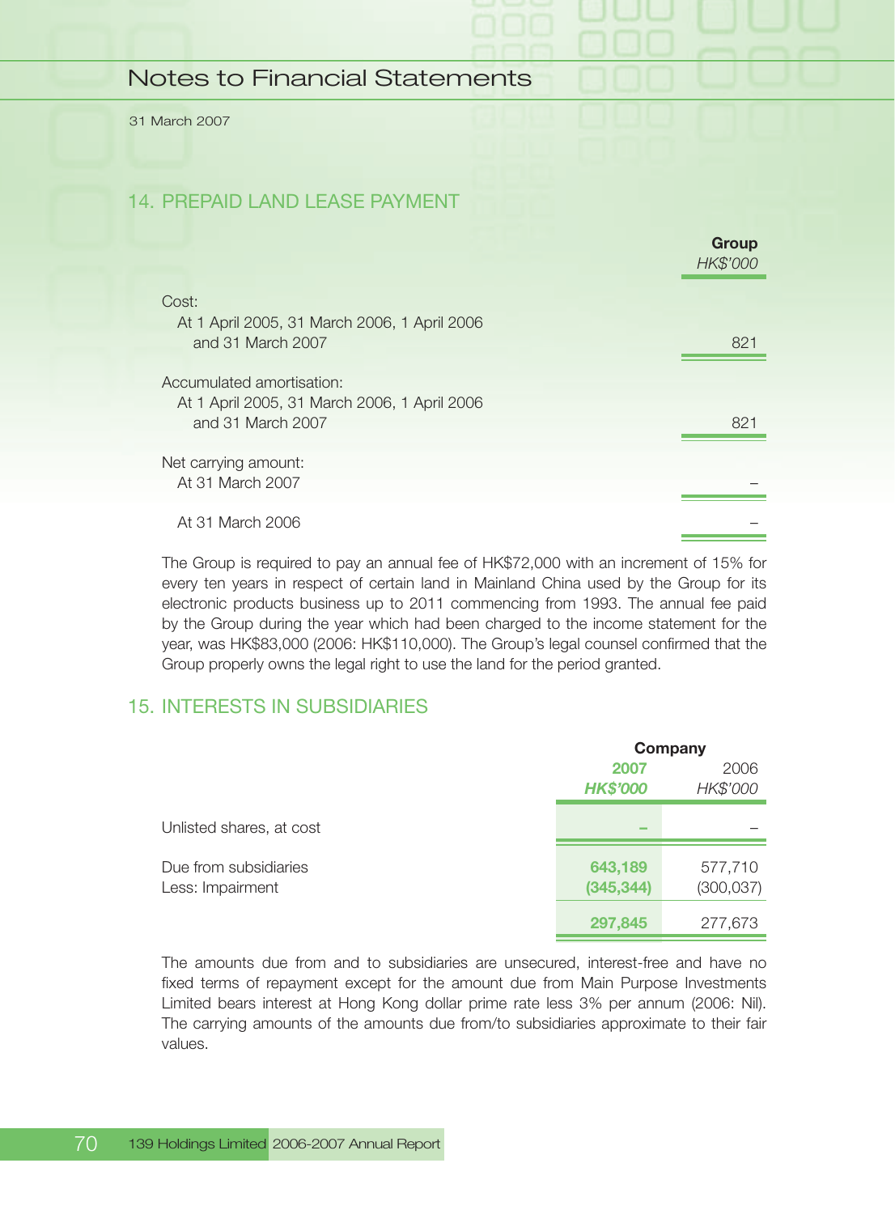## 14. PREPAID LAND LEASE PAYMENT

| | Group |
|---|---|
| | *HK$'000* |
| Cost: | |
| At 1 April 2005, 31 March 2006, 1 April 2006 and 31 March 2007 | 821 |
| Accumulated amortisation: | |
| At 1 April 2005, 31 March 2006, 1 April 2006 and 31 March 2007 | 821 |
| Net carrying amount: | |
| At 31 March 2007 | – |
| At 31 March 2006 | – |

The Group is required to pay an annual fee of HK$72,000 with an increment of 15% for every ten years in respect of certain land in Mainland China used by the Group for its electronic products business up to 2011 commencing from 1993. The annual fee paid by the Group during the year which had been charged to the income statement for the year, was HK$83,000 (2006: HK$110,000). The Group's legal counsel confirmed that the Group properly owns the legal right to use the land for the period granted.

## 15. INTERESTS IN SUBSIDIARIES

| | Company | |
|---|---|---|
| | **2007** | 2006 |
| | ***HK$'000*** | *HK$'000* |
| Unlisted shares, at cost | **–** | – |
| Due from subsidiaries | **643,189** | 577,710 |
| Less: Impairment | **(345,344)** | (300,037) |
| | **297,845** | 277,673 |

The amounts due from and to subsidiaries are unsecured, interest-free and have no fixed terms of repayment except for the amount due from Main Purpose Investments Limited bears interest at Hong Kong dollar prime rate less 3% per annum (2006: Nil). The carrying amounts of the amounts due from/to subsidiaries approximate to their fair values.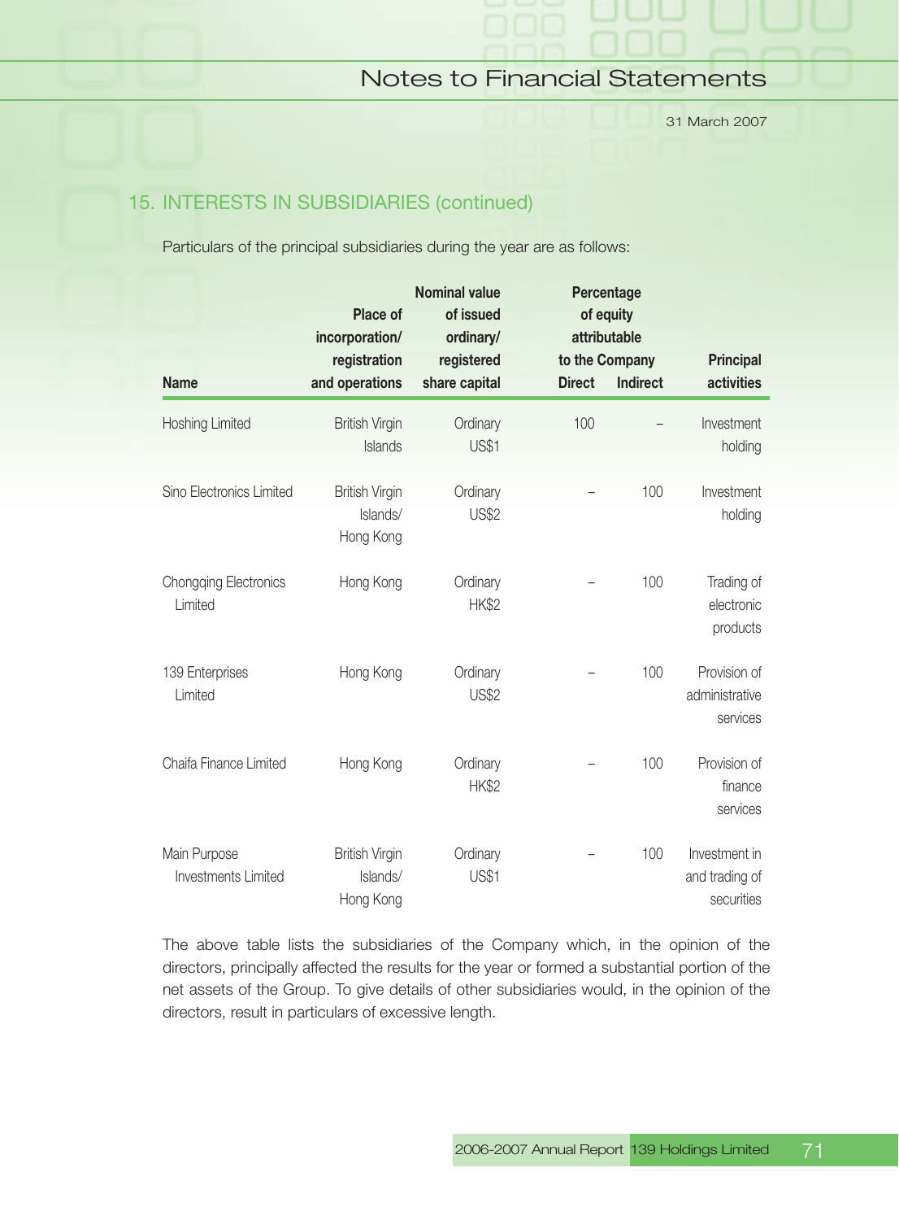## 15. INTERESTS IN SUBSIDIARIES (continued)

Particulars of the principal subsidiaries during the year are as follows:

| Name | Place of incorporation/ registration and operations | Nominal value of issued ordinary/ registered share capital | Percentage of equity attributable to the Company | | Principal activities |
|---|---|---|---|---|---|
| | | | Direct | Indirect | |
| Hoshing Limited | British Virgin Islands | Ordinary US$1 | 100 | – | Investment holding |
| Sino Electronics Limited | British Virgin Islands/ Hong Kong | Ordinary US$2 | – | 100 | Investment holding |
| Chongqing Electronics Limited | Hong Kong | Ordinary HK$2 | – | 100 | Trading of electronic products |
| 139 Enterprises Limited | Hong Kong | Ordinary US$2 | – | 100 | Provision of administrative services |
| Chaifa Finance Limited | Hong Kong | Ordinary HK$2 | – | 100 | Provision of finance services |
| Main Purpose Investments Limited | British Virgin Islands/ Hong Kong | Ordinary US$1 | – | 100 | Investment in and trading of securities |

The above table lists the subsidiaries of the Company which, in the opinion of the directors, principally affected the results for the year or formed a substantial portion of the net assets of the Group. To give details of other subsidiaries would, in the opinion of the directors, result in particulars of excessive length.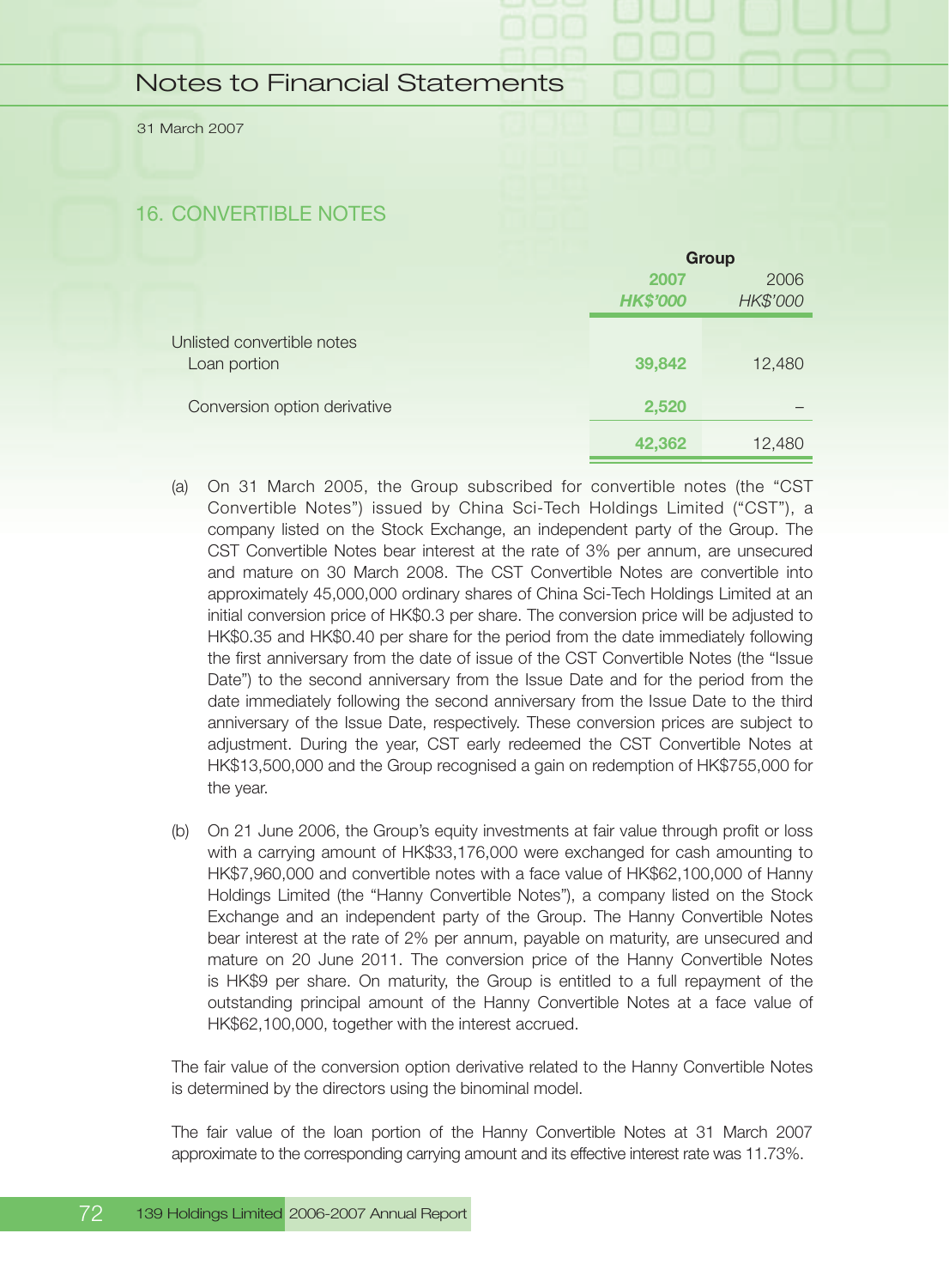## 16. CONVERTIBLE NOTES

| | Group | |
|---|---|---|
| | **2007** | 2006 |
| | ***HK$'000*** | *HK$'000* |
| Unlisted convertible notes | | |
| Loan portion | **39,842** | 12,480 |
| Conversion option derivative | **2,520** | – |
| | **42,362** | 12,480 |

(a) On 31 March 2005, the Group subscribed for convertible notes (the "CST Convertible Notes") issued by China Sci-Tech Holdings Limited ("CST"), a company listed on the Stock Exchange, an independent party of the Group. The CST Convertible Notes bear interest at the rate of 3% per annum, are unsecured and mature on 30 March 2008. The CST Convertible Notes are convertible into approximately 45,000,000 ordinary shares of China Sci-Tech Holdings Limited at an initial conversion price of HK$0.3 per share. The conversion price will be adjusted to HK$0.35 and HK$0.40 per share for the period from the date immediately following the first anniversary from the date of issue of the CST Convertible Notes (the "Issue Date") to the second anniversary from the Issue Date and for the period from the date immediately following the second anniversary from the Issue Date to the third anniversary of the Issue Date, respectively. These conversion prices are subject to adjustment. During the year, CST early redeemed the CST Convertible Notes at HK$13,500,000 and the Group recognised a gain on redemption of HK$755,000 for the year.

(b) On 21 June 2006, the Group's equity investments at fair value through profit or loss with a carrying amount of HK$33,176,000 were exchanged for cash amounting to HK$7,960,000 and convertible notes with a face value of HK$62,100,000 of Hanny Holdings Limited (the "Hanny Convertible Notes"), a company listed on the Stock Exchange and an independent party of the Group. The Hanny Convertible Notes bear interest at the rate of 2% per annum, payable on maturity, are unsecured and mature on 20 June 2011. The conversion price of the Hanny Convertible Notes is HK$9 per share. On maturity, the Group is entitled to a full repayment of the outstanding principal amount of the Hanny Convertible Notes at a face value of HK$62,100,000, together with the interest accrued.

The fair value of the conversion option derivative related to the Hanny Convertible Notes is determined by the directors using the binominal model.

The fair value of the loan portion of the Hanny Convertible Notes at 31 March 2007 approximate to the corresponding carrying amount and its effective interest rate was 11.73%.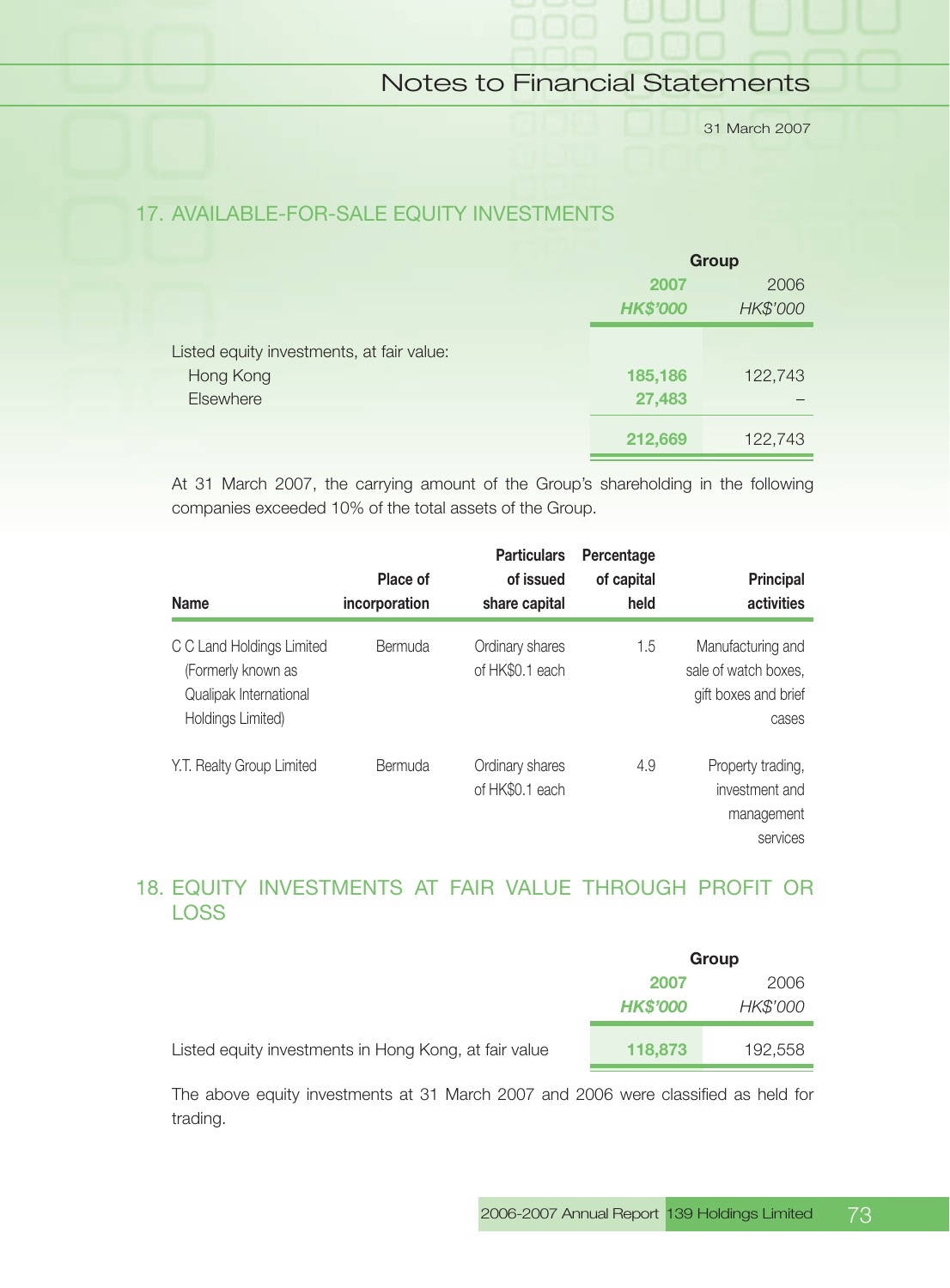## 17. AVAILABLE-FOR-SALE EQUITY INVESTMENTS

| | Group | |
|---|---|---|
| | **2007** | 2006 |
| | ***HK$'000*** | *HK$'000* |
| Listed equity investments, at fair value: | | |
| Hong Kong | **185,186** | 122,743 |
| Elsewhere | **27,483** | – |
| | **212,669** | 122,743 |

At 31 March 2007, the carrying amount of the Group's shareholding in the following companies exceeded 10% of the total assets of the Group.

| Name | Place of incorporation | Particulars of issued share capital | Percentage of capital held | Principal activities |
|---|---|---|---|---|
| C C Land Holdings Limited (Formerly known as Qualipak International Holdings Limited) | Bermuda | Ordinary shares of HK$0.1 each | 1.5 | Manufacturing and sale of watch boxes, gift boxes and brief cases |
| Y.T. Realty Group Limited | Bermuda | Ordinary shares of HK$0.1 each | 4.9 | Property trading, investment and management services |

## 18. EQUITY INVESTMENTS AT FAIR VALUE THROUGH PROFIT OR LOSS

| | Group | |
|---|---|---|
| | **2007** | 2006 |
| | ***HK$'000*** | *HK$'000* |
| Listed equity investments in Hong Kong, at fair value | **118,873** | 192,558 |

The above equity investments at 31 March 2007 and 2006 were classified as held for trading.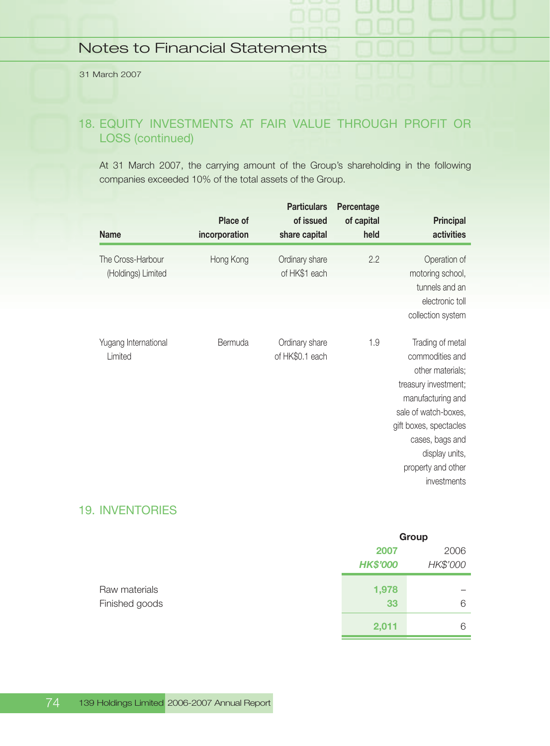## 18. EQUITY INVESTMENTS AT FAIR VALUE THROUGH PROFIT OR LOSS (continued)

At 31 March 2007, the carrying amount of the Group's shareholding in the following companies exceeded 10% of the total assets of the Group.

| Name | Place of incorporation | Particulars of issued share capital | Percentage of capital held | Principal activities |
|---|---|---|---|---|
| The Cross-Harbour (Holdings) Limited | Hong Kong | Ordinary share of HK$1 each | 2.2 | Operation of motoring school, tunnels and an electronic toll collection system |
| Yugang International Limited | Bermuda | Ordinary share of HK$0.1 each | 1.9 | Trading of metal commodities and other materials; treasury investment; manufacturing and sale of watch-boxes, gift boxes, spectacles cases, bags and display units, property and other investments |

## 19. INVENTORIES

| | Group | |
|---|---|---|
| | **2007** | 2006 |
| | ***HK$'000*** | *HK$'000* |
| Raw materials | **1,978** | – |
| Finished goods | **33** | 6 |
| | **2,011** | 6 |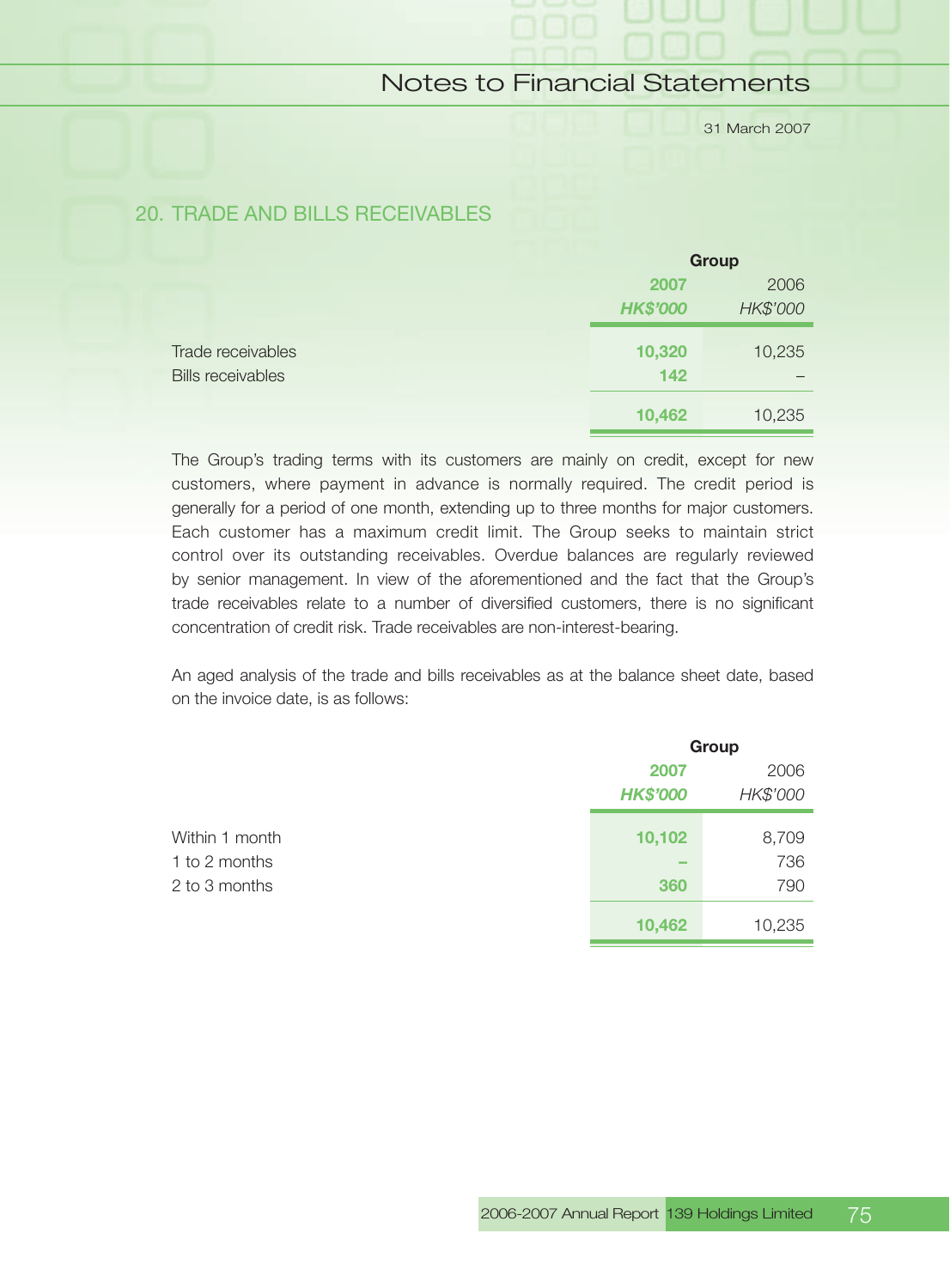## 20. TRADE AND BILLS RECEIVABLES

| | Group | |
|---|---|---|
| | **2007** | 2006 |
| | ***HK$'000*** | *HK$'000* |
| Trade receivables | **10,320** | 10,235 |
| Bills receivables | **142** | – |
| | **10,462** | 10,235 |

The Group's trading terms with its customers are mainly on credit, except for new customers, where payment in advance is normally required. The credit period is generally for a period of one month, extending up to three months for major customers. Each customer has a maximum credit limit. The Group seeks to maintain strict control over its outstanding receivables. Overdue balances are regularly reviewed by senior management. In view of the aforementioned and the fact that the Group's trade receivables relate to a number of diversified customers, there is no significant concentration of credit risk. Trade receivables are non-interest-bearing.

An aged analysis of the trade and bills receivables as at the balance sheet date, based on the invoice date, is as follows:

| | Group | |
|---|---|---|
| | **2007** | 2006 |
| | ***HK$'000*** | *HK$'000* |
| Within 1 month | **10,102** | 8,709 |
| 1 to 2 months | **–** | 736 |
| 2 to 3 months | **360** | 790 |
| | **10,462** | 10,235 |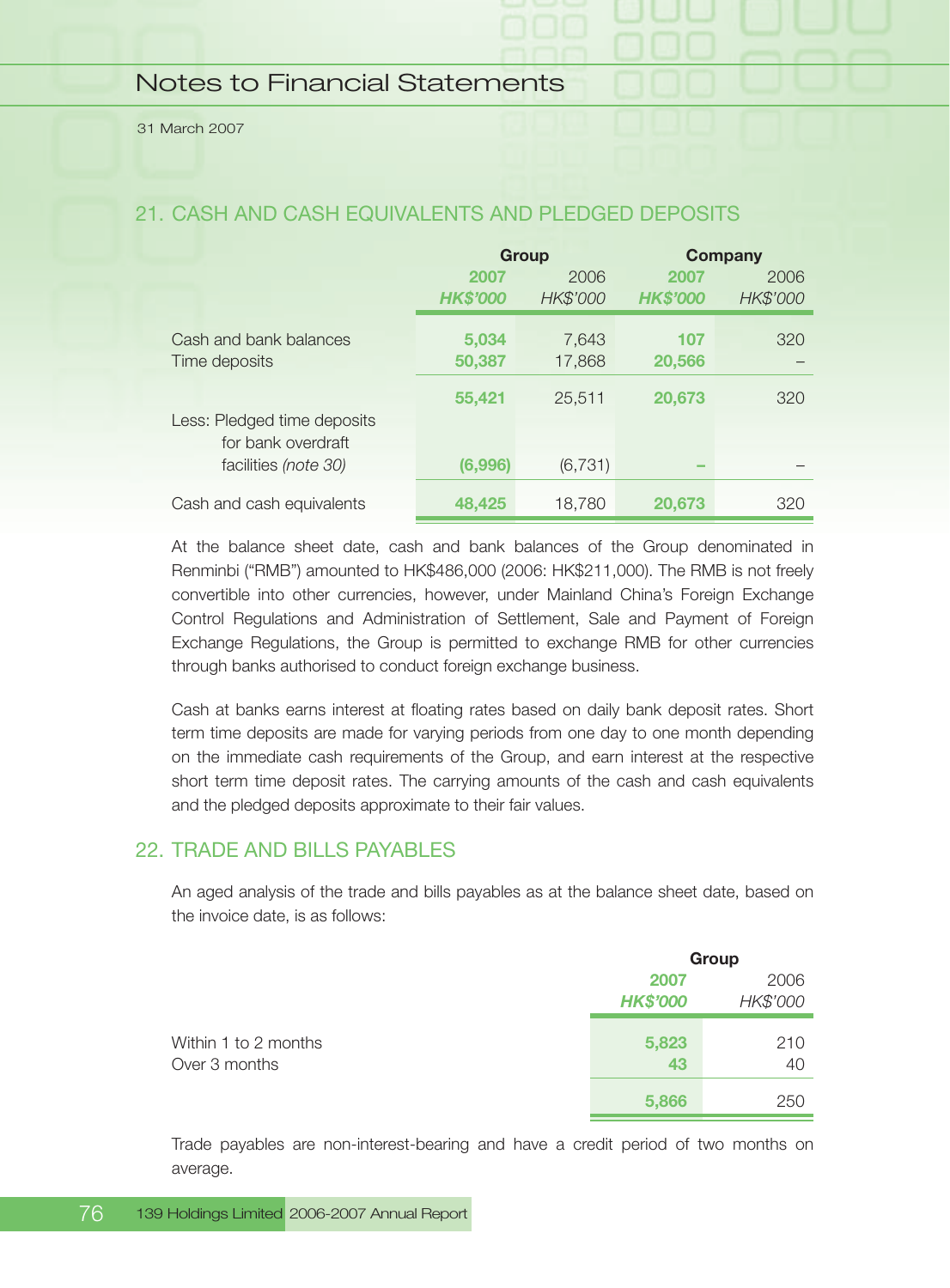# Notes to Financial Statements

31 March 2007

## 21. CASH AND CASH EQUIVALENTS AND PLEDGED DEPOSITS

| | Group | | Company | |
|---|---|---|---|---|
| | **2007** | 2006 | **2007** | 2006 |
| | ***HK$'000*** | *HK$'000* | ***HK$'000*** | *HK$'000* |
| Cash and bank balances | **5,034** | 7,643 | **107** | 320 |
| Time deposits | **50,387** | 17,868 | **20,566** | – |
| | **55,421** | 25,511 | **20,673** | 320 |
| Less: Pledged time deposits for bank overdraft facilities *(note 30)* | **(6,996)** | (6,731) | **–** | – |
| Cash and cash equivalents | **48,425** | 18,780 | **20,673** | 320 |

At the balance sheet date, cash and bank balances of the Group denominated in Renminbi ("RMB") amounted to HK$486,000 (2006: HK$211,000). The RMB is not freely convertible into other currencies, however, under Mainland China's Foreign Exchange Control Regulations and Administration of Settlement, Sale and Payment of Foreign Exchange Regulations, the Group is permitted to exchange RMB for other currencies through banks authorised to conduct foreign exchange business.

Cash at banks earns interest at floating rates based on daily bank deposit rates. Short term time deposits are made for varying periods from one day to one month depending on the immediate cash requirements of the Group, and earn interest at the respective short term time deposit rates. The carrying amounts of the cash and cash equivalents and the pledged deposits approximate to their fair values.

## 22. TRADE AND BILLS PAYABLES

An aged analysis of the trade and bills payables as at the balance sheet date, based on the invoice date, is as follows:

| | Group | |
|---|---|---|
| | **2007** | 2006 |
| | ***HK$'000*** | *HK$'000* |
| Within 1 to 2 months | **5,823** | 210 |
| Over 3 months | **43** | 40 |
| | **5,866** | 250 |

Trade payables are non-interest-bearing and have a credit period of two months on average.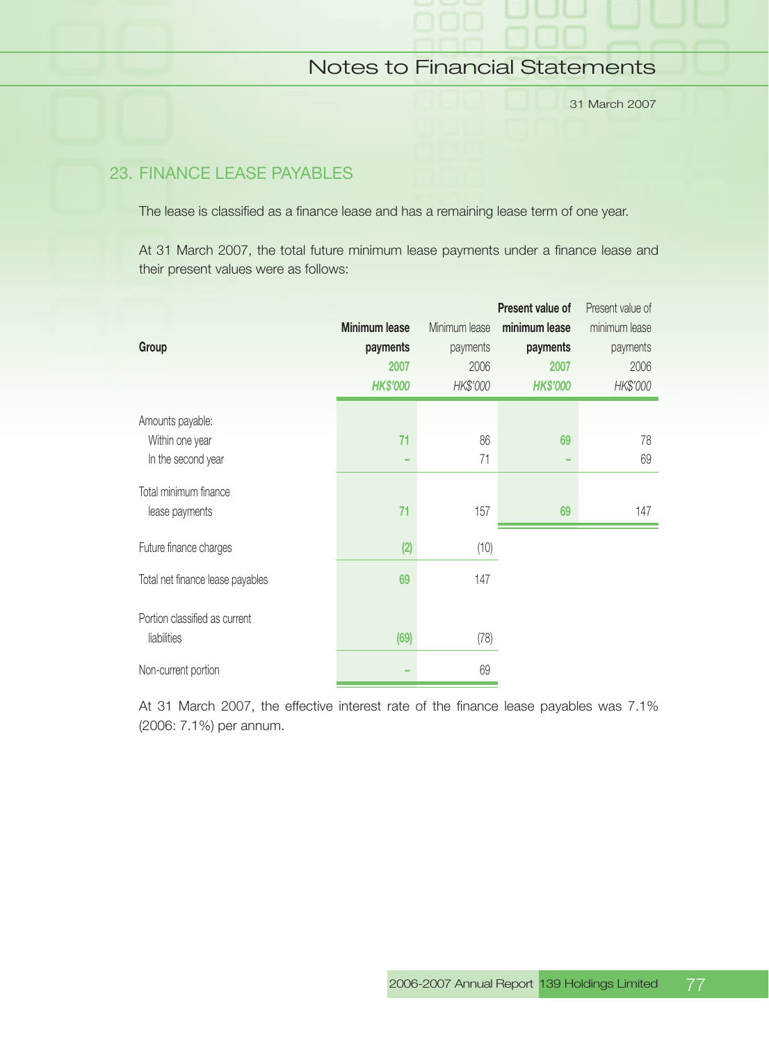## 23. FINANCE LEASE PAYABLES

The lease is classified as a finance lease and has a remaining lease term of one year.

At 31 March 2007, the total future minimum lease payments under a finance lease and their present values were as follows:

| Group | Minimum lease payments 2007 HK$'000 | Minimum lease payments 2006 HK$'000 | Present value of minimum lease payments 2007 HK$'000 | Present value of minimum lease payments 2006 HK$'000 |
|---|---|---|---|---|
| Amounts payable: | | | | |
| Within one year | 71 | 86 | 69 | 78 |
| In the second year | – | 71 | – | 69 |
| Total minimum finance lease payments | 71 | 157 | 69 | 147 |
| Future finance charges | (2) | (10) | | |
| Total net finance lease payables | 69 | 147 | | |
| Portion classified as current liabilities | (69) | (78) | | |
| Non-current portion | – | 69 | | |

At 31 March 2007, the effective interest rate of the finance lease payables was 7.1% (2006: 7.1%) per annum.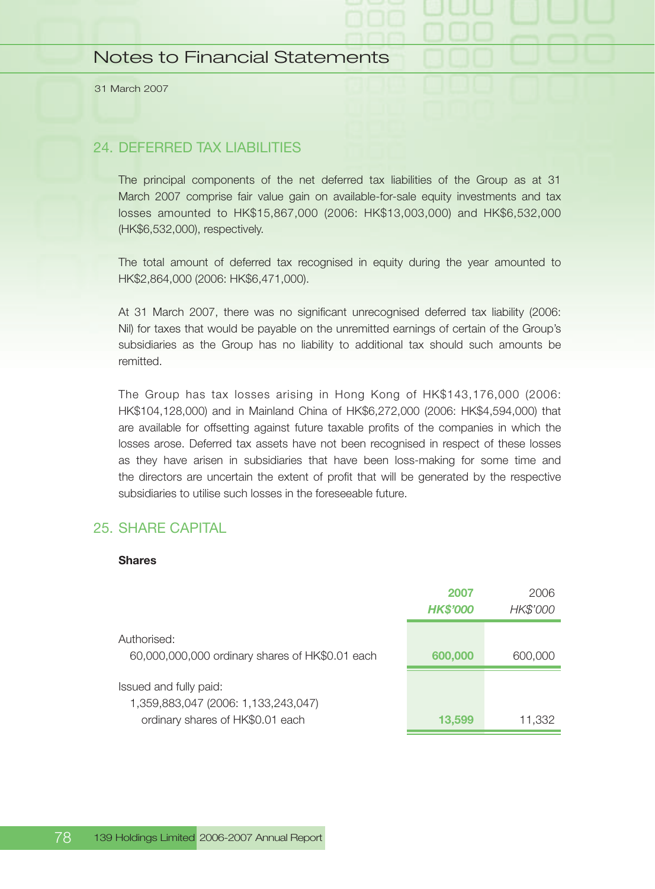## 24. DEFERRED TAX LIABILITIES

The principal components of the net deferred tax liabilities of the Group as at 31 March 2007 comprise fair value gain on available-for-sale equity investments and tax losses amounted to HK$15,867,000 (2006: HK$13,003,000) and HK$6,532,000 (HK$6,532,000), respectively.

The total amount of deferred tax recognised in equity during the year amounted to HK$2,864,000 (2006: HK$6,471,000).

At 31 March 2007, there was no significant unrecognised deferred tax liability (2006: Nil) for taxes that would be payable on the unremitted earnings of certain of the Group's subsidiaries as the Group has no liability to additional tax should such amounts be remitted.

The Group has tax losses arising in Hong Kong of HK$143,176,000 (2006: HK$104,128,000) and in Mainland China of HK$6,272,000 (2006: HK$4,594,000) that are available for offsetting against future taxable profits of the companies in which the losses arose. Deferred tax assets have not been recognised in respect of these losses as they have arisen in subsidiaries that have been loss-making for some time and the directors are uncertain the extent of profit that will be generated by the respective subsidiaries to utilise such losses in the foreseeable future.

## 25. SHARE CAPITAL

**Shares**

| | **2007** | 2006 |
|---|---|---|
| | ***HK$'000*** | *HK$'000* |
| Authorised: | | |
| 60,000,000,000 ordinary shares of HK$0.01 each | **600,000** | 600,000 |
| Issued and fully paid: | | |
| 1,359,883,047 (2006: 1,133,243,047) ordinary shares of HK$0.01 each | **13,599** | 11,332 |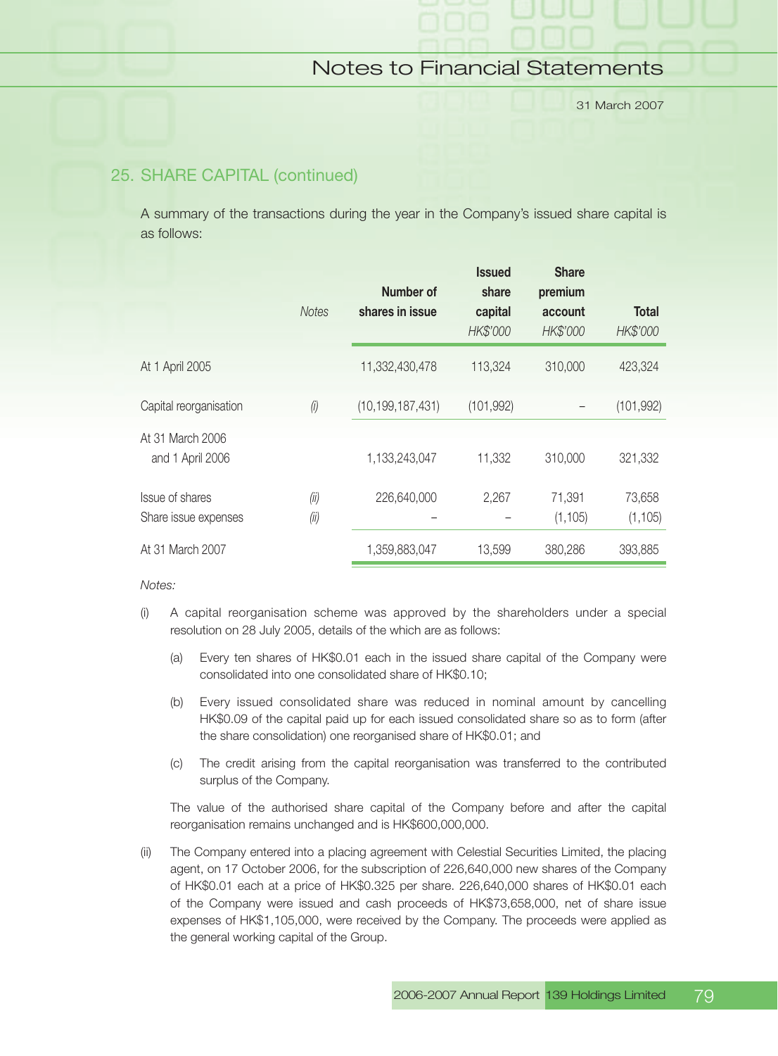## 25. SHARE CAPITAL (continued)

A summary of the transactions during the year in the Company's issued share capital is as follows:

| | *Notes* | Number of shares in issue | Issued share capital *HK$'000* | Share premium account *HK$'000* | Total *HK$'000* |
|---|---|---|---|---|---|
| At 1 April 2005 | | 11,332,430,478 | 113,324 | 310,000 | 423,324 |
| Capital reorganisation | *(i)* | (10,199,187,431) | (101,992) | – | (101,992) |
| At 31 March 2006 and 1 April 2006 | | 1,133,243,047 | 11,332 | 310,000 | 321,332 |
| Issue of shares | *(ii)* | 226,640,000 | 2,267 | 71,391 | 73,658 |
| Share issue expenses | *(ii)* | – | – | (1,105) | (1,105) |
| At 31 March 2007 | | 1,359,883,047 | 13,599 | 380,286 | 393,885 |

*Notes:*

(i) A capital reorganisation scheme was approved by the shareholders under a special resolution on 28 July 2005, details of the which are as follows:

(a) Every ten shares of HK$0.01 each in the issued share capital of the Company were consolidated into one consolidated share of HK$0.10;

(b) Every issued consolidated share was reduced in nominal amount by cancelling HK$0.09 of the capital paid up for each issued consolidated share so as to form (after the share consolidation) one reorganised share of HK$0.01; and

(c) The credit arising from the capital reorganisation was transferred to the contributed surplus of the Company.

The value of the authorised share capital of the Company before and after the capital reorganisation remains unchanged and is HK$600,000,000.

(ii) The Company entered into a placing agreement with Celestial Securities Limited, the placing agent, on 17 October 2006, for the subscription of 226,640,000 new shares of the Company of HK$0.01 each at a price of HK$0.325 per share. 226,640,000 shares of HK$0.01 each of the Company were issued and cash proceeds of HK$73,658,000, net of share issue expenses of HK$1,105,000, were received by the Company. The proceeds were applied as the general working capital of the Group.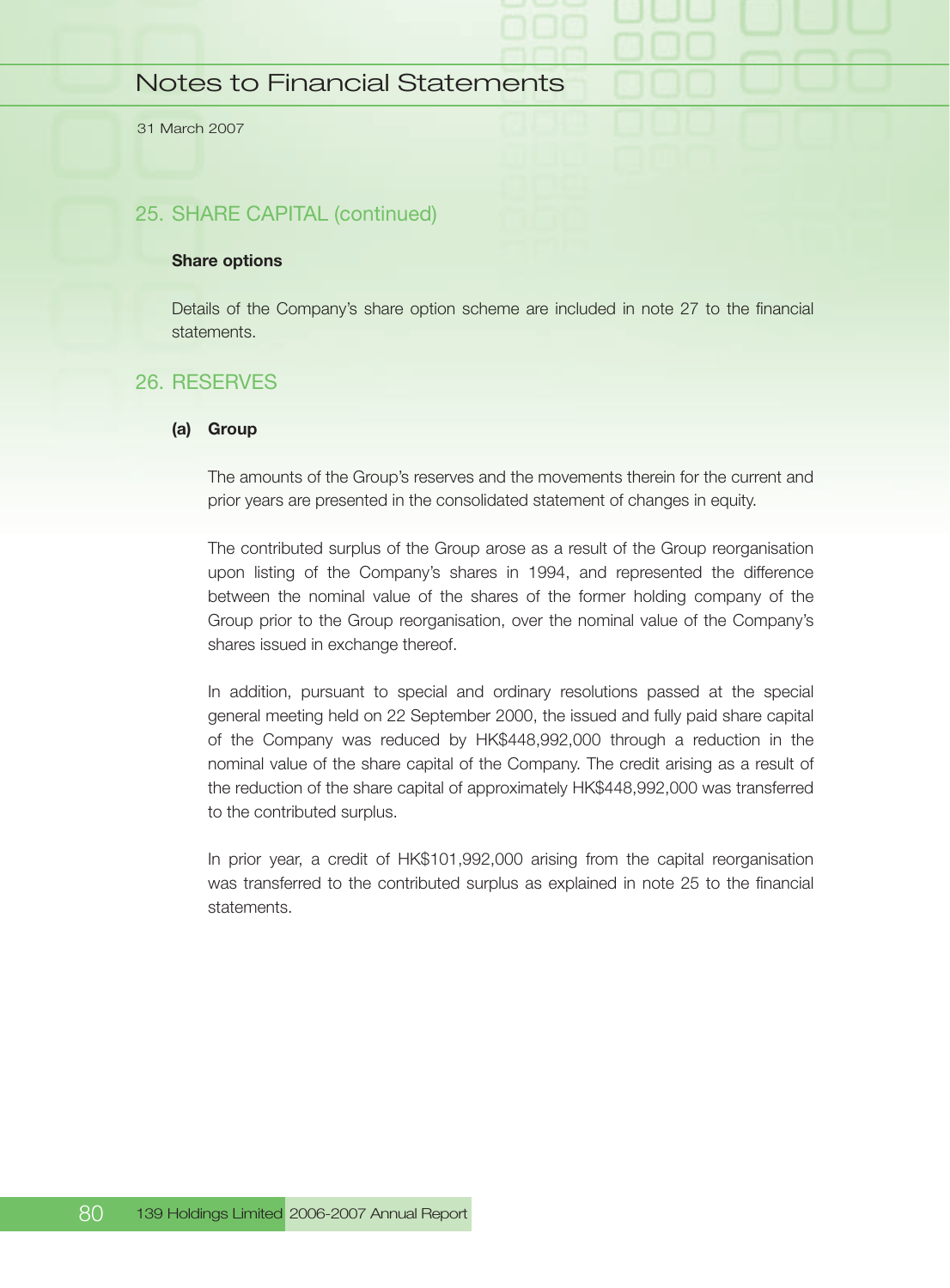## 25. SHARE CAPITAL (continued)

**Share options**

Details of the Company's share option scheme are included in note 27 to the financial statements.

## 26. RESERVES

**(a) Group**

The amounts of the Group's reserves and the movements therein for the current and prior years are presented in the consolidated statement of changes in equity.

The contributed surplus of the Group arose as a result of the Group reorganisation upon listing of the Company's shares in 1994, and represented the difference between the nominal value of the shares of the former holding company of the Group prior to the Group reorganisation, over the nominal value of the Company's shares issued in exchange thereof.

In addition, pursuant to special and ordinary resolutions passed at the special general meeting held on 22 September 2000, the issued and fully paid share capital of the Company was reduced by HK$448,992,000 through a reduction in the nominal value of the share capital of the Company. The credit arising as a result of the reduction of the share capital of approximately HK$448,992,000 was transferred to the contributed surplus.

In prior year, a credit of HK$101,992,000 arising from the capital reorganisation was transferred to the contributed surplus as explained in note 25 to the financial statements.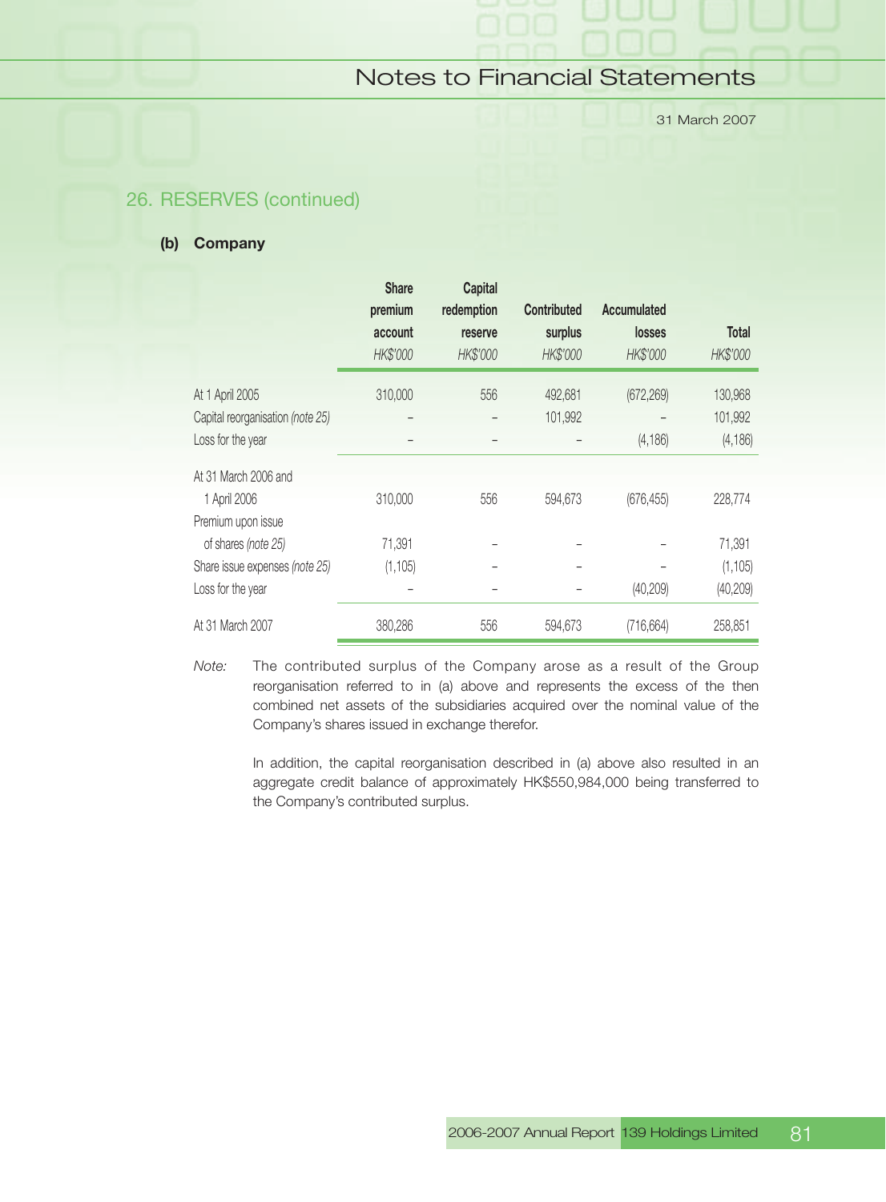## 26. RESERVES (continued)

### (b) Company

| | Share premium account *HK$'000* | Capital redemption reserve *HK$'000* | Contributed surplus *HK$'000* | Accumulated losses *HK$'000* | Total *HK$'000* |
|---|---|---|---|---|---|
| At 1 April 2005 | 310,000 | 556 | 492,681 | (672,269) | 130,968 |
| Capital reorganisation *(note 25)* | – | – | 101,992 | – | 101,992 |
| Loss for the year | – | – | – | (4,186) | (4,186) |
| At 31 March 2006 and 1 April 2006 | 310,000 | 556 | 594,673 | (676,455) | 228,774 |
| Premium upon issue of shares *(note 25)* | 71,391 | – | – | – | 71,391 |
| Share issue expenses *(note 25)* | (1,105) | – | – | – | (1,105) |
| Loss for the year | – | – | – | (40,209) | (40,209) |
| At 31 March 2007 | 380,286 | 556 | 594,673 | (716,664) | 258,851 |

*Note:* The contributed surplus of the Company arose as a result of the Group reorganisation referred to in (a) above and represents the excess of the then combined net assets of the subsidiaries acquired over the nominal value of the Company's shares issued in exchange therefor.

In addition, the capital reorganisation described in (a) above also resulted in an aggregate credit balance of approximately HK$550,984,000 being transferred to the Company's contributed surplus.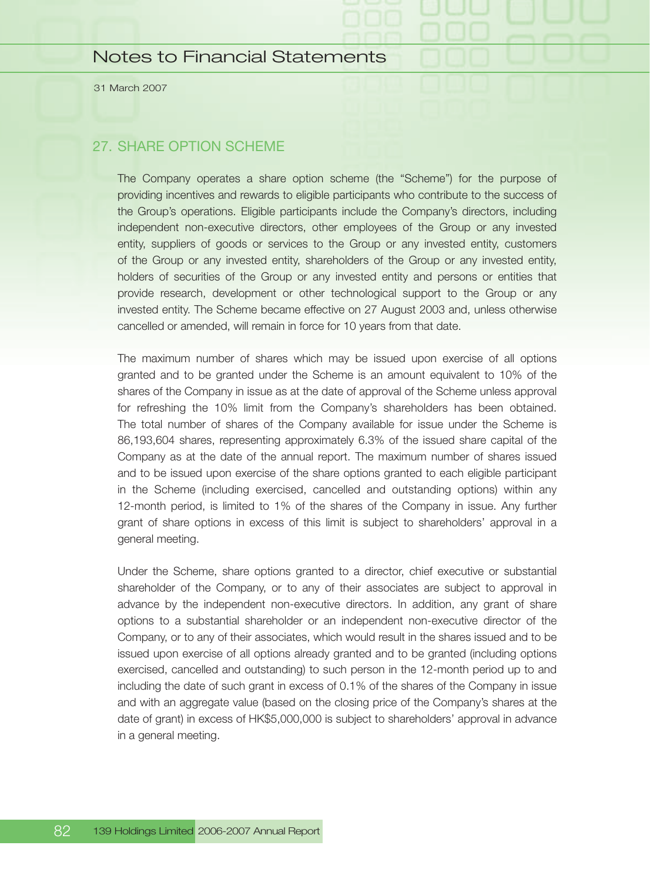## 27. SHARE OPTION SCHEME

The Company operates a share option scheme (the "Scheme") for the purpose of providing incentives and rewards to eligible participants who contribute to the success of the Group's operations. Eligible participants include the Company's directors, including independent non-executive directors, other employees of the Group or any invested entity, suppliers of goods or services to the Group or any invested entity, customers of the Group or any invested entity, shareholders of the Group or any invested entity, holders of securities of the Group or any invested entity and persons or entities that provide research, development or other technological support to the Group or any invested entity. The Scheme became effective on 27 August 2003 and, unless otherwise cancelled or amended, will remain in force for 10 years from that date.

The maximum number of shares which may be issued upon exercise of all options granted and to be granted under the Scheme is an amount equivalent to 10% of the shares of the Company in issue as at the date of approval of the Scheme unless approval for refreshing the 10% limit from the Company's shareholders has been obtained. The total number of shares of the Company available for issue under the Scheme is 86,193,604 shares, representing approximately 6.3% of the issued share capital of the Company as at the date of the annual report. The maximum number of shares issued and to be issued upon exercise of the share options granted to each eligible participant in the Scheme (including exercised, cancelled and outstanding options) within any 12-month period, is limited to 1% of the shares of the Company in issue. Any further grant of share options in excess of this limit is subject to shareholders' approval in a general meeting.

Under the Scheme, share options granted to a director, chief executive or substantial shareholder of the Company, or to any of their associates are subject to approval in advance by the independent non-executive directors. In addition, any grant of share options to a substantial shareholder or an independent non-executive director of the Company, or to any of their associates, which would result in the shares issued and to be issued upon exercise of all options already granted and to be granted (including options exercised, cancelled and outstanding) to such person in the 12-month period up to and including the date of such grant in excess of 0.1% of the shares of the Company in issue and with an aggregate value (based on the closing price of the Company's shares at the date of grant) in excess of HK$5,000,000 is subject to shareholders' approval in advance in a general meeting.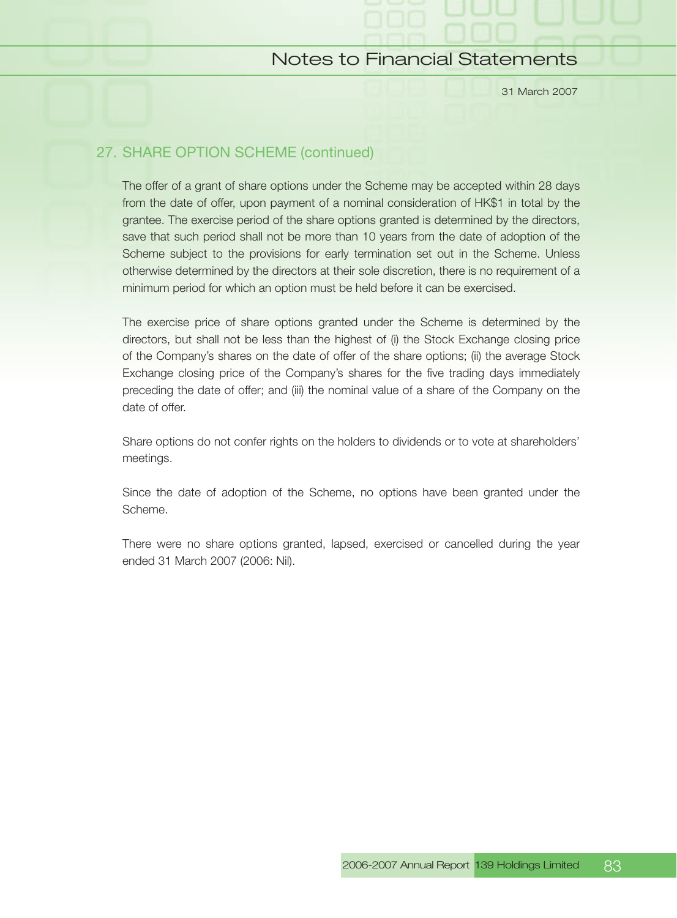## 27. SHARE OPTION SCHEME (continued)

The offer of a grant of share options under the Scheme may be accepted within 28 days from the date of offer, upon payment of a nominal consideration of HK$1 in total by the grantee. The exercise period of the share options granted is determined by the directors, save that such period shall not be more than 10 years from the date of adoption of the Scheme subject to the provisions for early termination set out in the Scheme. Unless otherwise determined by the directors at their sole discretion, there is no requirement of a minimum period for which an option must be held before it can be exercised.

The exercise price of share options granted under the Scheme is determined by the directors, but shall not be less than the highest of (i) the Stock Exchange closing price of the Company's shares on the date of offer of the share options; (ii) the average Stock Exchange closing price of the Company's shares for the five trading days immediately preceding the date of offer; and (iii) the nominal value of a share of the Company on the date of offer.

Share options do not confer rights on the holders to dividends or to vote at shareholders' meetings.

Since the date of adoption of the Scheme, no options have been granted under the Scheme.

There were no share options granted, lapsed, exercised or cancelled during the year ended 31 March 2007 (2006: Nil).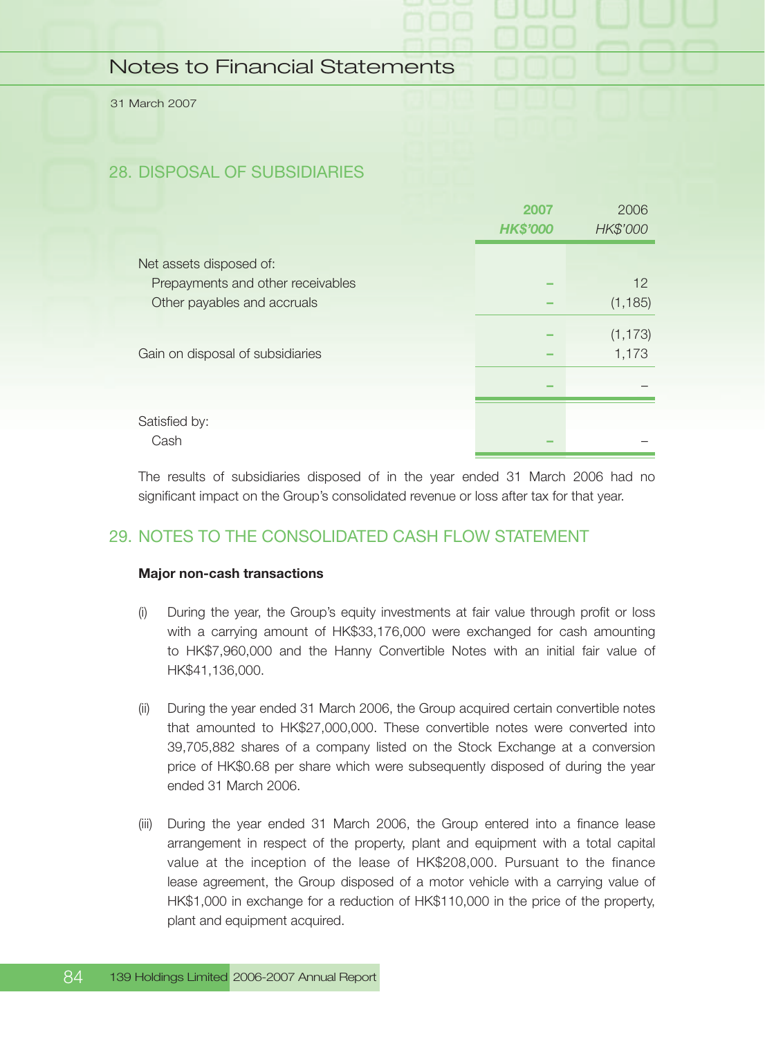# Notes to Financial Statements

31 March 2007

## 28. DISPOSAL OF SUBSIDIARIES

| | 2007 HK$'000 | 2006 HK$'000 |
|---|---|---|
| Net assets disposed of: | | |
| Prepayments and other receivables | – | 12 |
| Other payables and accruals | – | (1,185) |
| | – | (1,173) |
| Gain on disposal of subsidiaries | – | 1,173 |
| | – | – |
| Satisfied by: | | |
| Cash | – | – |

The results of subsidiaries disposed of in the year ended 31 March 2006 had no significant impact on the Group's consolidated revenue or loss after tax for that year.

## 29. NOTES TO THE CONSOLIDATED CASH FLOW STATEMENT

**Major non-cash transactions**

(i) During the year, the Group's equity investments at fair value through profit or loss with a carrying amount of HK$33,176,000 were exchanged for cash amounting to HK$7,960,000 and the Hanny Convertible Notes with an initial fair value of HK$41,136,000.

(ii) During the year ended 31 March 2006, the Group acquired certain convertible notes that amounted to HK$27,000,000. These convertible notes were converted into 39,705,882 shares of a company listed on the Stock Exchange at a conversion price of HK$0.68 per share which were subsequently disposed of during the year ended 31 March 2006.

(iii) During the year ended 31 March 2006, the Group entered into a finance lease arrangement in respect of the property, plant and equipment with a total capital value at the inception of the lease of HK$208,000. Pursuant to the finance lease agreement, the Group disposed of a motor vehicle with a carrying value of HK$1,000 in exchange for a reduction of HK$110,000 in the price of the property, plant and equipment acquired.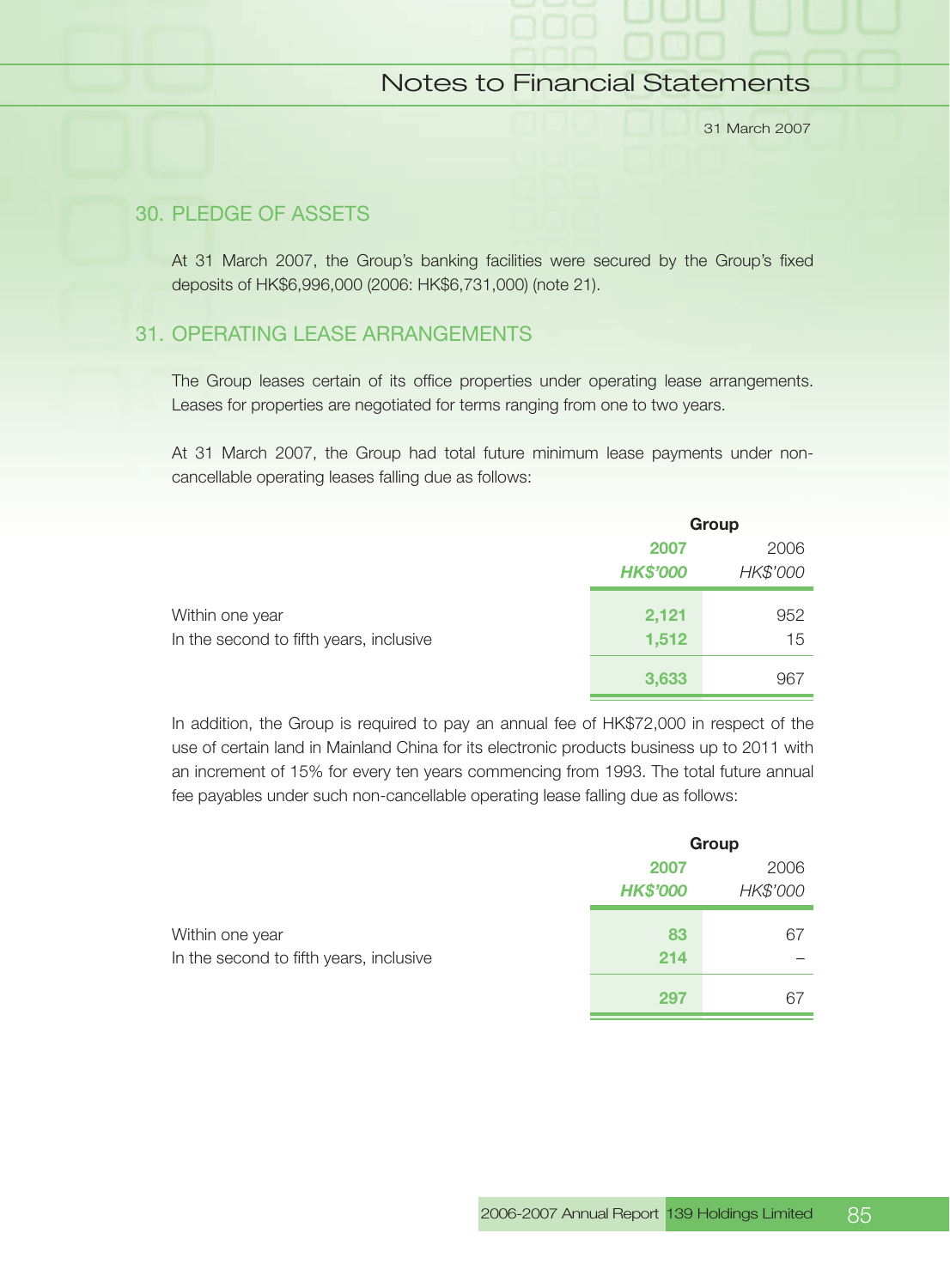## 30. PLEDGE OF ASSETS

At 31 March 2007, the Group's banking facilities were secured by the Group's fixed deposits of HK$6,996,000 (2006: HK$6,731,000) (note 21).

## 31. OPERATING LEASE ARRANGEMENTS

The Group leases certain of its office properties under operating lease arrangements. Leases for properties are negotiated for terms ranging from one to two years.

At 31 March 2007, the Group had total future minimum lease payments under non-cancellable operating leases falling due as follows:

| | **Group** | |
|---|---|---|
| | **2007** | 2006 |
| | ***HK$'000*** | *HK$'000* |
| Within one year | **2,121** | 952 |
| In the second to fifth years, inclusive | **1,512** | 15 |
| | **3,633** | 967 |

In addition, the Group is required to pay an annual fee of HK$72,000 in respect of the use of certain land in Mainland China for its electronic products business up to 2011 with an increment of 15% for every ten years commencing from 1993. The total future annual fee payables under such non-cancellable operating lease falling due as follows:

| | **Group** | |
|---|---|---|
| | **2007** | 2006 |
| | ***HK$'000*** | *HK$'000* |
| Within one year | **83** | 67 |
| In the second to fifth years, inclusive | **214** | – |
| | **297** | 67 |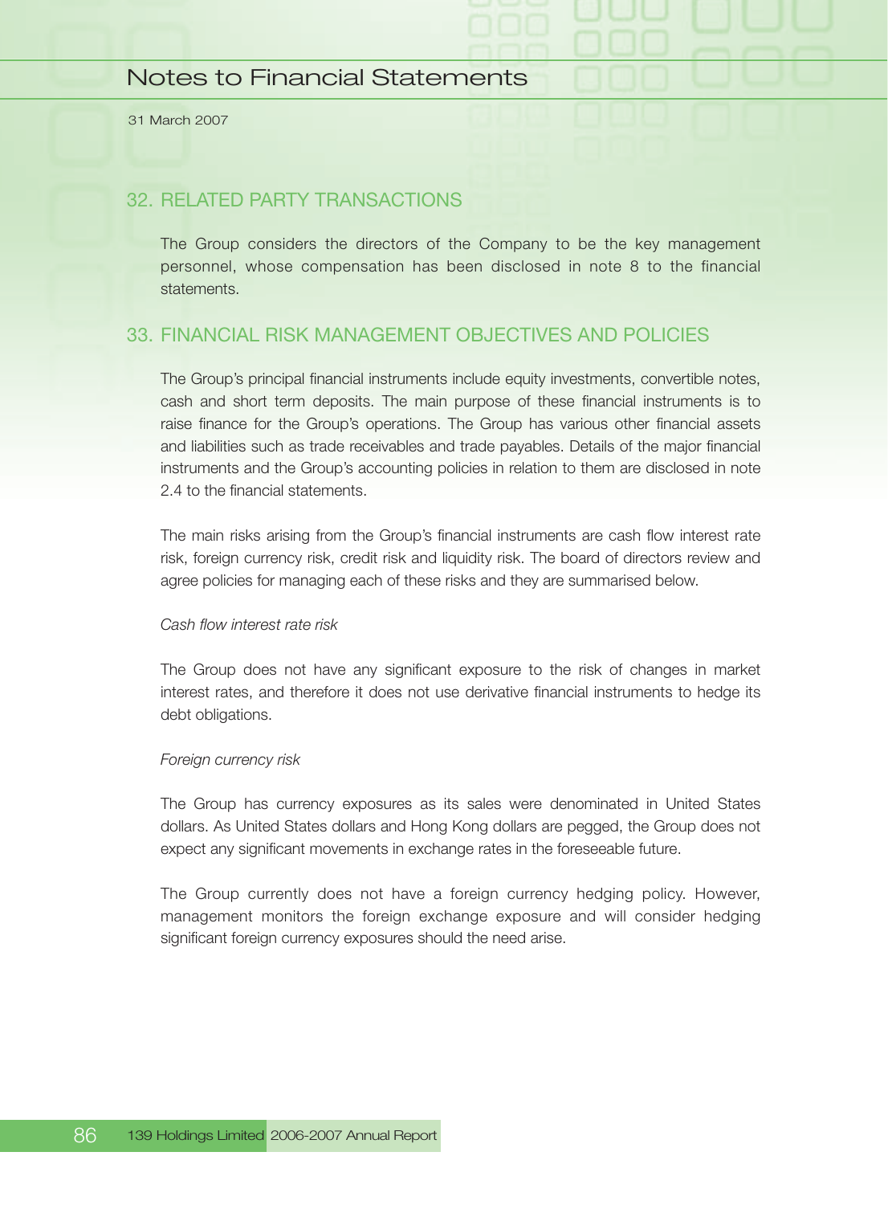## 32. RELATED PARTY TRANSACTIONS

The Group considers the directors of the Company to be the key management personnel, whose compensation has been disclosed in note 8 to the financial statements.

## 33. FINANCIAL RISK MANAGEMENT OBJECTIVES AND POLICIES

The Group's principal financial instruments include equity investments, convertible notes, cash and short term deposits. The main purpose of these financial instruments is to raise finance for the Group's operations. The Group has various other financial assets and liabilities such as trade receivables and trade payables. Details of the major financial instruments and the Group's accounting policies in relation to them are disclosed in note 2.4 to the financial statements.

The main risks arising from the Group's financial instruments are cash flow interest rate risk, foreign currency risk, credit risk and liquidity risk. The board of directors review and agree policies for managing each of these risks and they are summarised below.

*Cash flow interest rate risk*

The Group does not have any significant exposure to the risk of changes in market interest rates, and therefore it does not use derivative financial instruments to hedge its debt obligations.

*Foreign currency risk*

The Group has currency exposures as its sales were denominated in United States dollars. As United States dollars and Hong Kong dollars are pegged, the Group does not expect any significant movements in exchange rates in the foreseeable future.

The Group currently does not have a foreign currency hedging policy. However, management monitors the foreign exchange exposure and will consider hedging significant foreign currency exposures should the need arise.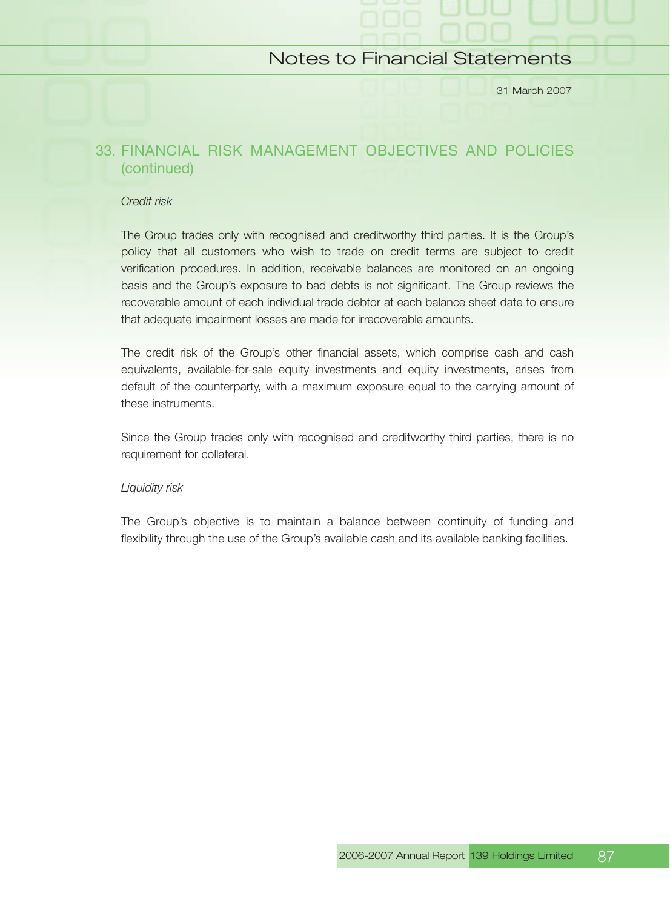## 33. FINANCIAL RISK MANAGEMENT OBJECTIVES AND POLICIES (continued)

*Credit risk*

The Group trades only with recognised and creditworthy third parties. It is the Group's policy that all customers who wish to trade on credit terms are subject to credit verification procedures. In addition, receivable balances are monitored on an ongoing basis and the Group's exposure to bad debts is not significant. The Group reviews the recoverable amount of each individual trade debtor at each balance sheet date to ensure that adequate impairment losses are made for irrecoverable amounts.

The credit risk of the Group's other financial assets, which comprise cash and cash equivalents, available-for-sale equity investments and equity investments, arises from default of the counterparty, with a maximum exposure equal to the carrying amount of these instruments.

Since the Group trades only with recognised and creditworthy third parties, there is no requirement for collateral.

*Liquidity risk*

The Group's objective is to maintain a balance between continuity of funding and flexibility through the use of the Group's available cash and its available banking facilities.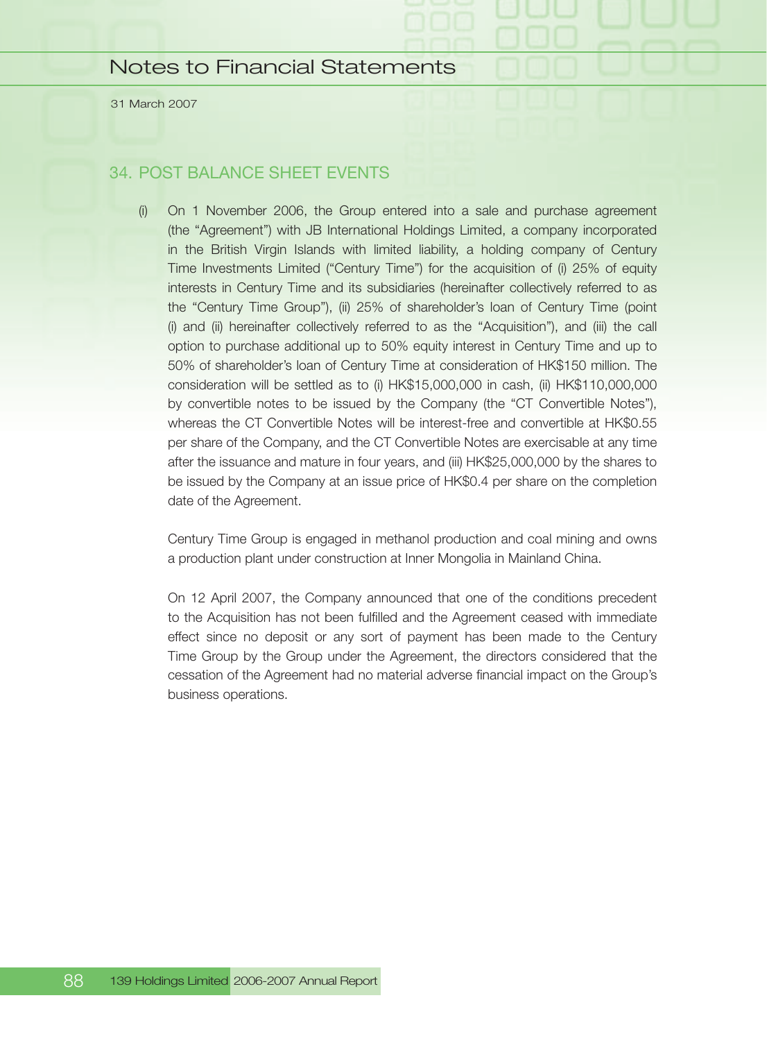## 34. POST BALANCE SHEET EVENTS

(i) On 1 November 2006, the Group entered into a sale and purchase agreement (the "Agreement") with JB International Holdings Limited, a company incorporated in the British Virgin Islands with limited liability, a holding company of Century Time Investments Limited ("Century Time") for the acquisition of (i) 25% of equity interests in Century Time and its subsidiaries (hereinafter collectively referred to as the "Century Time Group"), (ii) 25% of shareholder's loan of Century Time (point (i) and (ii) hereinafter collectively referred to as the "Acquisition"), and (iii) the call option to purchase additional up to 50% equity interest in Century Time and up to 50% of shareholder's loan of Century Time at consideration of HK$150 million. The consideration will be settled as to (i) HK$15,000,000 in cash, (ii) HK$110,000,000 by convertible notes to be issued by the Company (the "CT Convertible Notes"), whereas the CT Convertible Notes will be interest-free and convertible at HK$0.55 per share of the Company, and the CT Convertible Notes are exercisable at any time after the issuance and mature in four years, and (iii) HK$25,000,000 by the shares to be issued by the Company at an issue price of HK$0.4 per share on the completion date of the Agreement.

Century Time Group is engaged in methanol production and coal mining and owns a production plant under construction at Inner Mongolia in Mainland China.

On 12 April 2007, the Company announced that one of the conditions precedent to the Acquisition has not been fulfilled and the Agreement ceased with immediate effect since no deposit or any sort of payment has been made to the Century Time Group by the Group under the Agreement, the directors considered that the cessation of the Agreement had no material adverse financial impact on the Group's business operations.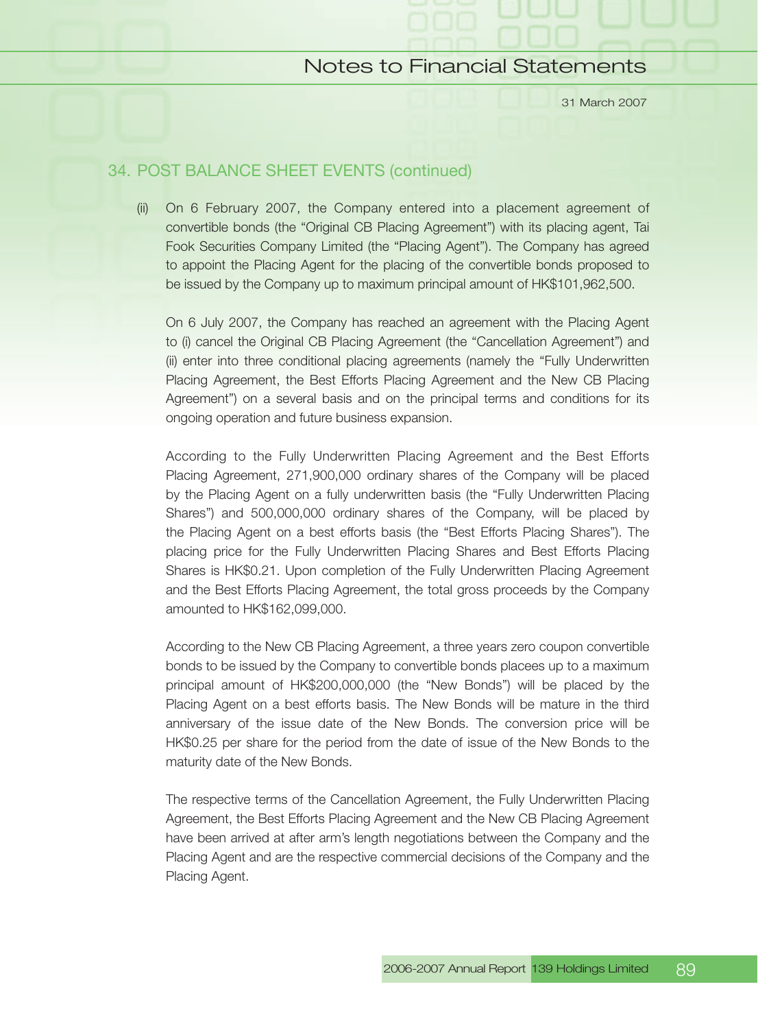## 34. POST BALANCE SHEET EVENTS (continued)

(ii) On 6 February 2007, the Company entered into a placement agreement of convertible bonds (the "Original CB Placing Agreement") with its placing agent, Tai Fook Securities Company Limited (the "Placing Agent"). The Company has agreed to appoint the Placing Agent for the placing of the convertible bonds proposed to be issued by the Company up to maximum principal amount of HK$101,962,500.

On 6 July 2007, the Company has reached an agreement with the Placing Agent to (i) cancel the Original CB Placing Agreement (the "Cancellation Agreement") and (ii) enter into three conditional placing agreements (namely the "Fully Underwritten Placing Agreement, the Best Efforts Placing Agreement and the New CB Placing Agreement") on a several basis and on the principal terms and conditions for its ongoing operation and future business expansion.

According to the Fully Underwritten Placing Agreement and the Best Efforts Placing Agreement, 271,900,000 ordinary shares of the Company will be placed by the Placing Agent on a fully underwritten basis (the "Fully Underwritten Placing Shares") and 500,000,000 ordinary shares of the Company, will be placed by the Placing Agent on a best efforts basis (the "Best Efforts Placing Shares"). The placing price for the Fully Underwritten Placing Shares and Best Efforts Placing Shares is HK$0.21. Upon completion of the Fully Underwritten Placing Agreement and the Best Efforts Placing Agreement, the total gross proceeds by the Company amounted to HK$162,099,000.

According to the New CB Placing Agreement, a three years zero coupon convertible bonds to be issued by the Company to convertible bonds placees up to a maximum principal amount of HK$200,000,000 (the "New Bonds") will be placed by the Placing Agent on a best efforts basis. The New Bonds will be mature in the third anniversary of the issue date of the New Bonds. The conversion price will be HK$0.25 per share for the period from the date of issue of the New Bonds to the maturity date of the New Bonds.

The respective terms of the Cancellation Agreement, the Fully Underwritten Placing Agreement, the Best Efforts Placing Agreement and the New CB Placing Agreement have been arrived at after arm's length negotiations between the Company and the Placing Agent and are the respective commercial decisions of the Company and the Placing Agent.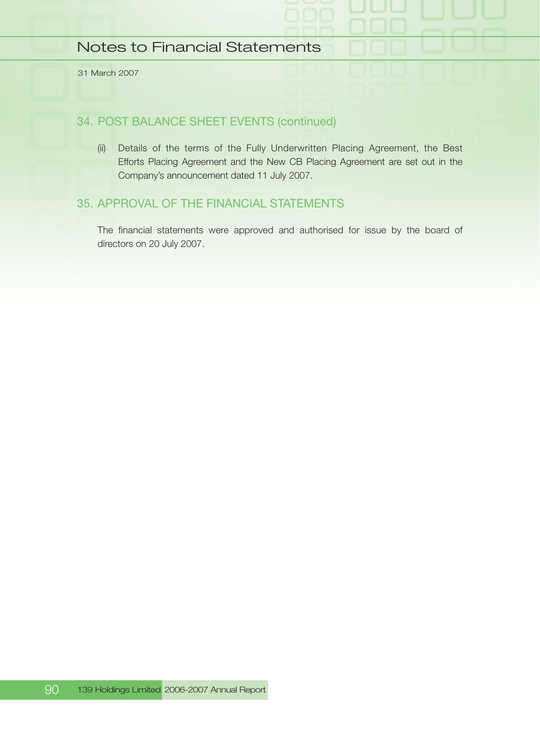## 34. POST BALANCE SHEET EVENTS (continued)

(ii) Details of the terms of the Fully Underwritten Placing Agreement, the Best Efforts Placing Agreement and the New CB Placing Agreement are set out in the Company's announcement dated 11 July 2007.

## 35. APPROVAL OF THE FINANCIAL STATEMENTS

The financial statements were approved and authorised for issue by the board of directors on 20 July 2007.